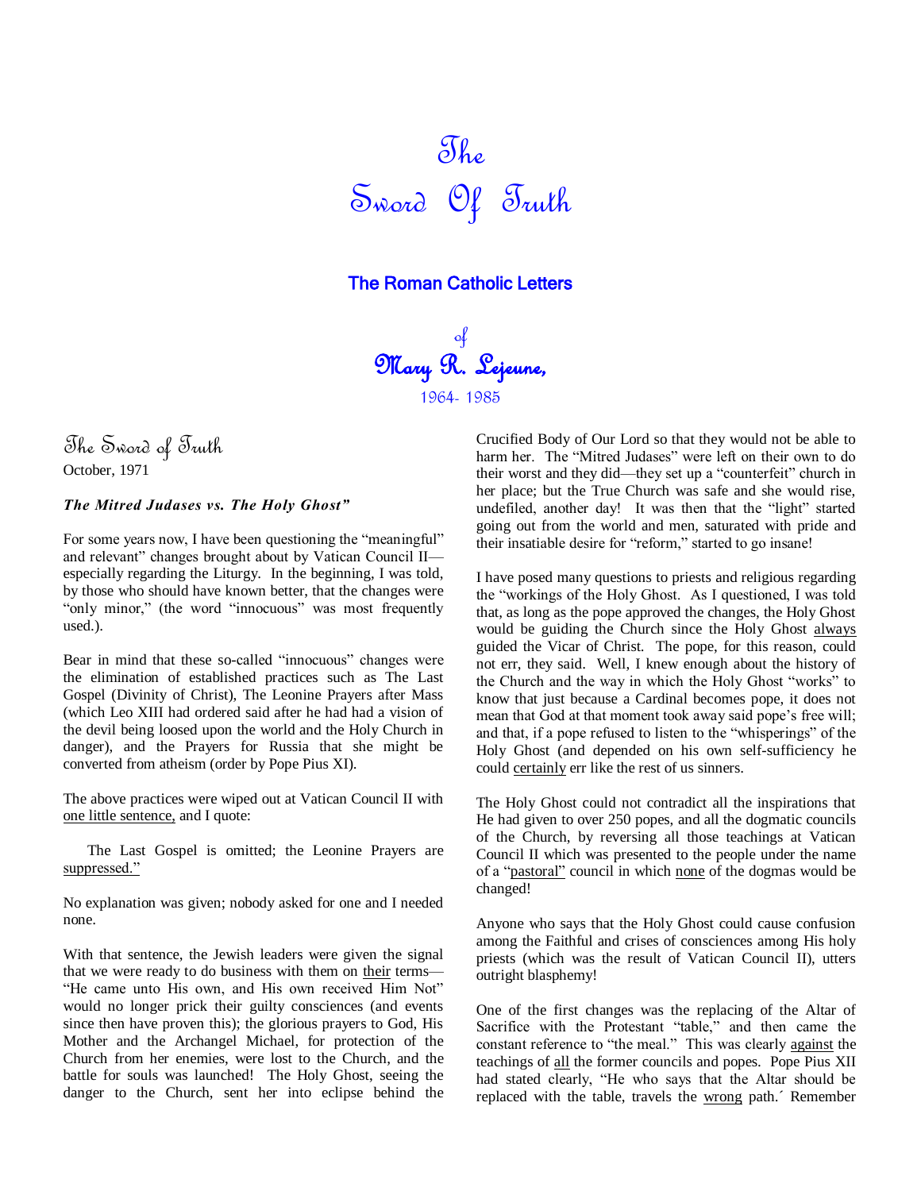# The Sword Of Truth

## The Roman Catholic Letters

of

**Mary R. Lejeune,**

1964- 1985

## The Sword of Truth

October, 1971

***The Mitred Judases vs. The Holy Ghost"***

For some years now, I have been questioning the "meaningful" and relevant" changes brought about by Vatican Council II—especially regarding the Liturgy. In the beginning, I was told, by those who should have known better, that the changes were "only minor," (the word "innocuous" was most frequently used.).

Bear in mind that these so-called "innocuous" changes were the elimination of established practices such as The Last Gospel (Divinity of Christ), The Leonine Prayers after Mass (which Leo XIII had ordered said after he had had a vision of the devil being loosed upon the world and the Holy Church in danger), and the Prayers for Russia that she might be converted from atheism (order by Pope Pius XI).

The above practices were wiped out at Vatican Council II with one little sentence, and I quote:

> The Last Gospel is omitted; the Leonine Prayers are suppressed."

No explanation was given; nobody asked for one and I needed none.

With that sentence, the Jewish leaders were given the signal that we were ready to do business with them on their terms—"He came unto His own, and His own received Him Not" would no longer prick their guilty consciences (and events since then have proven this); the glorious prayers to God, His Mother and the Archangel Michael, for protection of the Church from her enemies, were lost to the Church, and the battle for souls was launched! The Holy Ghost, seeing the danger to the Church, sent her into eclipse behind the Crucified Body of Our Lord so that they would not be able to harm her. The "Mitred Judases" were left on their own to do their worst and they did—they set up a "counterfeit" church in her place; but the True Church was safe and she would rise, undefiled, another day! It was then that the "light" started going out from the world and men, saturated with pride and their insatiable desire for "reform," started to go insane!

I have posed many questions to priests and religious regarding the "workings of the Holy Ghost. As I questioned, I was told that, as long as the pope approved the changes, the Holy Ghost would be guiding the Church since the Holy Ghost always guided the Vicar of Christ. The pope, for this reason, could not err, they said. Well, I knew enough about the history of the Church and the way in which the Holy Ghost "works" to know that just because a Cardinal becomes pope, it does not mean that God at that moment took away said pope's free will; and that, if a pope refused to listen to the "whisperings" of the Holy Ghost (and depended on his own self-sufficiency he could certainly err like the rest of us sinners.

The Holy Ghost could not contradict all the inspirations that He had given to over 250 popes, and all the dogmatic councils of the Church, by reversing all those teachings at Vatican Council II which was presented to the people under the name of a "pastoral" council in which none of the dogmas would be changed!

Anyone who says that the Holy Ghost could cause confusion among the Faithful and crises of consciences among His holy priests (which was the result of Vatican Council II), utters outright blasphemy!

One of the first changes was the replacing of the Altar of Sacrifice with the Protestant "table," and then came the constant reference to "the meal." This was clearly against the teachings of all the former councils and popes. Pope Pius XII had stated clearly, "He who says that the Altar should be replaced with the table, travels the wrong path.´ Remember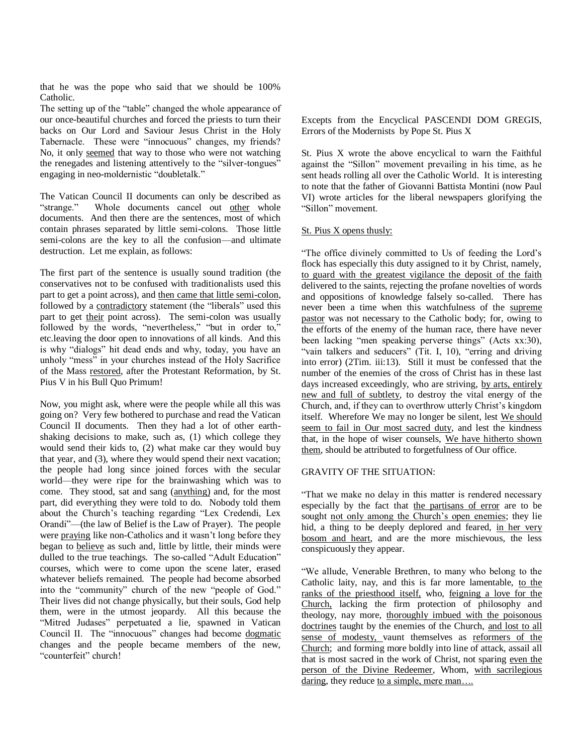that he was the pope who said that we should be 100% Catholic.

The setting up of the "table" changed the whole appearance of our once-beautiful churches and forced the priests to turn their backs on Our Lord and Saviour Jesus Christ in the Holy Tabernacle. These were "innocuous" changes, my friends? No, it only seemed that way to those who were not watching the renegades and listening attentively to the "silver-tongues" engaging in neo-moldernistic "doubletalk."

The Vatican Council II documents can only be described as "strange." Whole documents cancel out other whole documents. And then there are the sentences, most of which contain phrases separated by little semi-colons. Those little semi-colons are the key to all the confusion—and ultimate destruction. Let me explain, as follows:

The first part of the sentence is usually sound tradition (the conservatives not to be confused with traditionalists used this part to get a point across), and then came that little semi-colon, followed by a contradictory statement (the "liberals" used this part to get their point across). The semi-colon was usually followed by the words, "nevertheless," "but in order to," etc.leaving the door open to innovations of all kinds. And this is why "dialogs" hit dead ends and why, today, you have an unholy "mess" in your churches instead of the Holy Sacrifice of the Mass restored, after the Protestant Reformation, by St. Pius V in his Bull Quo Primum!

Now, you might ask, where were the people while all this was going on? Very few bothered to purchase and read the Vatican Council II documents. Then they had a lot of other earth-shaking decisions to make, such as, (1) which college they would send their kids to, (2) what make car they would buy that year, and (3), where they would spend their next vacation; the people had long since joined forces with the secular world—they were ripe for the brainwashing which was to come. They stood, sat and sang (anything) and, for the most part, did everything they were told to do. Nobody told them about the Church's teaching regarding "Lex Credendi, Lex Orandi"—(the law of Belief is the Law of Prayer). The people were praying like non-Catholics and it wasn't long before they began to believe as such and, little by little, their minds were dulled to the true teachings. The so-called "Adult Education" courses, which were to come upon the scene later, erased whatever beliefs remained. The people had been absorbed into the "community" church of the new "people of God." Their lives did not change physically, but their souls, God help them, were in the utmost jeopardy. All this because the "Mitred Judases" perpetuated a lie, spawned in Vatican Council II. The "innocuous" changes had become dogmatic changes and the people became members of the new, "counterfeit" church!

Excepts from the Encyclical PASCENDI DOM GREGIS, Errors of the Modernists by Pope St. Pius X

St. Pius X wrote the above encyclical to warn the Faithful against the "Sillon" movement prevailing in his time, as he sent heads rolling all over the Catholic World. It is interesting to note that the father of Giovanni Battista Montini (now Paul VI) wrote articles for the liberal newspapers glorifying the "Sillon" movement.

St. Pius X opens thusly:

"The office divinely committed to Us of feeding the Lord's flock has especially this duty assigned to it by Christ, namely, to guard with the greatest vigilance the deposit of the faith delivered to the saints, rejecting the profane novelties of words and oppositions of knowledge falsely so-called. There has never been a time when this watchfulness of the supreme pastor was not necessary to the Catholic body; for, owing to the efforts of the enemy of the human race, there have never been lacking "men speaking perverse things" (Acts xx:30), "vain talkers and seducers" (Tit. I, 10), "erring and driving into error) (2Tim. iii:13). Still it must be confessed that the number of the enemies of the cross of Christ has in these last days increased exceedingly, who are striving, by arts, entirely new and full of subtlety, to destroy the vital energy of the Church, and, if they can to overthrow utterly Christ's kingdom itself. Wherefore We may no longer be silent, lest We should seem to fail in Our most sacred duty, and lest the kindness that, in the hope of wiser counsels, We have hitherto shown them, should be attributed to forgetfulness of Our office.

GRAVITY OF THE SITUATION:

"That we make no delay in this matter is rendered necessary especially by the fact that the partisans of error are to be sought not only among the Church's open enemies; they lie hid, a thing to be deeply deplored and feared, in her very bosom and heart, and are the more mischievous, the less conspicuously they appear.

"We allude, Venerable Brethren, to many who belong to the Catholic laity, nay, and this is far more lamentable, to the ranks of the priesthood itself, who, feigning a love for the Church, lacking the firm protection of philosophy and theology, nay more, thoroughly imbued with the poisonous doctrines taught by the enemies of the Church, and lost to all sense of modesty, vaunt themselves as reformers of the Church; and forming more boldly into line of attack, assail all that is most sacred in the work of Christ, not sparing even the person of the Divine Redeemer, Whom, with sacrilegious daring, they reduce to a simple, mere man….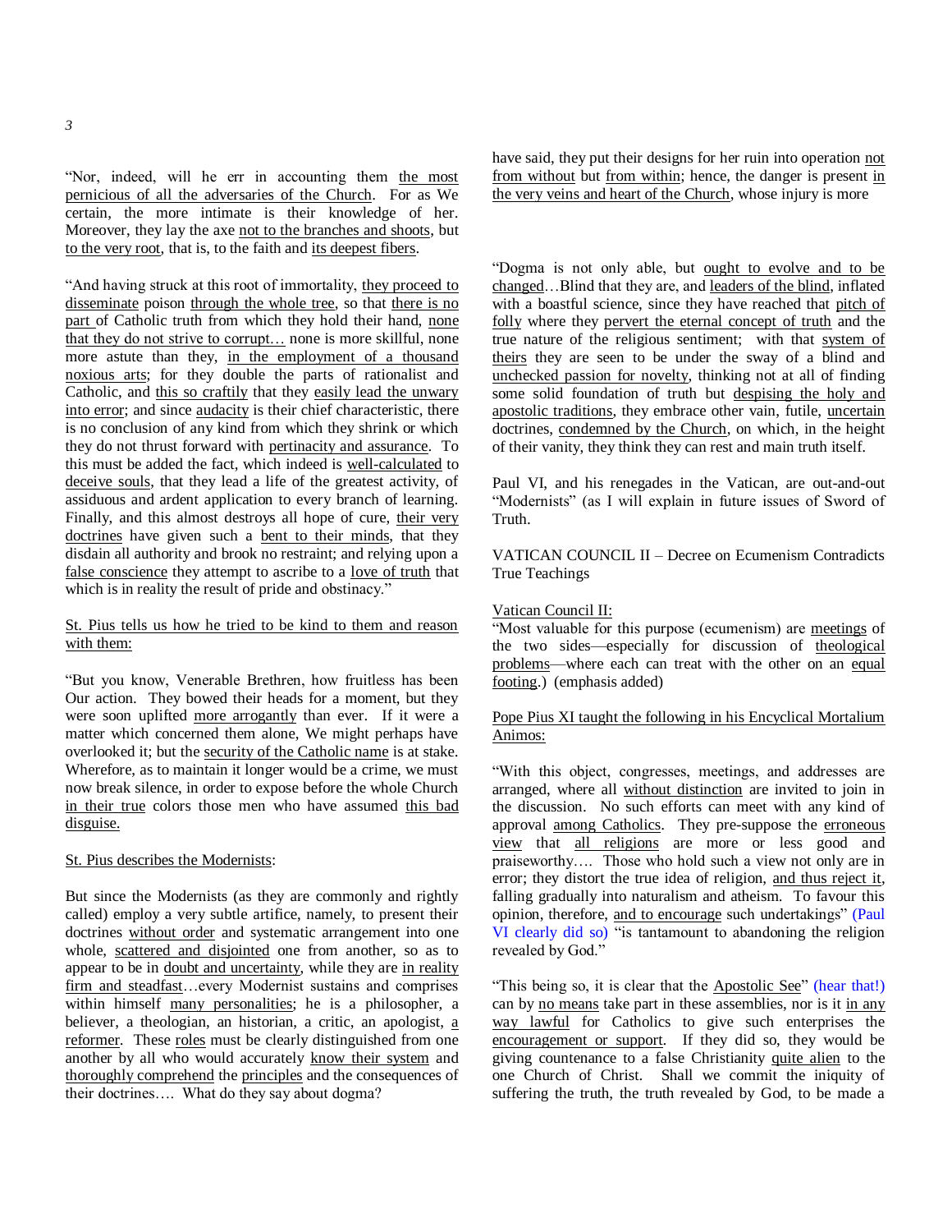"Nor, indeed, will he err in accounting them <u>the most pernicious of all the adversaries of the Church</u>. For as We certain, the more intimate is their knowledge of her. Moreover, they lay the axe <u>not to the branches and shoots</u>, but <u>to the very root</u>, that is, to the faith and <u>its deepest fibers</u>.

"And having struck at this root of immortality, <u>they proceed to disseminate</u> poison <u>through the whole tree</u>, so that <u>there is no part</u> of Catholic truth from which they hold their hand, <u>none that they do not strive to corrupt…</u> none is more skillful, none more astute than they, <u>in the employment of a thousand noxious arts</u>; for they double the parts of rationalist and Catholic, and <u>this so craftily</u> that they <u>easily lead the unwary into error</u>; and since <u>audacity</u> is their chief characteristic, there is no conclusion of any kind from which they shrink or which they do not thrust forward with <u>pertinacity and assurance</u>. To this must be added the fact, which indeed is <u>well-calculated</u> to <u>deceive souls</u>, that they lead a life of the greatest activity, of assiduous and ardent application to every branch of learning. Finally, and this almost destroys all hope of cure, <u>their very doctrines</u> have given such a <u>bent to their minds</u>, that they disdain all authority and brook no restraint; and relying upon a <u>false conscience</u> they attempt to ascribe to a <u>love of truth</u> that which is in reality the result of pride and obstinacy."

<u>St. Pius tells us how he tried to be kind to them and reason with them:</u>

"But you know, Venerable Brethren, how fruitless has been Our action. They bowed their heads for a moment, but they were soon uplifted <u>more arrogantly</u> than ever. If it were a matter which concerned them alone, We might perhaps have overlooked it; but the <u>security of the Catholic name</u> is at stake. Wherefore, as to maintain it longer would be a crime, we must now break silence, in order to expose before the whole Church <u>in their true</u> colors those men who have assumed <u>this bad disguise.</u>

<u>St. Pius describes the Modernists</u>:

But since the Modernists (as they are commonly and rightly called) employ a very subtle artifice, namely, to present their doctrines <u>without order</u> and systematic arrangement into one whole, <u>scattered and disjointed</u> one from another, so as to appear to be in <u>doubt and uncertainty</u>, while they are <u>in reality firm and steadfast</u>…every Modernist sustains and comprises within himself <u>many personalities</u>; he is a philosopher, a believer, a theologian, an historian, a critic, an apologist, <u>a reformer</u>. These <u>roles</u> must be clearly distinguished from one another by all who would accurately <u>know their system</u> and <u>thoroughly comprehend</u> the <u>principles</u> and the consequences of their doctrines…. What do they say about dogma?

have said, they put their designs for her ruin into operation <u>not from without</u> but <u>from within</u>; hence, the danger is present <u>in the very veins and heart of the Church</u>, whose injury is more

"Dogma is not only able, but <u>ought to evolve and to be changed</u>…Blind that they are, and <u>leaders of the blind</u>, inflated with a boastful science, since they have reached that <u>pitch of folly</u> where they <u>pervert the eternal concept of truth</u> and the true nature of the religious sentiment; with that <u>system of theirs</u> they are seen to be under the sway of a blind and <u>unchecked passion for novelty</u>, thinking not at all of finding some solid foundation of truth but <u>despising the holy and apostolic traditions</u>, they embrace other vain, futile, <u>uncertain</u> doctrines, <u>condemned by the Church</u>, on which, in the height of their vanity, they think they can rest and main truth itself.

Paul VI, and his renegades in the Vatican, are out-and-out "Modernists" (as I will explain in future issues of Sword of Truth.

VATICAN COUNCIL II – Decree on Ecumenism Contradicts True Teachings

<u>Vatican Council II:</u>
"Most valuable for this purpose (ecumenism) are <u>meetings</u> of the two sides—especially for discussion of <u>theological problems</u>—where each can treat with the other on an <u>equal footing</u>.) (emphasis added)

<u>Pope Pius XI taught the following in his Encyclical Mortalium Animos:</u>

"With this object, congresses, meetings, and addresses are arranged, where all <u>without distinction</u> are invited to join in the discussion. No such efforts can meet with any kind of approval <u>among Catholics</u>. They pre-suppose the <u>erroneous view</u> that <u>all religions</u> are more or less good and praiseworthy…. Those who hold such a view not only are in error; they distort the true idea of religion, <u>and thus reject it</u>, falling gradually into naturalism and atheism. To favour this opinion, therefore, <u>and to encourage</u> such undertakings" (Paul VI clearly did so) "is tantamount to abandoning the religion revealed by God."

"This being so, it is clear that the <u>Apostolic See</u>" (hear that!) can by <u>no means</u> take part in these assemblies, nor is it <u>in any way lawful</u> for Catholics to give such enterprises the <u>encouragement or support</u>. If they did so, they would be giving countenance to a false Christianity <u>quite alien</u> to the one Church of Christ. Shall we commit the iniquity of suffering the truth, the truth revealed by God, to be made a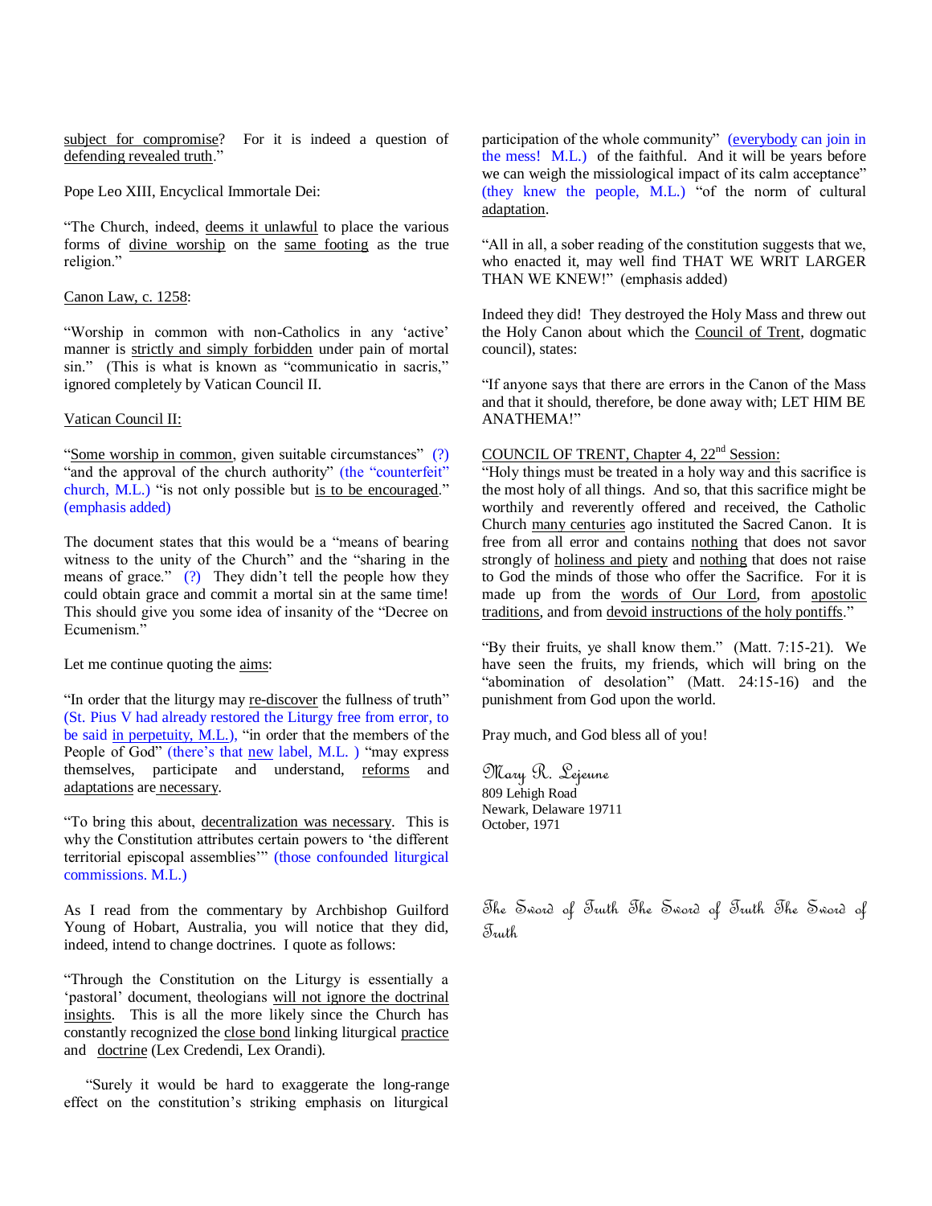subject for compromise? For it is indeed a question of defending revealed truth."

Pope Leo XIII, Encyclical Immortale Dei:

"The Church, indeed, deems it unlawful to place the various forms of divine worship on the same footing as the true religion."

Canon Law, c. 1258:

"Worship in common with non-Catholics in any 'active' manner is strictly and simply forbidden under pain of mortal sin." (This is what is known as "communicatio in sacris," ignored completely by Vatican Council II.

Vatican Council II:

"Some worship in common, given suitable circumstances" (?) "and the approval of the church authority" (the "counterfeit" church, M.L.) "is not only possible but is to be encouraged." (emphasis added)

The document states that this would be a "means of bearing witness to the unity of the Church" and the "sharing in the means of grace." (?) They didn't tell the people how they could obtain grace and commit a mortal sin at the same time! This should give you some idea of insanity of the "Decree on Ecumenism."

Let me continue quoting the aims:

"In order that the liturgy may re-discover the fullness of truth" (St. Pius V had already restored the Liturgy free from error, to be said in perpetuity, M.L.), "in order that the members of the People of God" (there's that new label, M.L. ) "may express themselves, participate and understand, reforms and adaptations are necessary.

"To bring this about, decentralization was necessary. This is why the Constitution attributes certain powers to 'the different territorial episcopal assemblies'" (those confounded liturgical commissions. M.L.)

As I read from the commentary by Archbishop Guilford Young of Hobart, Australia, you will notice that they did, indeed, intend to change doctrines. I quote as follows:

"Through the Constitution on the Liturgy is essentially a 'pastoral' document, theologians will not ignore the doctrinal insights. This is all the more likely since the Church has constantly recognized the close bond linking liturgical practice and doctrine (Lex Credendi, Lex Orandi).

"Surely it would be hard to exaggerate the long-range effect on the constitution's striking emphasis on liturgical participation of the whole community" (everybody can join in the mess! M.L.) of the faithful. And it will be years before we can weigh the missiological impact of its calm acceptance" (they knew the people, M.L.) "of the norm of cultural adaptation.

"All in all, a sober reading of the constitution suggests that we, who enacted it, may well find THAT WE WRIT LARGER THAN WE KNEW!" (emphasis added)

Indeed they did! They destroyed the Holy Mass and threw out the Holy Canon about which the Council of Trent, dogmatic council), states:

"If anyone says that there are errors in the Canon of the Mass and that it should, therefore, be done away with; LET HIM BE ANATHEMA!"

COUNCIL OF TRENT, Chapter 4, 22nd Session:

"Holy things must be treated in a holy way and this sacrifice is the most holy of all things. And so, that this sacrifice might be worthily and reverently offered and received, the Catholic Church many centuries ago instituted the Sacred Canon. It is free from all error and contains nothing that does not savor strongly of holiness and piety and nothing that does not raise to God the minds of those who offer the Sacrifice. For it is made up from the words of Our Lord, from apostolic traditions, and from devoid instructions of the holy pontiffs."

"By their fruits, ye shall know them." (Matt. 7:15-21). We have seen the fruits, my friends, which will bring on the "abomination of desolation" (Matt. 24:15-16) and the punishment from God upon the world.

Pray much, and God bless all of you!

*Mary R. Lejeune*
809 Lehigh Road
Newark, Delaware 19711
October, 1971

*The Sword of Truth The Sword of Truth The Sword of Truth*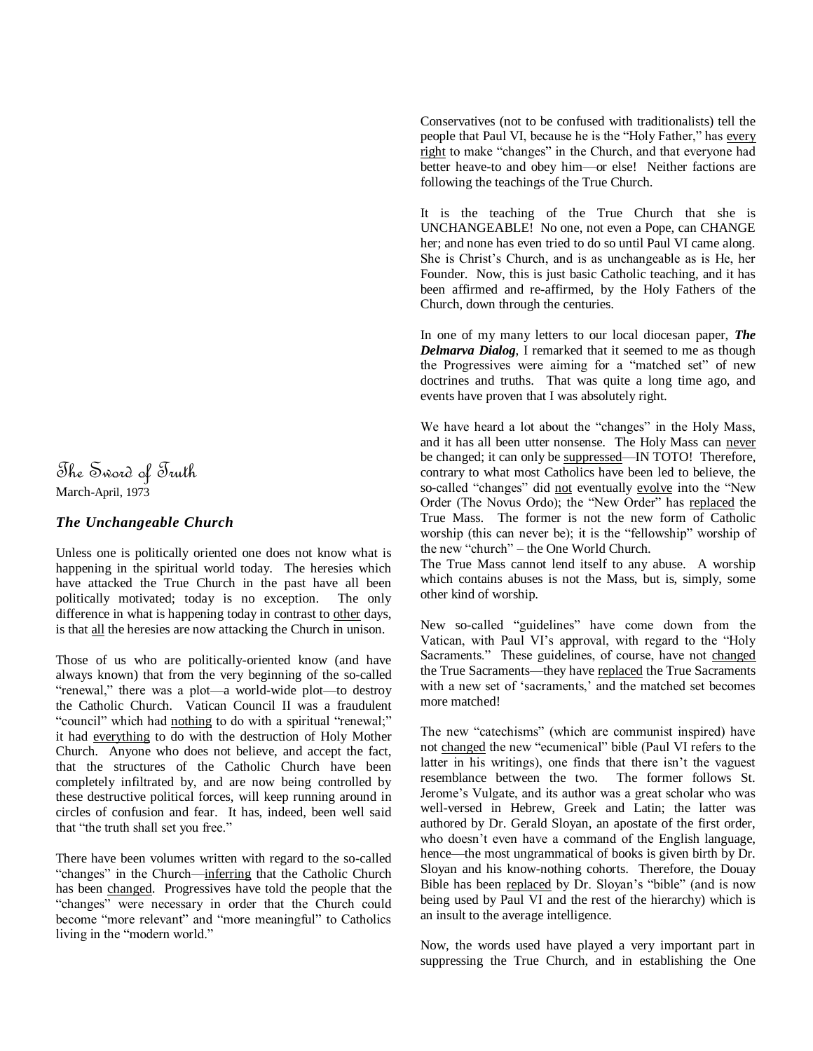## The Sword of Truth

March-April, 1973

### *The Unchangeable Church*

Unless one is politically oriented one does not know what is happening in the spiritual world today. The heresies which have attacked the True Church in the past have all been politically motivated; today is no exception. The only difference in what is happening today in contrast to other days, is that all the heresies are now attacking the Church in unison.

Those of us who are politically-oriented know (and have always known) that from the very beginning of the so-called "renewal," there was a plot—a world-wide plot—to destroy the Catholic Church. Vatican Council II was a fraudulent "council" which had nothing to do with a spiritual "renewal;" it had everything to do with the destruction of Holy Mother Church. Anyone who does not believe, and accept the fact, that the structures of the Catholic Church have been completely infiltrated by, and are now being controlled by these destructive political forces, will keep running around in circles of confusion and fear. It has, indeed, been well said that "the truth shall set you free."

There have been volumes written with regard to the so-called "changes" in the Church—inferring that the Catholic Church has been changed. Progressives have told the people that the "changes" were necessary in order that the Church could become "more relevant" and "more meaningful" to Catholics living in the "modern world."

Conservatives (not to be confused with traditionalists) tell the people that Paul VI, because he is the "Holy Father," has every right to make "changes" in the Church, and that everyone had better heave-to and obey him—or else! Neither factions are following the teachings of the True Church.

It is the teaching of the True Church that she is UNCHANGEABLE! No one, not even a Pope, can CHANGE her; and none has even tried to do so until Paul VI came along. She is Christ's Church, and is as unchangeable as is He, her Founder. Now, this is just basic Catholic teaching, and it has been affirmed and re-affirmed, by the Holy Fathers of the Church, down through the centuries.

In one of my many letters to our local diocesan paper, ***The Delmarva Dialog***, I remarked that it seemed to me as though the Progressives were aiming for a "matched set" of new doctrines and truths. That was quite a long time ago, and events have proven that I was absolutely right.

We have heard a lot about the "changes" in the Holy Mass, and it has all been utter nonsense. The Holy Mass can never be changed; it can only be suppressed—IN TOTO! Therefore, contrary to what most Catholics have been led to believe, the so-called "changes" did not eventually evolve into the "New Order (The Novus Ordo); the "New Order" has replaced the True Mass. The former is not the new form of Catholic worship (this can never be); it is the "fellowship" worship of the new "church" – the One World Church.

The True Mass cannot lend itself to any abuse. A worship which contains abuses is not the Mass, but is, simply, some other kind of worship.

New so-called "guidelines" have come down from the Vatican, with Paul VI's approval, with regard to the "Holy Sacraments." These guidelines, of course, have not changed the True Sacraments—they have replaced the True Sacraments with a new set of 'sacraments,' and the matched set becomes more matched!

The new "catechisms" (which are communist inspired) have not changed the new "ecumenical" bible (Paul VI refers to the latter in his writings), one finds that there isn't the vaguest resemblance between the two. The former follows St. Jerome's Vulgate, and its author was a great scholar who was well-versed in Hebrew, Greek and Latin; the latter was authored by Dr. Gerald Sloyan, an apostate of the first order, who doesn't even have a command of the English language, hence—the most ungrammatical of books is given birth by Dr. Sloyan and his know-nothing cohorts. Therefore, the Douay Bible has been replaced by Dr. Sloyan's "bible" (and is now being used by Paul VI and the rest of the hierarchy) which is an insult to the average intelligence.

Now, the words used have played a very important part in suppressing the True Church, and in establishing the One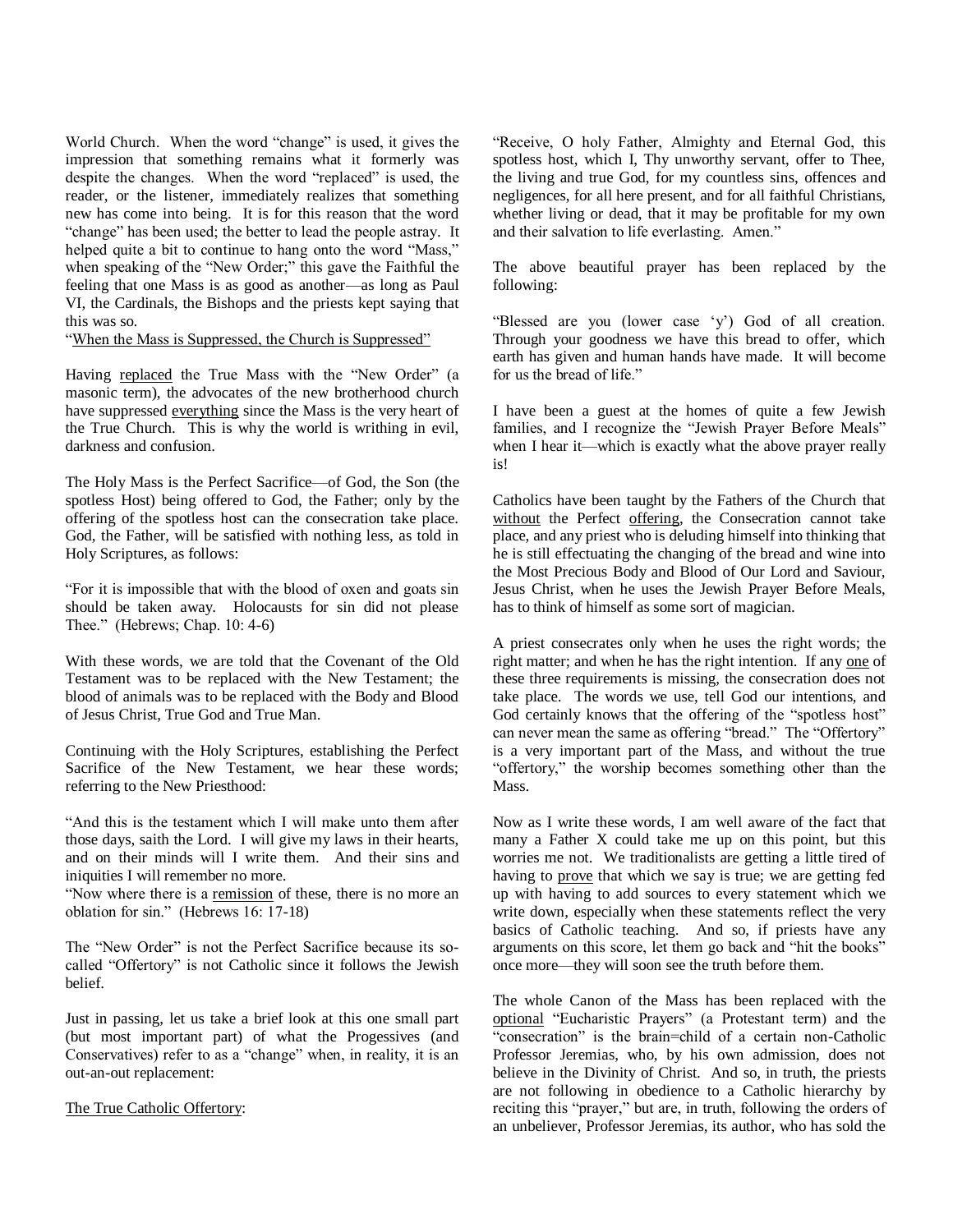World Church. When the word "change" is used, it gives the impression that something remains what it formerly was despite the changes. When the word "replaced" is used, the reader, or the listener, immediately realizes that something new has come into being. It is for this reason that the word "change" has been used; the better to lead the people astray. It helped quite a bit to continue to hang onto the word "Mass," when speaking of the "New Order;" this gave the Faithful the feeling that one Mass is as good as another—as long as Paul VI, the Cardinals, the Bishops and the priests kept saying that this was so.

"When the Mass is Suppressed, the Church is Suppressed"

Having replaced the True Mass with the "New Order" (a masonic term), the advocates of the new brotherhood church have suppressed everything since the Mass is the very heart of the True Church. This is why the world is writhing in evil, darkness and confusion.

The Holy Mass is the Perfect Sacrifice—of God, the Son (the spotless Host) being offered to God, the Father; only by the offering of the spotless host can the consecration take place. God, the Father, will be satisfied with nothing less, as told in Holy Scriptures, as follows:

"For it is impossible that with the blood of oxen and goats sin should be taken away. Holocausts for sin did not please Thee." (Hebrews; Chap. 10: 4-6)

With these words, we are told that the Covenant of the Old Testament was to be replaced with the New Testament; the blood of animals was to be replaced with the Body and Blood of Jesus Christ, True God and True Man.

Continuing with the Holy Scriptures, establishing the Perfect Sacrifice of the New Testament, we hear these words; referring to the New Priesthood:

"And this is the testament which I will make unto them after those days, saith the Lord. I will give my laws in their hearts, and on their minds will I write them. And their sins and iniquities I will remember no more.
"Now where there is a remission of these, there is no more an oblation for sin." (Hebrews 16: 17-18)

The "New Order" is not the Perfect Sacrifice because its so-called "Offertory" is not Catholic since it follows the Jewish belief.

Just in passing, let us take a brief look at this one small part (but most important part) of what the Progessives (and Conservatives) refer to as a "change" when, in reality, it is an out-an-out replacement:

The True Catholic Offertory:

"Receive, O holy Father, Almighty and Eternal God, this spotless host, which I, Thy unworthy servant, offer to Thee, the living and true God, for my countless sins, offences and negligences, for all here present, and for all faithful Christians, whether living or dead, that it may be profitable for my own and their salvation to life everlasting. Amen."

The above beautiful prayer has been replaced by the following:

"Blessed are you (lower case 'y') God of all creation. Through your goodness we have this bread to offer, which earth has given and human hands have made. It will become for us the bread of life."

I have been a guest at the homes of quite a few Jewish families, and I recognize the "Jewish Prayer Before Meals" when I hear it—which is exactly what the above prayer really is!

Catholics have been taught by the Fathers of the Church that without the Perfect offering, the Consecration cannot take place, and any priest who is deluding himself into thinking that he is still effectuating the changing of the bread and wine into the Most Precious Body and Blood of Our Lord and Saviour, Jesus Christ, when he uses the Jewish Prayer Before Meals, has to think of himself as some sort of magician.

A priest consecrates only when he uses the right words; the right matter; and when he has the right intention. If any one of these three requirements is missing, the consecration does not take place. The words we use, tell God our intentions, and God certainly knows that the offering of the "spotless host" can never mean the same as offering "bread." The "Offertory" is a very important part of the Mass, and without the true "offertory," the worship becomes something other than the Mass.

Now as I write these words, I am well aware of the fact that many a Father X could take me up on this point, but this worries me not. We traditionalists are getting a little tired of having to prove that which we say is true; we are getting fed up with having to add sources to every statement which we write down, especially when these statements reflect the very basics of Catholic teaching. And so, if priests have any arguments on this score, let them go back and "hit the books" once more—they will soon see the truth before them.

The whole Canon of the Mass has been replaced with the optional "Eucharistic Prayers" (a Protestant term) and the "consecration" is the brain=child of a certain non-Catholic Professor Jeremias, who, by his own admission, does not believe in the Divinity of Christ. And so, in truth, the priests are not following in obedience to a Catholic hierarchy by reciting this "prayer," but are, in truth, following the orders of an unbeliever, Professor Jeremias, its author, who has sold the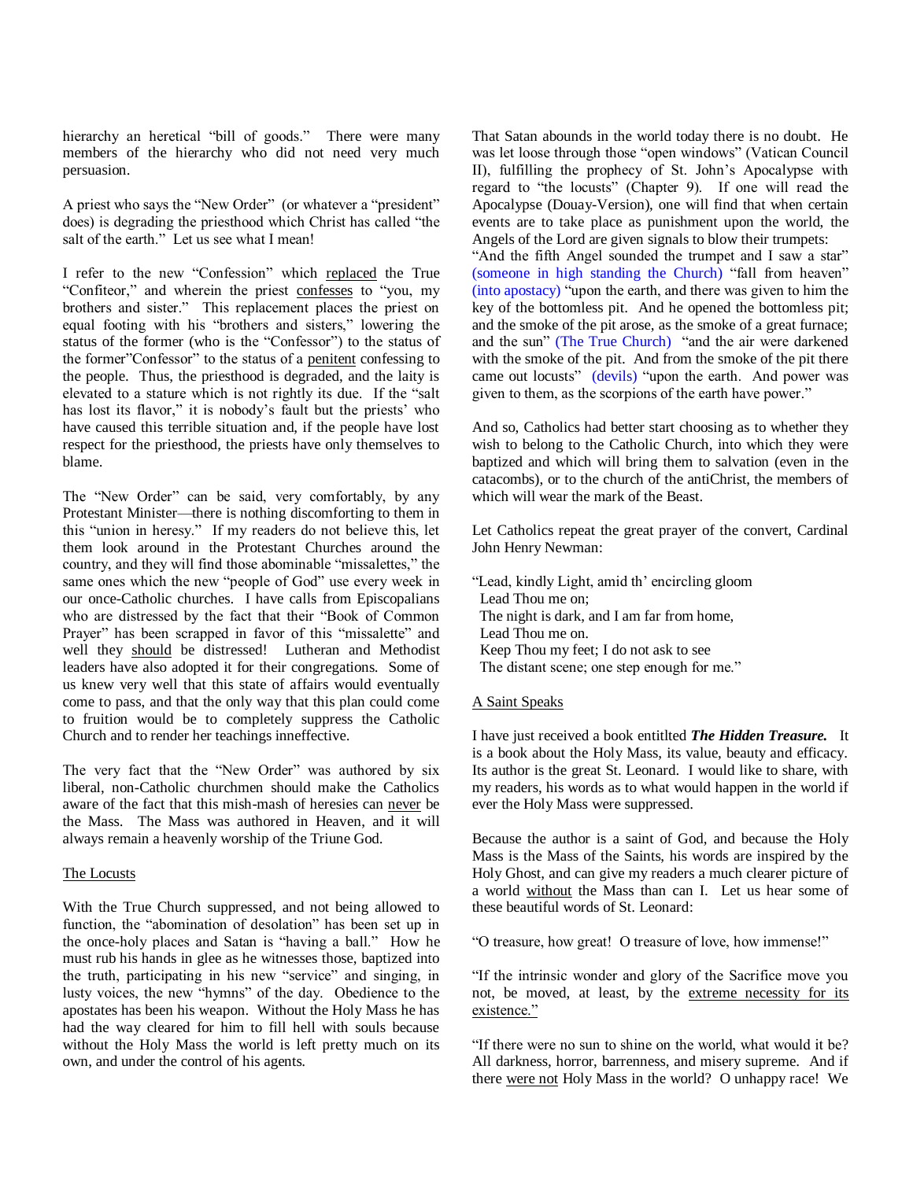hierarchy an heretical "bill of goods." There were many members of the hierarchy who did not need very much persuasion.

A priest who says the "New Order" (or whatever a "president" does) is degrading the priesthood which Christ has called "the salt of the earth." Let us see what I mean!

I refer to the new "Confession" which replaced the True "Confiteor," and wherein the priest confesses to "you, my brothers and sister." This replacement places the priest on equal footing with his "brothers and sisters," lowering the status of the former (who is the "Confessor") to the status of the former"Confessor" to the status of a penitent confessing to the people. Thus, the priesthood is degraded, and the laity is elevated to a stature which is not rightly its due. If the "salt has lost its flavor," it is nobody's fault but the priests' who have caused this terrible situation and, if the people have lost respect for the priesthood, the priests have only themselves to blame.

The "New Order" can be said, very comfortably, by any Protestant Minister—there is nothing discomforting to them in this "union in heresy." If my readers do not believe this, let them look around in the Protestant Churches around the country, and they will find those abominable "missalettes," the same ones which the new "people of God" use every week in our once-Catholic churches. I have calls from Episcopalians who are distressed by the fact that their "Book of Common Prayer" has been scrapped in favor of this "missalette" and well they should be distressed! Lutheran and Methodist leaders have also adopted it for their congregations. Some of us knew very well that this state of affairs would eventually come to pass, and that the only way that this plan could come to fruition would be to completely suppress the Catholic Church and to render her teachings inneffective.

The very fact that the "New Order" was authored by six liberal, non-Catholic churchmen should make the Catholics aware of the fact that this mish-mash of heresies can never be the Mass. The Mass was authored in Heaven, and it will always remain a heavenly worship of the Triune God.

## The Locusts

With the True Church suppressed, and not being allowed to function, the "abomination of desolation" has been set up in the once-holy places and Satan is "having a ball." How he must rub his hands in glee as he witnesses those, baptized into the truth, participating in his new "service" and singing, in lusty voices, the new "hymns" of the day. Obedience to the apostates has been his weapon. Without the Holy Mass he has had the way cleared for him to fill hell with souls because without the Holy Mass the world is left pretty much on its own, and under the control of his agents.

That Satan abounds in the world today there is no doubt. He was let loose through those "open windows" (Vatican Council II), fulfilling the prophecy of St. John's Apocalypse with regard to "the locusts" (Chapter 9). If one will read the Apocalypse (Douay-Version), one will find that when certain events are to take place as punishment upon the world, the Angels of the Lord are given signals to blow their trumpets: "And the fifth Angel sounded the trumpet and I saw a star" (someone in high standing the Church) "fall from heaven" (into apostacy) "upon the earth, and there was given to him the key of the bottomless pit. And he opened the bottomless pit; and the smoke of the pit arose, as the smoke of a great furnace; and the sun" (The True Church) "and the air were darkened with the smoke of the pit. And from the smoke of the pit there came out locusts" (devils) "upon the earth. And power was given to them, as the scorpions of the earth have power."

And so, Catholics had better start choosing as to whether they wish to belong to the Catholic Church, into which they were baptized and which will bring them to salvation (even in the catacombs), or to the church of the antiChrist, the members of which will wear the mark of the Beast.

Let Catholics repeat the great prayer of the convert, Cardinal John Henry Newman:

"Lead, kindly Light, amid th' encircling gloom
Lead Thou me on;
The night is dark, and I am far from home,
Lead Thou me on.
Keep Thou my feet; I do not ask to see
The distant scene; one step enough for me."

## A Saint Speaks

I have just received a book entitlted ***The Hidden Treasure.*** It is a book about the Holy Mass, its value, beauty and efficacy. Its author is the great St. Leonard. I would like to share, with my readers, his words as to what would happen in the world if ever the Holy Mass were suppressed.

Because the author is a saint of God, and because the Holy Mass is the Mass of the Saints, his words are inspired by the Holy Ghost, and can give my readers a much clearer picture of a world without the Mass than can I. Let us hear some of these beautiful words of St. Leonard:

"O treasure, how great! O treasure of love, how immense!"

"If the intrinsic wonder and glory of the Sacrifice move you not, be moved, at least, by the extreme necessity for its existence."

"If there were no sun to shine on the world, what would it be? All darkness, horror, barrenness, and misery supreme. And if there were not Holy Mass in the world? O unhappy race! We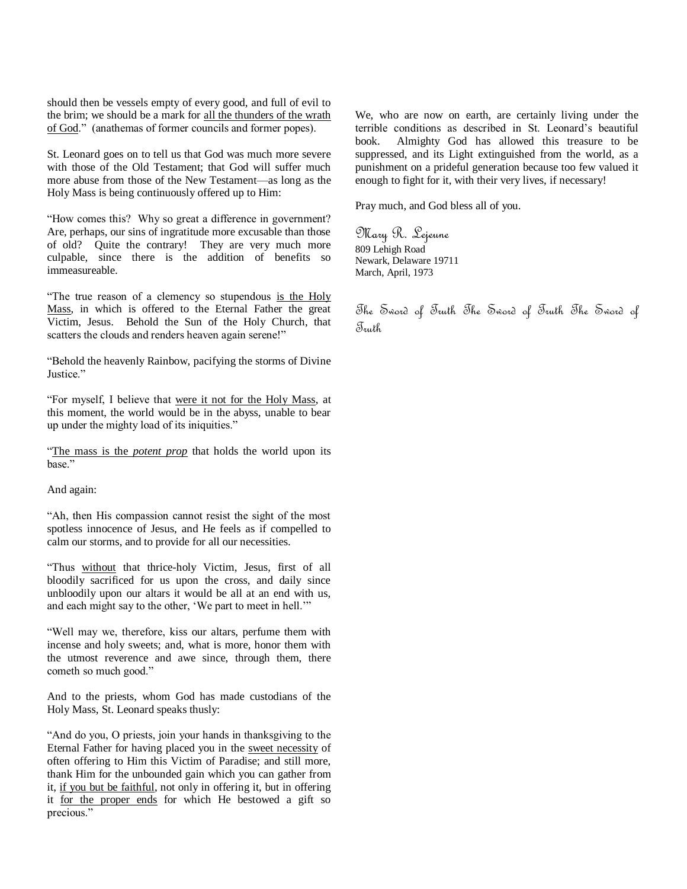should then be vessels empty of every good, and full of evil to the brim; we should be a mark for <u>all the thunders of the wrath of God</u>."  (anathemas of former councils and former popes).

St. Leonard goes on to tell us that God was much more severe with those of the Old Testament; that God will suffer much more abuse from those of the New Testament—as long as the Holy Mass is being continuously offered up to Him:

"How comes this?  Why so great a difference in government? Are, perhaps, our sins of ingratitude more excusable than those of old?  Quite the contrary!  They are very much more culpable, since there is the addition of benefits so immeasureable.

"The true reason of a clemency so stupendous <u>is the Holy Mass</u>, in which is offered to the Eternal Father the great Victim, Jesus.  Behold the Sun of the Holy Church, that scatters the clouds and renders heaven again serene!"

"Behold the heavenly Rainbow, pacifying the storms of Divine Justice."

"For myself, I believe that <u>were it not for the Holy Mass</u>, at this moment, the world would be in the abyss, unable to bear up under the mighty load of its iniquities."

"<u>The mass is the *potent prop*</u> that holds the world upon its base."

And again:

"Ah, then His compassion cannot resist the sight of the most spotless innocence of Jesus, and He feels as if compelled to calm our storms, and to provide for all our necessities.

"Thus <u>without</u> that thrice-holy Victim, Jesus, first of all bloodily sacrificed for us upon the cross, and daily since unbloodily upon our altars it would be all at an end with us, and each might say to the other, 'We part to meet in hell.'"

"Well may we, therefore, kiss our altars, perfume them with incense and holy sweets; and, what is more, honor them with the utmost reverence and awe since, through them, there cometh so much good."

And to the priests, whom God has made custodians of the Holy Mass, St. Leonard speaks thusly:

"And do you, O priests, join your hands in thanksgiving to the Eternal Father for having placed you in the <u>sweet necessity</u> of often offering to Him this Victim of Paradise; and still more, thank Him for the unbounded gain which you can gather from it, <u>if you but be faithful</u>, not only in offering it, but in offering it <u>for the proper ends</u> for which He bestowed a gift so precious."

We, who are now on earth, are certainly living under the terrible conditions as described in St. Leonard's beautiful book.  Almighty God has allowed this treasure to be suppressed, and its Light extinguished from the world, as a punishment on a prideful generation because too few valued it enough to fight for it, with their very lives, if necessary!

Pray much, and God bless all of you.

*Mary R. Lejeune*
809 Lehigh Road
Newark, Delaware 19711
March, April, 1973

*The Sword of Truth The Sword of Truth The Sword of Truth*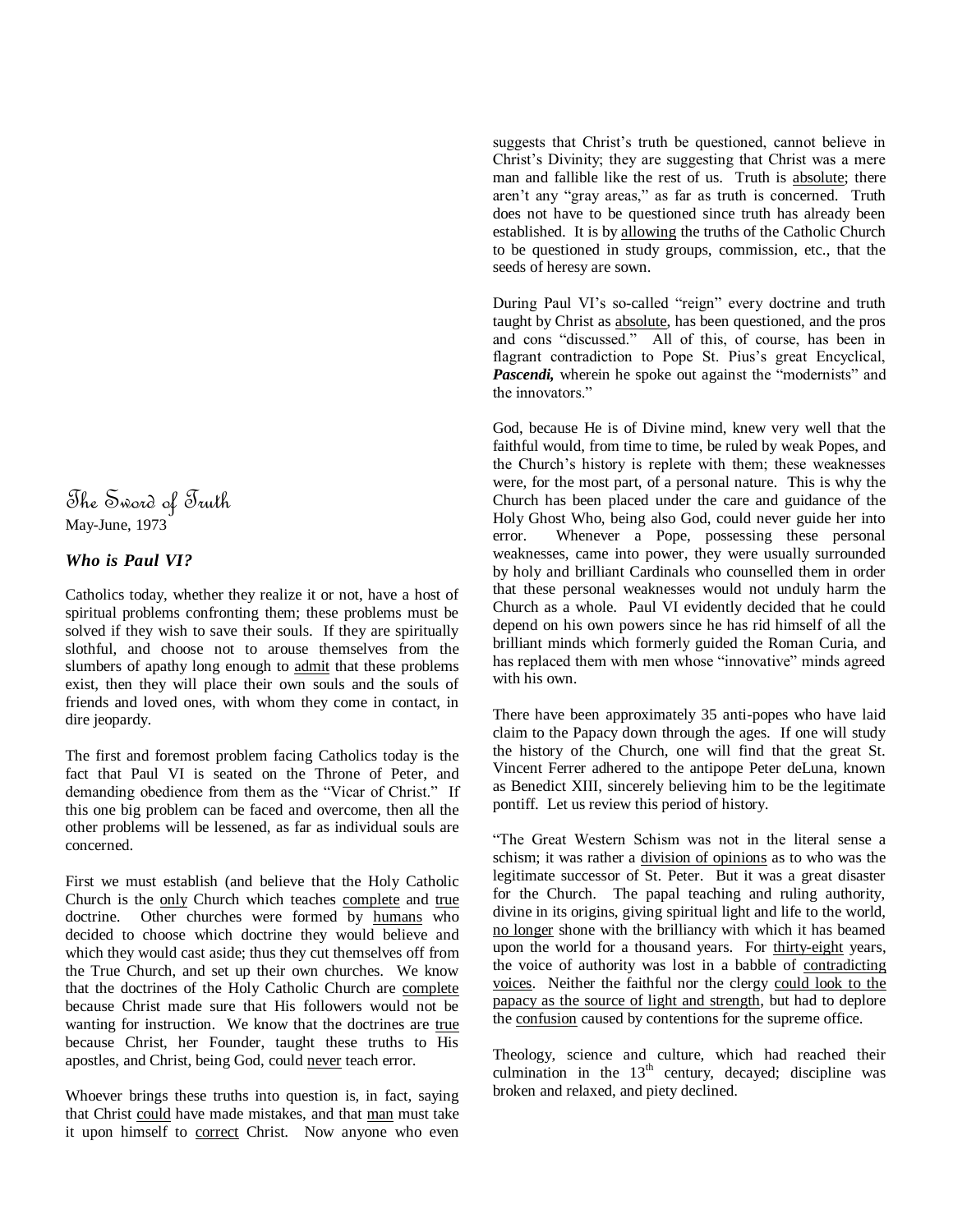The Sword of Truth
May-June, 1973

### *Who is Paul VI?*

Catholics today, whether they realize it or not, have a host of spiritual problems confronting them; these problems must be solved if they wish to save their souls. If they are spiritually slothful, and choose not to arouse themselves from the slumbers of apathy long enough to admit that these problems exist, then they will place their own souls and the souls of friends and loved ones, with whom they come in contact, in dire jeopardy.

The first and foremost problem facing Catholics today is the fact that Paul VI is seated on the Throne of Peter, and demanding obedience from them as the "Vicar of Christ." If this one big problem can be faced and overcome, then all the other problems will be lessened, as far as individual souls are concerned.

First we must establish (and believe that the Holy Catholic Church is the only Church which teaches complete and true doctrine. Other churches were formed by humans who decided to choose which doctrine they would believe and which they would cast aside; thus they cut themselves off from the True Church, and set up their own churches. We know that the doctrines of the Holy Catholic Church are complete because Christ made sure that His followers would not be wanting for instruction. We know that the doctrines are true because Christ, her Founder, taught these truths to His apostles, and Christ, being God, could never teach error.

Whoever brings these truths into question is, in fact, saying that Christ could have made mistakes, and that man must take it upon himself to correct Christ. Now anyone who even suggests that Christ's truth be questioned, cannot believe in Christ's Divinity; they are suggesting that Christ was a mere man and fallible like the rest of us. Truth is absolute; there aren't any "gray areas," as far as truth is concerned. Truth does not have to be questioned since truth has already been established. It is by allowing the truths of the Catholic Church to be questioned in study groups, commission, etc., that the seeds of heresy are sown.

During Paul VI's so-called "reign" every doctrine and truth taught by Christ as absolute, has been questioned, and the pros and cons "discussed." All of this, of course, has been in flagrant contradiction to Pope St. Pius's great Encyclical, ***Pascendi,*** wherein he spoke out against the "modernists" and the innovators."

God, because He is of Divine mind, knew very well that the faithful would, from time to time, be ruled by weak Popes, and the Church's history is replete with them; these weaknesses were, for the most part, of a personal nature. This is why the Church has been placed under the care and guidance of the Holy Ghost Who, being also God, could never guide her into error. Whenever a Pope, possessing these personal weaknesses, came into power, they were usually surrounded by holy and brilliant Cardinals who counselled them in order that these personal weaknesses would not unduly harm the Church as a whole. Paul VI evidently decided that he could depend on his own powers since he has rid himself of all the brilliant minds which formerly guided the Roman Curia, and has replaced them with men whose "innovative" minds agreed with his own.

There have been approximately 35 anti-popes who have laid claim to the Papacy down through the ages. If one will study the history of the Church, one will find that the great St. Vincent Ferrer adhered to the antipope Peter deLuna, known as Benedict XIII, sincerely believing him to be the legitimate pontiff. Let us review this period of history.

"The Great Western Schism was not in the literal sense a schism; it was rather a division of opinions as to who was the legitimate successor of St. Peter. But it was a great disaster for the Church. The papal teaching and ruling authority, divine in its origins, giving spiritual light and life to the world, no longer shone with the brilliancy with which it has beamed upon the world for a thousand years. For thirty-eight years, the voice of authority was lost in a babble of contradicting voices. Neither the faithful nor the clergy could look to the papacy as the source of light and strength, but had to deplore the confusion caused by contentions for the supreme office.

Theology, science and culture, which had reached their culmination in the 13th century, decayed; discipline was broken and relaxed, and piety declined.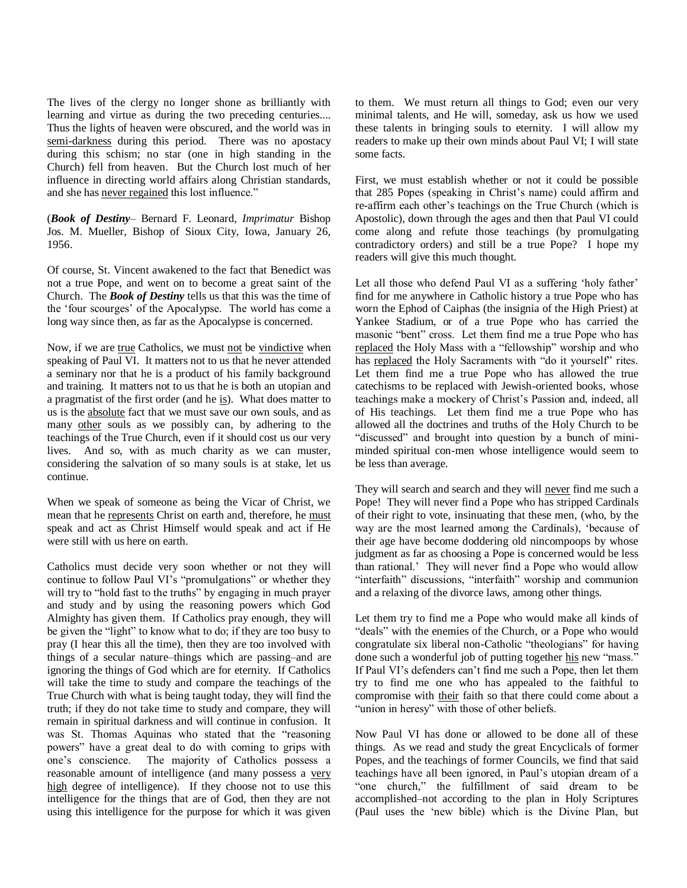The lives of the clergy no longer shone as brilliantly with learning and virtue as during the two preceding centuries.... Thus the lights of heaven were obscured, and the world was in <u>semi-darkness</u> during this period. There was no apostacy during this schism; no star (one in high standing in the Church) fell from heaven. But the Church lost much of her influence in directing world affairs along Christian standards, and she has <u>never regained</u> this lost influence."

(***Book of Destiny***– Bernard F. Leonard, *Imprimatur* Bishop Jos. M. Mueller, Bishop of Sioux City, Iowa, January 26, 1956.

Of course, St. Vincent awakened to the fact that Benedict was not a true Pope, and went on to become a great saint of the Church. The ***Book of Destiny*** tells us that this was the time of the 'four scourges' of the Apocalypse. The world has come a long way since then, as far as the Apocalypse is concerned.

Now, if we are <u>true</u> Catholics, we must <u>not</u> be <u>vindictive</u> when speaking of Paul VI. It matters not to us that he never attended a seminary nor that he is a product of his family background and training. It matters not to us that he is both an utopian and a pragmatist of the first order (and he <u>is</u>). What does matter to us is the <u>absolute</u> fact that we must save our own souls, and as many <u>other</u> souls as we possibly can, by adhering to the teachings of the True Church, even if it should cost us our very lives. And so, with as much charity as we can muster, considering the salvation of so many souls is at stake, let us continue.

When we speak of someone as being the Vicar of Christ, we mean that he <u>represents</u> Christ on earth and, therefore, he <u>must</u> speak and act as Christ Himself would speak and act if He were still with us here on earth.

Catholics must decide very soon whether or not they will continue to follow Paul VI's "promulgations" or whether they will try to "hold fast to the truths" by engaging in much prayer and study and by using the reasoning powers which God Almighty has given them. If Catholics pray enough, they will be given the "light" to know what to do; if they are too busy to pray (I hear this all the time), then they are too involved with things of a secular nature–things which are passing–and are ignoring the things of God which are for eternity. If Catholics will take the time to study and compare the teachings of the True Church with what is being taught today, they will find the truth; if they do not take time to study and compare, they will remain in spiritual darkness and will continue in confusion. It was St. Thomas Aquinas who stated that the "reasoning powers" have a great deal to do with coming to grips with one's conscience. The majority of Catholics possess a reasonable amount of intelligence (and many possess a <u>very high</u> degree of intelligence). If they choose not to use this intelligence for the things that are of God, then they are not using this intelligence for the purpose for which it was given to them. We must return all things to God; even our very minimal talents, and He will, someday, ask us how we used these talents in bringing souls to eternity. I will allow my readers to make up their own minds about Paul VI; I will state some facts.

First, we must establish whether or not it could be possible that 285 Popes (speaking in Christ's name) could affirm and re-affirm each other's teachings on the True Church (which is Apostolic), down through the ages and then that Paul VI could come along and refute those teachings (by promulgating contradictory orders) and still be a true Pope? I hope my readers will give this much thought.

Let all those who defend Paul VI as a suffering 'holy father' find for me anywhere in Catholic history a true Pope who has worn the Ephod of Caiphas (the insignia of the High Priest) at Yankee Stadium, or of a true Pope who has carried the masonic "bent" cross. Let them find me a true Pope who has <u>replaced</u> the Holy Mass with a "fellowship" worship and who has <u>replaced</u> the Holy Sacraments with "do it yourself" rites. Let them find me a true Pope who has allowed the true catechisms to be replaced with Jewish-oriented books, whose teachings make a mockery of Christ's Passion and, indeed, all of His teachings. Let them find me a true Pope who has allowed all the doctrines and truths of the Holy Church to be "discussed" and brought into question by a bunch of mini-minded spiritual con-men whose intelligence would seem to be less than average.

They will search and search and they will <u>never</u> find me such a Pope! They will never find a Pope who has stripped Cardinals of their right to vote, insinuating that these men, (who, by the way are the most learned among the Cardinals), 'because of their age have become doddering old nincompoops by whose judgment as far as choosing a Pope is concerned would be less than rational.' They will never find a Pope who would allow "interfaith" discussions, "interfaith" worship and communion and a relaxing of the divorce laws, among other things.

Let them try to find me a Pope who would make all kinds of "deals" with the enemies of the Church, or a Pope who would congratulate six liberal non-Catholic "theologians" for having done such a wonderful job of putting together <u>his</u> new "mass." If Paul VI's defenders can't find me such a Pope, then let them try to find me one who has appealed to the faithful to compromise with <u>their</u> faith so that there could come about a "union in heresy" with those of other beliefs.

Now Paul VI has done or allowed to be done all of these things. As we read and study the great Encyclicals of former Popes, and the teachings of former Councils, we find that said teachings have all been ignored, in Paul's utopian dream of a "one church," the fulfillment of said dream to be accomplished–not according to the plan in Holy Scriptures (Paul uses the 'new bible) which is the Divine Plan, but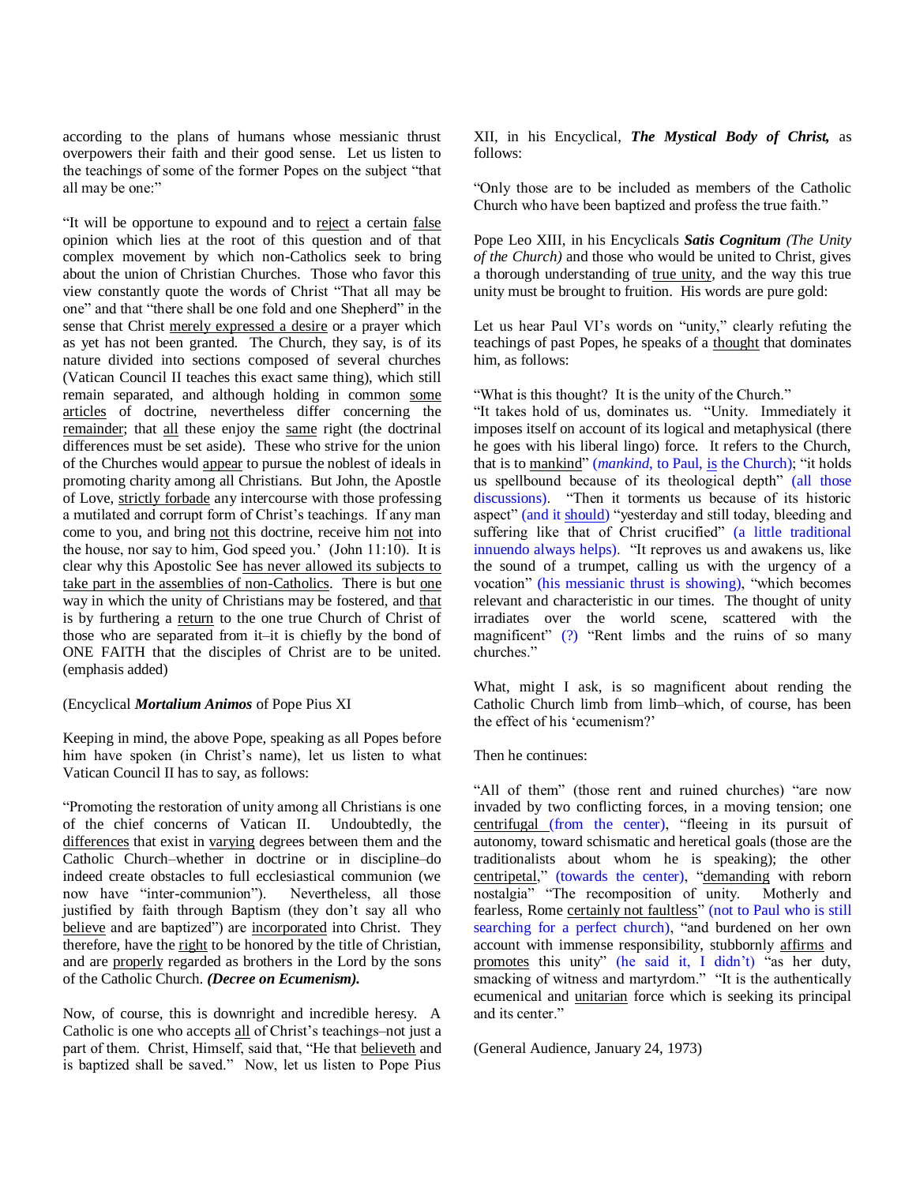according to the plans of humans whose messianic thrust overpowers their faith and their good sense. Let us listen to the teachings of some of the former Popes on the subject "that all may be one:"

"It will be opportune to expound and to reject a certain false opinion which lies at the root of this question and of that complex movement by which non-Catholics seek to bring about the union of Christian Churches. Those who favor this view constantly quote the words of Christ "That all may be one" and that "there shall be one fold and one Shepherd" in the sense that Christ merely expressed a desire or a prayer which as yet has not been granted. The Church, they say, is of its nature divided into sections composed of several churches (Vatican Council II teaches this exact same thing), which still remain separated, and although holding in common some articles of doctrine, nevertheless differ concerning the remainder; that all these enjoy the same right (the doctrinal differences must be set aside). These who strive for the union of the Churches would appear to pursue the noblest of ideals in promoting charity among all Christians. But John, the Apostle of Love, strictly forbade any intercourse with those professing a mutilated and corrupt form of Christ's teachings. If any man come to you, and bring not this doctrine, receive him not into the house, nor say to him, God speed you.' (John 11:10). It is clear why this Apostolic See has never allowed its subjects to take part in the assemblies of non-Catholics. There is but one way in which the unity of Christians may be fostered, and that is by furthering a return to the one true Church of Christ of those who are separated from it–it is chiefly by the bond of ONE FAITH that the disciples of Christ are to be united. (emphasis added)

(Encyclical ***Mortalium Animos*** of Pope Pius XI

Keeping in mind, the above Pope, speaking as all Popes before him have spoken (in Christ's name), let us listen to what Vatican Council II has to say, as follows:

"Promoting the restoration of unity among all Christians is one of the chief concerns of Vatican II. Undoubtedly, the differences that exist in varying degrees between them and the Catholic Church–whether in doctrine or in discipline–do indeed create obstacles to full ecclesiastical communion (we now have "inter-communion"). Nevertheless, all those justified by faith through Baptism (they don't say all who believe and are baptized") are incorporated into Christ. They therefore, have the right to be honored by the title of Christian, and are properly regarded as brothers in the Lord by the sons of the Catholic Church. ***(Decree on Ecumenism).***

Now, of course, this is downright and incredible heresy. A Catholic is one who accepts all of Christ's teachings–not just a part of them. Christ, Himself, said that, "He that believeth and is baptized shall be saved." Now, let us listen to Pope Pius XII, in his Encyclical, ***The Mystical Body of Christ,*** as follows:

"Only those are to be included as members of the Catholic Church who have been baptized and profess the true faith."

Pope Leo XIII, in his Encyclicals ***Satis Cognitum*** *(The Unity of the Church)* and those who would be united to Christ, gives a thorough understanding of true unity, and the way this true unity must be brought to fruition. His words are pure gold:

Let us hear Paul VI's words on "unity," clearly refuting the teachings of past Popes, he speaks of a thought that dominates him, as follows:

"What is this thought? It is the unity of the Church."
"It takes hold of us, dominates us. "Unity. Immediately it imposes itself on account of its logical and metaphysical (there he goes with his liberal lingo) force. It refers to the Church, that is to mankind" (*mankind,* to Paul, is the Church); "it holds us spellbound because of its theological depth" (all those discussions). "Then it torments us because of its historic aspect" (and it should) "yesterday and still today, bleeding and suffering like that of Christ crucified" (a little traditional innuendo always helps). "It reproves us and awakens us, like the sound of a trumpet, calling us with the urgency of a vocation" (his messianic thrust is showing), "which becomes relevant and characteristic in our times. The thought of unity irradiates over the world scene, scattered with the magnificent" (?) "Rent limbs and the ruins of so many churches."

What, might I ask, is so magnificent about rending the Catholic Church limb from limb–which, of course, has been the effect of his 'ecumenism?'

Then he continues:

"All of them" (those rent and ruined churches) "are now invaded by two conflicting forces, in a moving tension; one centrifugal (from the center), "fleeing in its pursuit of autonomy, toward schismatic and heretical goals (those are the traditionalists about whom he is speaking); the other centripetal," (towards the center), "demanding with reborn nostalgia" "The recomposition of unity. Motherly and fearless, Rome certainly not faultless" (not to Paul who is still searching for a perfect church), "and burdened on her own account with immense responsibility, stubbornly affirms and promotes this unity" (he said it, I didn't) "as her duty, smacking of witness and martyrdom." "It is the authentically ecumenical and unitarian force which is seeking its principal and its center."

(General Audience, January 24, 1973)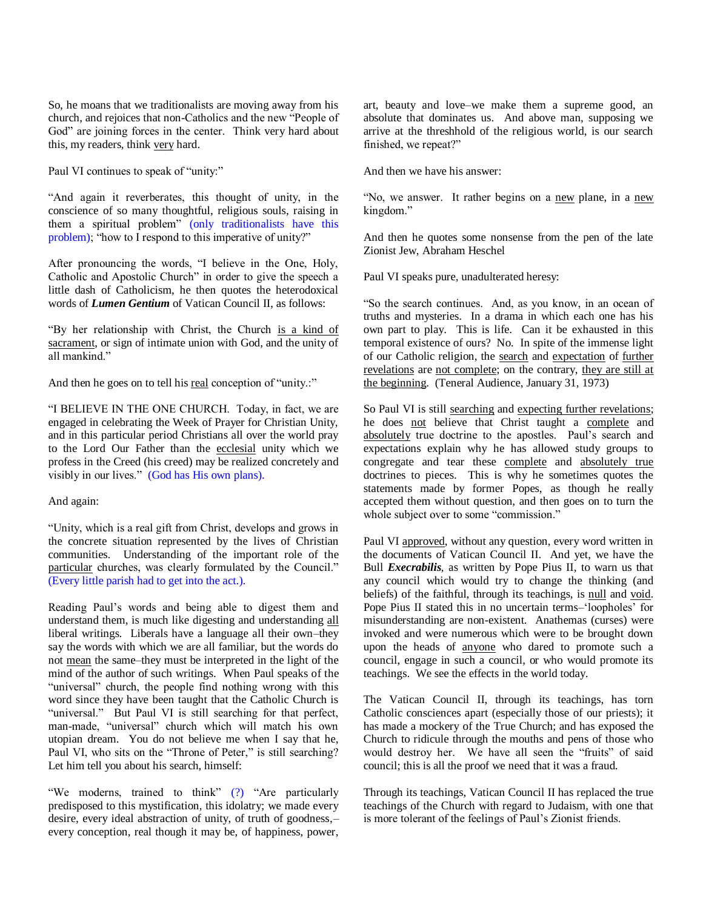So, he moans that we traditionalists are moving away from his church, and rejoices that non-Catholics and the new "People of God" are joining forces in the center. Think very hard about this, my readers, think very hard.

Paul VI continues to speak of "unity:"

"And again it reverberates, this thought of unity, in the conscience of so many thoughtful, religious souls, raising in them a spiritual problem" (only traditionalists have this problem); "how to I respond to this imperative of unity?"

After pronouncing the words, "I believe in the One, Holy, Catholic and Apostolic Church" in order to give the speech a little dash of Catholicism, he then quotes the heterodoxical words of ***Lumen Gentium*** of Vatican Council II, as follows:

"By her relationship with Christ, the Church is a kind of sacrament, or sign of intimate union with God, and the unity of all mankind."

And then he goes on to tell his real conception of "unity.:"

"I BELIEVE IN THE ONE CHURCH. Today, in fact, we are engaged in celebrating the Week of Prayer for Christian Unity, and in this particular period Christians all over the world pray to the Lord Our Father than the ecclesial unity which we profess in the Creed (his creed) may be realized concretely and visibly in our lives." (God has His own plans).

And again:

"Unity, which is a real gift from Christ, develops and grows in the concrete situation represented by the lives of Christian communities. Understanding of the important role of the particular churches, was clearly formulated by the Council." (Every little parish had to get into the act.).

Reading Paul's words and being able to digest them and understand them, is much like digesting and understanding all liberal writings. Liberals have a language all their own–they say the words with which we are all familiar, but the words do not mean the same–they must be interpreted in the light of the mind of the author of such writings. When Paul speaks of the "universal" church, the people find nothing wrong with this word since they have been taught that the Catholic Church is "universal." But Paul VI is still searching for that perfect, man-made, "universal" church which will match his own utopian dream. You do not believe me when I say that he, Paul VI, who sits on the "Throne of Peter," is still searching? Let him tell you about his search, himself:

"We moderns, trained to think" (?) "Are particularly predisposed to this mystification, this idolatry; we made every desire, every ideal abstraction of unity, of truth of goodness,– every conception, real though it may be, of happiness, power, art, beauty and love–we make them a supreme good, an absolute that dominates us. And above man, supposing we arrive at the threshhold of the religious world, is our search finished, we repeat?"

And then we have his answer:

"No, we answer. It rather begins on a new plane, in a new kingdom."

And then he quotes some nonsense from the pen of the late Zionist Jew, Abraham Heschel

Paul VI speaks pure, unadulterated heresy:

"So the search continues. And, as you know, in an ocean of truths and mysteries. In a drama in which each one has his own part to play. This is life. Can it be exhausted in this temporal existence of ours? No. In spite of the immense light of our Catholic religion, the search and expectation of further revelations are not complete; on the contrary, they are still at the beginning. (Teneral Audience, January 31, 1973)

So Paul VI is still searching and expecting further revelations; he does not believe that Christ taught a complete and absolutely true doctrine to the apostles. Paul's search and expectations explain why he has allowed study groups to congregate and tear these complete and absolutely true doctrines to pieces. This is why he sometimes quotes the statements made by former Popes, as though he really accepted them without question, and then goes on to turn the whole subject over to some "commission."

Paul VI approved, without any question, every word written in the documents of Vatican Council II. And yet, we have the Bull ***Execrabilis***, as written by Pope Pius II, to warn us that any council which would try to change the thinking (and beliefs) of the faithful, through its teachings, is null and void. Pope Pius II stated this in no uncertain terms–'loopholes' for misunderstanding are non-existent. Anathemas (curses) were invoked and were numerous which were to be brought down upon the heads of anyone who dared to promote such a council, engage in such a council, or who would promote its teachings. We see the effects in the world today.

The Vatican Council II, through its teachings, has torn Catholic consciences apart (especially those of our priests); it has made a mockery of the True Church; and has exposed the Church to ridicule through the mouths and pens of those who would destroy her. We have all seen the "fruits" of said council; this is all the proof we need that it was a fraud.

Through its teachings, Vatican Council II has replaced the true teachings of the Church with regard to Judaism, with one that is more tolerant of the feelings of Paul's Zionist friends.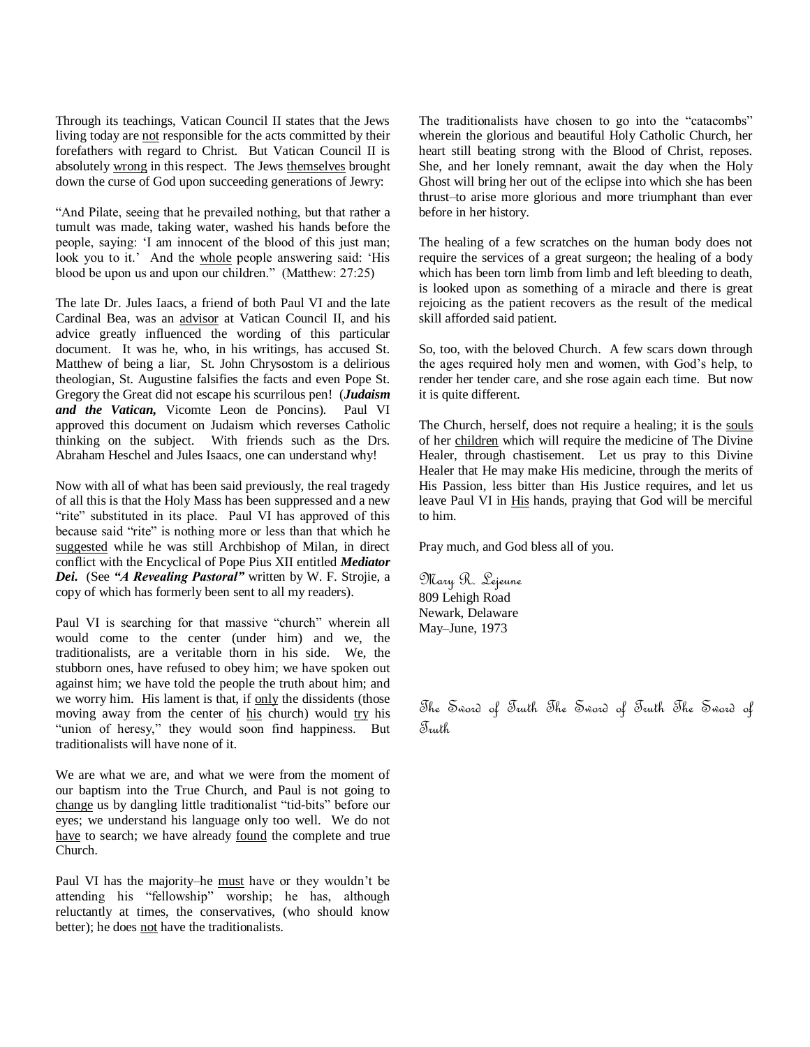Through its teachings, Vatican Council II states that the Jews living today are not responsible for the acts committed by their forefathers with regard to Christ. But Vatican Council II is absolutely wrong in this respect. The Jews themselves brought down the curse of God upon succeeding generations of Jewry:

"And Pilate, seeing that he prevailed nothing, but that rather a tumult was made, taking water, washed his hands before the people, saying: 'I am innocent of the blood of this just man; look you to it.' And the whole people answering said: 'His blood be upon us and upon our children." (Matthew: 27:25)

The late Dr. Jules Iaacs, a friend of both Paul VI and the late Cardinal Bea, was an advisor at Vatican Council II, and his advice greatly influenced the wording of this particular document. It was he, who, in his writings, has accused St. Matthew of being a liar, St. John Chrysostom is a delirious theologian, St. Augustine falsifies the facts and even Pope St. Gregory the Great did not escape his scurrilous pen! (***Judaism and the Vatican,*** Vicomte Leon de Poncins). Paul VI approved this document on Judaism which reverses Catholic thinking on the subject. With friends such as the Drs. Abraham Heschel and Jules Isaacs, one can understand why!

Now with all of what has been said previously, the real tragedy of all this is that the Holy Mass has been suppressed and a new "rite" substituted in its place. Paul VI has approved of this because said "rite" is nothing more or less than that which he suggested while he was still Archbishop of Milan, in direct conflict with the Encyclical of Pope Pius XII entitled ***Mediator Dei.*** (See ***"A Revealing Pastoral"*** written by W. F. Strojie, a copy of which has formerly been sent to all my readers).

Paul VI is searching for that massive "church" wherein all would come to the center (under him) and we, the traditionalists, are a veritable thorn in his side. We, the stubborn ones, have refused to obey him; we have spoken out against him; we have told the people the truth about him; and we worry him. His lament is that, if only the dissidents (those moving away from the center of his church) would try his "union of heresy," they would soon find happiness. But traditionalists will have none of it.

We are what we are, and what we were from the moment of our baptism into the True Church, and Paul is not going to change us by dangling little traditionalist "tid-bits" before our eyes; we understand his language only too well. We do not have to search; we have already found the complete and true Church.

Paul VI has the majority–he must have or they wouldn't be attending his "fellowship" worship; he has, although reluctantly at times, the conservatives, (who should know better); he does not have the traditionalists.

The traditionalists have chosen to go into the "catacombs" wherein the glorious and beautiful Holy Catholic Church, her heart still beating strong with the Blood of Christ, reposes. She, and her lonely remnant, await the day when the Holy Ghost will bring her out of the eclipse into which she has been thrust–to arise more glorious and more triumphant than ever before in her history.

The healing of a few scratches on the human body does not require the services of a great surgeon; the healing of a body which has been torn limb from limb and left bleeding to death, is looked upon as something of a miracle and there is great rejoicing as the patient recovers as the result of the medical skill afforded said patient.

So, too, with the beloved Church. A few scars down through the ages required holy men and women, with God's help, to render her tender care, and she rose again each time. But now it is quite different.

The Church, herself, does not require a healing; it is the souls of her children which will require the medicine of The Divine Healer, through chastisement. Let us pray to this Divine Healer that He may make His medicine, through the merits of His Passion, less bitter than His Justice requires, and let us leave Paul VI in His hands, praying that God will be merciful to him.

Pray much, and God bless all of you.

Mary R. Lejeune  
809 Lehigh Road  
Newark, Delaware  
May–June, 1973

The Sword of Truth The Sword of Truth The Sword of Truth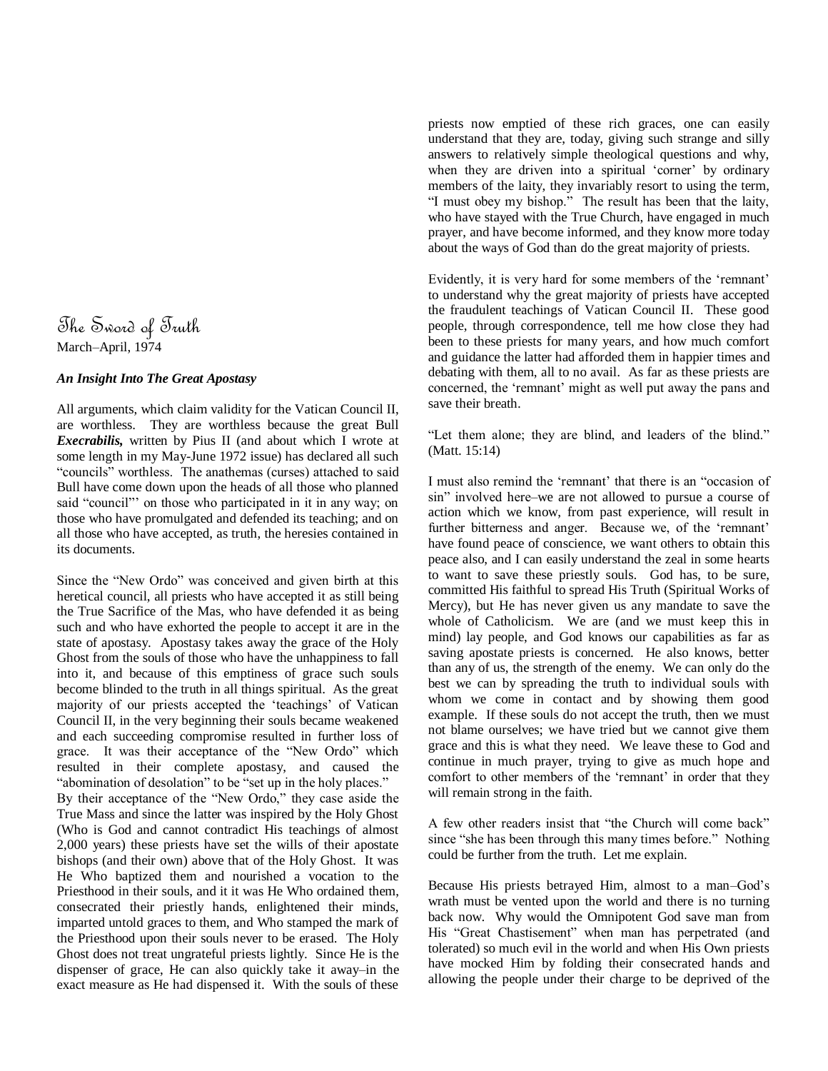# The Sword of Truth

March–April, 1974

***An Insight Into The Great Apostasy***

All arguments, which claim validity for the Vatican Council II, are worthless. They are worthless because the great Bull ***Execrabilis,*** written by Pius II (and about which I wrote at some length in my May-June 1972 issue) has declared all such "councils" worthless. The anathemas (curses) attached to said Bull have come down upon the heads of all those who planned said "council"' on those who participated in it in any way; on those who have promulgated and defended its teaching; and on all those who have accepted, as truth, the heresies contained in its documents.

Since the "New Ordo" was conceived and given birth at this heretical council, all priests who have accepted it as still being the True Sacrifice of the Mas, who have defended it as being such and who have exhorted the people to accept it are in the state of apostasy. Apostasy takes away the grace of the Holy Ghost from the souls of those who have the unhappiness to fall into it, and because of this emptiness of grace such souls become blinded to the truth in all things spiritual. As the great majority of our priests accepted the 'teachings' of Vatican Council II, in the very beginning their souls became weakened and each succeeding compromise resulted in further loss of grace. It was their acceptance of the "New Ordo" which resulted in their complete apostasy, and caused the "abomination of desolation" to be "set up in the holy places."
By their acceptance of the "New Ordo," they case aside the True Mass and since the latter was inspired by the Holy Ghost (Who is God and cannot contradict His teachings of almost 2,000 years) these priests have set the wills of their apostate bishops (and their own) above that of the Holy Ghost. It was He Who baptized them and nourished a vocation to the Priesthood in their souls, and it it was He Who ordained them, consecrated their priestly hands, enlightened their minds, imparted untold graces to them, and Who stamped the mark of the Priesthood upon their souls never to be erased. The Holy Ghost does not treat ungrateful priests lightly. Since He is the dispenser of grace, He can also quickly take it away–in the exact measure as He had dispensed it. With the souls of these priests now emptied of these rich graces, one can easily understand that they are, today, giving such strange and silly answers to relatively simple theological questions and why, when they are driven into a spiritual 'corner' by ordinary members of the laity, they invariably resort to using the term, "I must obey my bishop." The result has been that the laity, who have stayed with the True Church, have engaged in much prayer, and have become informed, and they know more today about the ways of God than do the great majority of priests.

Evidently, it is very hard for some members of the 'remnant' to understand why the great majority of priests have accepted the fraudulent teachings of Vatican Council II. These good people, through correspondence, tell me how close they had been to these priests for many years, and how much comfort and guidance the latter had afforded them in happier times and debating with them, all to no avail. As far as these priests are concerned, the 'remnant' might as well put away the pans and save their breath.

"Let them alone; they are blind, and leaders of the blind." (Matt. 15:14)

I must also remind the 'remnant' that there is an "occasion of sin" involved here–we are not allowed to pursue a course of action which we know, from past experience, will result in further bitterness and anger. Because we, of the 'remnant' have found peace of conscience, we want others to obtain this peace also, and I can easily understand the zeal in some hearts to want to save these priestly souls. God has, to be sure, committed His faithful to spread His Truth (Spiritual Works of Mercy), but He has never given us any mandate to save the whole of Catholicism. We are (and we must keep this in mind) lay people, and God knows our capabilities as far as saving apostate priests is concerned. He also knows, better than any of us, the strength of the enemy. We can only do the best we can by spreading the truth to individual souls with whom we come in contact and by showing them good example. If these souls do not accept the truth, then we must not blame ourselves; we have tried but we cannot give them grace and this is what they need. We leave these to God and continue in much prayer, trying to give as much hope and comfort to other members of the 'remnant' in order that they will remain strong in the faith.

A few other readers insist that "the Church will come back" since "she has been through this many times before." Nothing could be further from the truth. Let me explain.

Because His priests betrayed Him, almost to a man–God's wrath must be vented upon the world and there is no turning back now. Why would the Omnipotent God save man from His "Great Chastisement" when man has perpetrated (and tolerated) so much evil in the world and when His Own priests have mocked Him by folding their consecrated hands and allowing the people under their charge to be deprived of the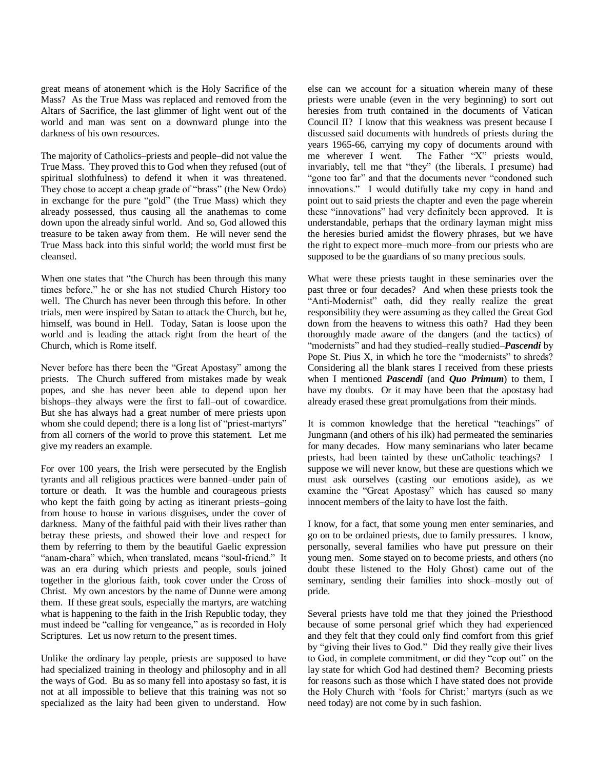great means of atonement which is the Holy Sacrifice of the Mass? As the True Mass was replaced and removed from the Altars of Sacrifice, the last glimmer of light went out of the world and man was sent on a downward plunge into the darkness of his own resources.

The majority of Catholics–priests and people–did not value the True Mass. They proved this to God when they refused (out of spiritual slothfulness) to defend it when it was threatened. They chose to accept a cheap grade of "brass" (the New Ordo) in exchange for the pure "gold" (the True Mass) which they already possessed, thus causing all the anathemas to come down upon the already sinful world. And so, God allowed this treasure to be taken away from them. He will never send the True Mass back into this sinful world; the world must first be cleansed.

When one states that "the Church has been through this many times before," he or she has not studied Church History too well. The Church has never been through this before. In other trials, men were inspired by Satan to attack the Church, but he, himself, was bound in Hell. Today, Satan is loose upon the world and is leading the attack right from the heart of the Church, which is Rome itself.

Never before has there been the "Great Apostasy" among the priests. The Church suffered from mistakes made by weak popes, and she has never been able to depend upon her bishops–they always were the first to fall–out of cowardice. But she has always had a great number of mere priests upon whom she could depend; there is a long list of "priest-martyrs" from all corners of the world to prove this statement. Let me give my readers an example.

For over 100 years, the Irish were persecuted by the English tyrants and all religious practices were banned–under pain of torture or death. It was the humble and courageous priests who kept the faith going by acting as itinerant priests–going from house to house in various disguises, under the cover of darkness. Many of the faithful paid with their lives rather than betray these priests, and showed their love and respect for them by referring to them by the beautiful Gaelic expression "anam-chara" which, when translated, means "soul-friend." It was an era during which priests and people, souls joined together in the glorious faith, took cover under the Cross of Christ. My own ancestors by the name of Dunne were among them. If these great souls, especially the martyrs, are watching what is happening to the faith in the Irish Republic today, they must indeed be "calling for vengeance," as is recorded in Holy Scriptures. Let us now return to the present times.

Unlike the ordinary lay people, priests are supposed to have had specialized training in theology and philosophy and in all the ways of God. Bu as so many fell into apostasy so fast, it is not at all impossible to believe that this training was not so specialized as the laity had been given to understand. How else can we account for a situation wherein many of these priests were unable (even in the very beginning) to sort out heresies from truth contained in the documents of Vatican Council II? I know that this weakness was present because I discussed said documents with hundreds of priests during the years 1965-66, carrying my copy of documents around with me wherever I went. The Father "X" priests would, invariably, tell me that "they" (the liberals, I presume) had "gone too far" and that the documents never "condoned such innovations." I would dutifully take my copy in hand and point out to said priests the chapter and even the page wherein these "innovations" had very definitely been approved. It is understandable, perhaps that the ordinary layman might miss the heresies buried amidst the flowery phrases, but we have the right to expect more–much more–from our priests who are supposed to be the guardians of so many precious souls.

What were these priests taught in these seminaries over the past three or four decades? And when these priests took the "Anti-Modernist" oath, did they really realize the great responsibility they were assuming as they called the Great God down from the heavens to witness this oath? Had they been thoroughly made aware of the dangers (and the tactics) of "modernists" and had they studied–really studied–***Pascendi*** by Pope St. Pius X, in which he tore the "modernists" to shreds? Considering all the blank stares I received from these priests when I mentioned ***Pascendi*** (and ***Quo Primum***) to them, I have my doubts. Or it may have been that the apostasy had already erased these great promulgations from their minds.

It is common knowledge that the heretical "teachings" of Jungmann (and others of his ilk) had permeated the seminaries for many decades. How many seminarians who later became priests, had been tainted by these unCatholic teachings? I suppose we will never know, but these are questions which we must ask ourselves (casting our emotions aside), as we examine the "Great Apostasy" which has caused so many innocent members of the laity to have lost the faith.

I know, for a fact, that some young men enter seminaries, and go on to be ordained priests, due to family pressures. I know, personally, several families who have put pressure on their young men. Some stayed on to become priests, and others (no doubt these listened to the Holy Ghost) came out of the seminary, sending their families into shock–mostly out of pride.

Several priests have told me that they joined the Priesthood because of some personal grief which they had experienced and they felt that they could only find comfort from this grief by "giving their lives to God." Did they really give their lives to God, in complete commitment, or did they "cop out" on the lay state for which God had destined them? Becoming priests for reasons such as those which I have stated does not provide the Holy Church with 'fools for Christ;' martyrs (such as we need today) are not come by in such fashion.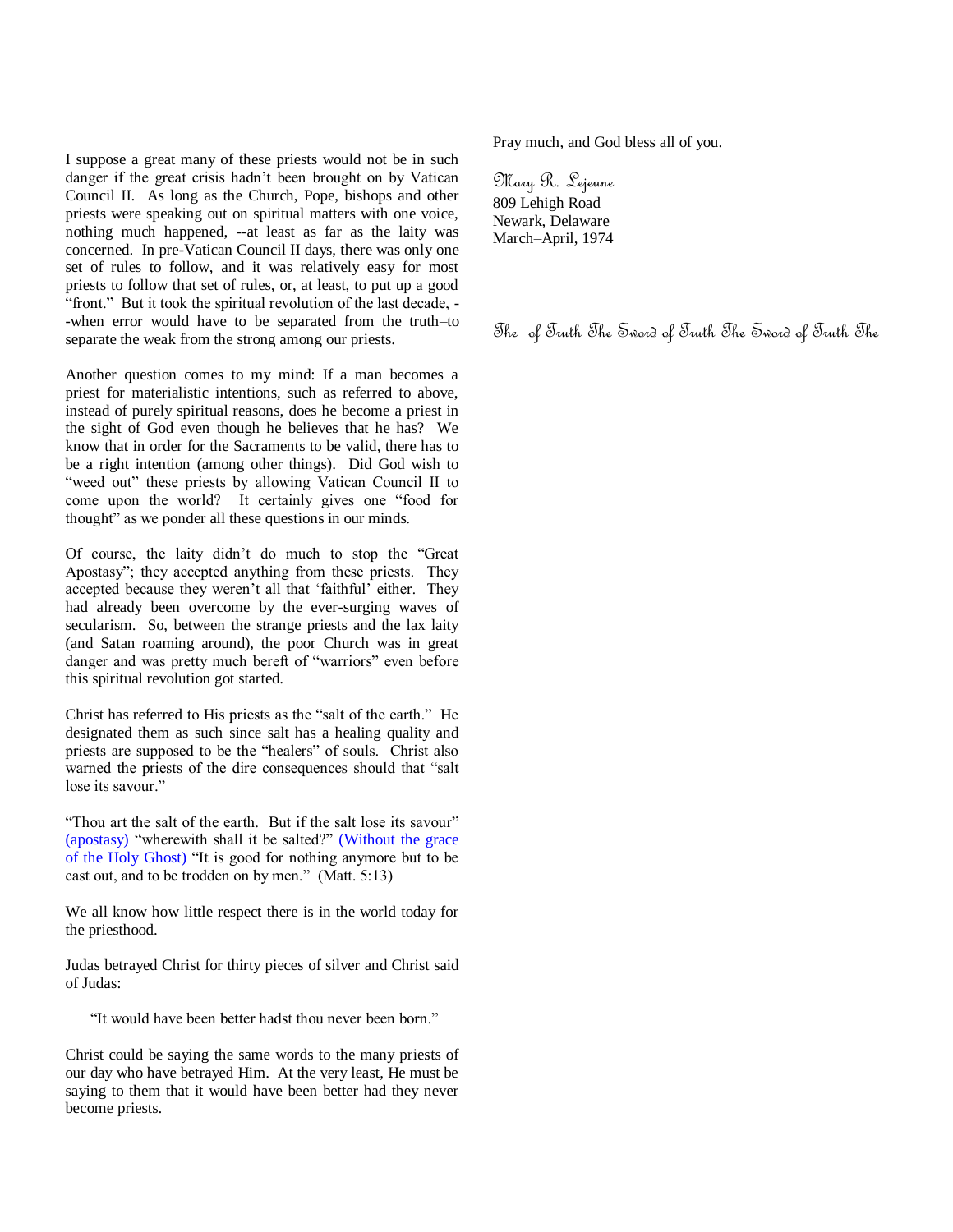I suppose a great many of these priests would not be in such danger if the great crisis hadn't been brought on by Vatican Council II. As long as the Church, Pope, bishops and other priests were speaking out on spiritual matters with one voice, nothing much happened, --at least as far as the laity was concerned. In pre-Vatican Council II days, there was only one set of rules to follow, and it was relatively easy for most priests to follow that set of rules, or, at least, to put up a good "front." But it took the spiritual revolution of the last decade, --when error would have to be separated from the truth–to separate the weak from the strong among our priests.

Another question comes to my mind: If a man becomes a priest for materialistic intentions, such as referred to above, instead of purely spiritual reasons, does he become a priest in the sight of God even though he believes that he has? We know that in order for the Sacraments to be valid, there has to be a right intention (among other things). Did God wish to "weed out" these priests by allowing Vatican Council II to come upon the world? It certainly gives one "food for thought" as we ponder all these questions in our minds.

Of course, the laity didn't do much to stop the "Great Apostasy"; they accepted anything from these priests. They accepted because they weren't all that 'faithful' either. They had already been overcome by the ever-surging waves of secularism. So, between the strange priests and the lax laity (and Satan roaming around), the poor Church was in great danger and was pretty much bereft of "warriors" even before this spiritual revolution got started.

Christ has referred to His priests as the "salt of the earth." He designated them as such since salt has a healing quality and priests are supposed to be the "healers" of souls. Christ also warned the priests of the dire consequences should that "salt lose its savour."

"Thou art the salt of the earth. But if the salt lose its savour" (apostasy) "wherewith shall it be salted?" (Without the grace of the Holy Ghost) "It is good for nothing anymore but to be cast out, and to be trodden on by men." (Matt. 5:13)

We all know how little respect there is in the world today for the priesthood.

Judas betrayed Christ for thirty pieces of silver and Christ said of Judas:

> "It would have been better hadst thou never been born."

Christ could be saying the same words to the many priests of our day who have betrayed Him. At the very least, He must be saying to them that it would have been better had they never become priests.

Pray much, and God bless all of you.

*Mary R. Lejeune*
809 Lehigh Road
Newark, Delaware
March–April, 1974

The of Truth The Sword of Truth The Sword of Truth The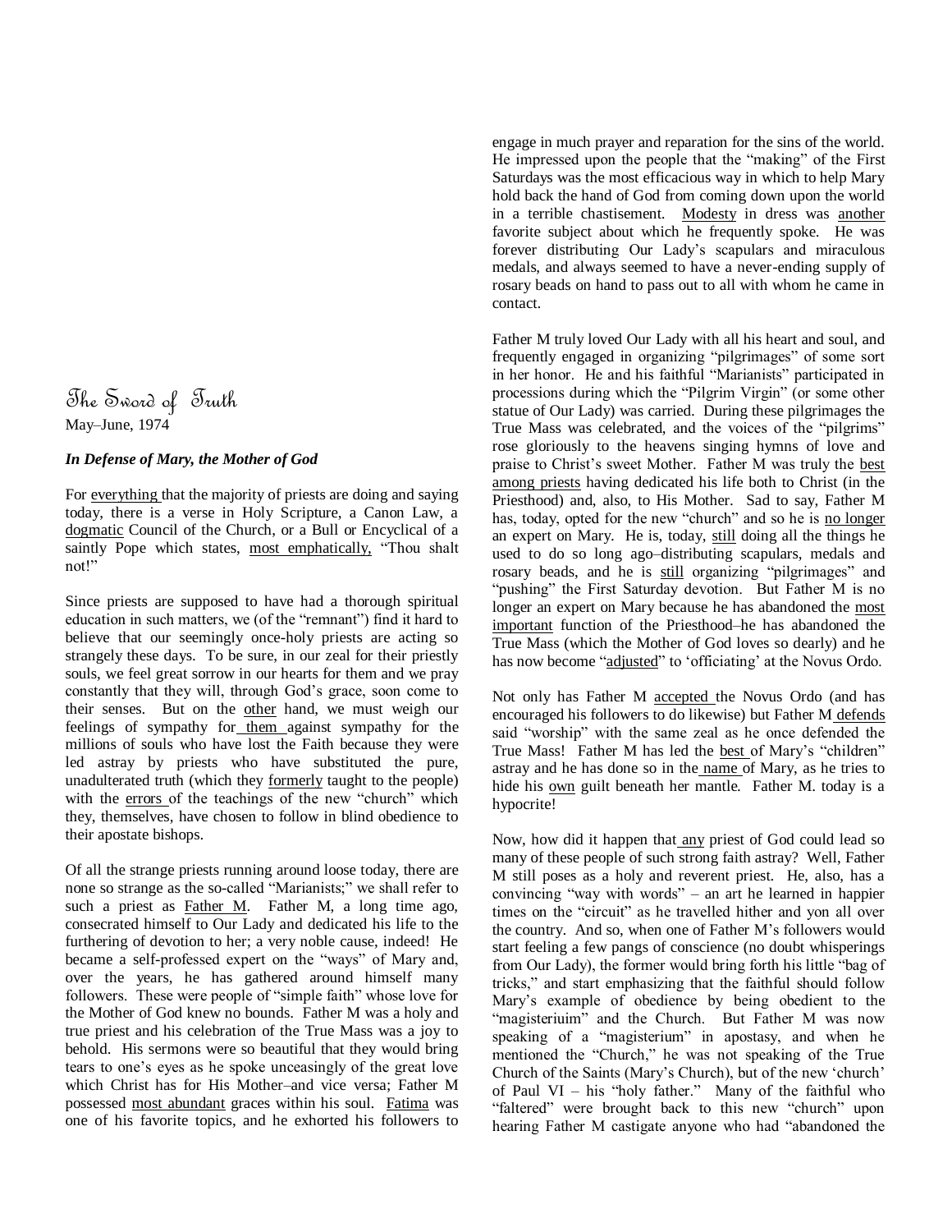# The Sword of Truth

May–June, 1974

***In Defense of Mary, the Mother of God***

For everything that the majority of priests are doing and saying today, there is a verse in Holy Scripture, a Canon Law, a dogmatic Council of the Church, or a Bull or Encyclical of a saintly Pope which states, most emphatically, "Thou shalt not!"

Since priests are supposed to have had a thorough spiritual education in such matters, we (of the "remnant") find it hard to believe that our seemingly once-holy priests are acting so strangely these days. To be sure, in our zeal for their priestly souls, we feel great sorrow in our hearts for them and we pray constantly that they will, through God's grace, soon come to their senses. But on the other hand, we must weigh our feelings of sympathy for them against sympathy for the millions of souls who have lost the Faith because they were led astray by priests who have substituted the pure, unadulterated truth (which they formerly taught to the people) with the errors of the teachings of the new "church" which they, themselves, have chosen to follow in blind obedience to their apostate bishops.

Of all the strange priests running around loose today, there are none so strange as the so-called "Marianists;" we shall refer to such a priest as Father M. Father M, a long time ago, consecrated himself to Our Lady and dedicated his life to the furthering of devotion to her; a very noble cause, indeed! He became a self-professed expert on the "ways" of Mary and, over the years, he has gathered around himself many followers. These were people of "simple faith" whose love for the Mother of God knew no bounds. Father M was a holy and true priest and his celebration of the True Mass was a joy to behold. His sermons were so beautiful that they would bring tears to one's eyes as he spoke unceasingly of the great love which Christ has for His Mother–and vice versa; Father M possessed most abundant graces within his soul. Fatima was one of his favorite topics, and he exhorted his followers to engage in much prayer and reparation for the sins of the world. He impressed upon the people that the "making" of the First Saturdays was the most efficacious way in which to help Mary hold back the hand of God from coming down upon the world in a terrible chastisement. Modesty in dress was another favorite subject about which he frequently spoke. He was forever distributing Our Lady's scapulars and miraculous medals, and always seemed to have a never-ending supply of rosary beads on hand to pass out to all with whom he came in contact.

Father M truly loved Our Lady with all his heart and soul, and frequently engaged in organizing "pilgrimages" of some sort in her honor. He and his faithful "Marianists" participated in processions during which the "Pilgrim Virgin" (or some other statue of Our Lady) was carried. During these pilgrimages the True Mass was celebrated, and the voices of the "pilgrims" rose gloriously to the heavens singing hymns of love and praise to Christ's sweet Mother. Father M was truly the best among priests having dedicated his life both to Christ (in the Priesthood) and, also, to His Mother. Sad to say, Father M has, today, opted for the new "church" and so he is no longer an expert on Mary. He is, today, still doing all the things he used to do so long ago–distributing scapulars, medals and rosary beads, and he is still organizing "pilgrimages" and "pushing" the First Saturday devotion. But Father M is no longer an expert on Mary because he has abandoned the most important function of the Priesthood–he has abandoned the True Mass (which the Mother of God loves so dearly) and he has now become "adjusted" to 'officiating' at the Novus Ordo.

Not only has Father M accepted the Novus Ordo (and has encouraged his followers to do likewise) but Father M defends said "worship" with the same zeal as he once defended the True Mass! Father M has led the best of Mary's "children" astray and he has done so in the name of Mary, as he tries to hide his own guilt beneath her mantle. Father M. today is a hypocrite!

Now, how did it happen that any priest of God could lead so many of these people of such strong faith astray? Well, Father M still poses as a holy and reverent priest. He, also, has a convincing "way with words" – an art he learned in happier times on the "circuit" as he travelled hither and yon all over the country. And so, when one of Father M's followers would start feeling a few pangs of conscience (no doubt whisperings from Our Lady), the former would bring forth his little "bag of tricks," and start emphasizing that the faithful should follow Mary's example of obedience by being obedient to the "magisteriuim" and the Church. But Father M was now speaking of a "magisterium" in apostasy, and when he mentioned the "Church," he was not speaking of the True Church of the Saints (Mary's Church), but of the new 'church' of Paul VI – his "holy father." Many of the faithful who "faltered" were brought back to this new "church" upon hearing Father M castigate anyone who had "abandoned the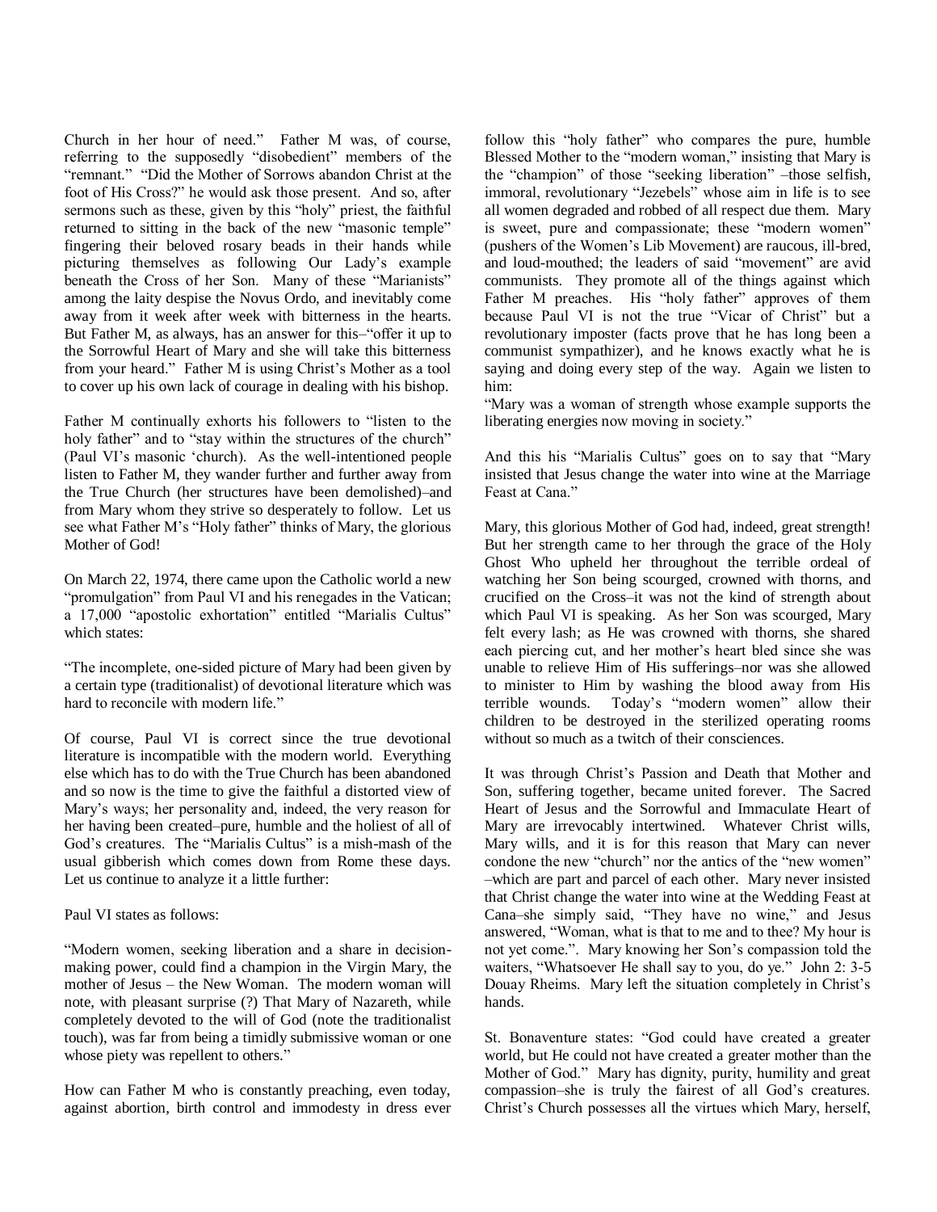Church in her hour of need." Father M was, of course, referring to the supposedly "disobedient" members of the "remnant." "Did the Mother of Sorrows abandon Christ at the foot of His Cross?" he would ask those present. And so, after sermons such as these, given by this "holy" priest, the faithful returned to sitting in the back of the new "masonic temple" fingering their beloved rosary beads in their hands while picturing themselves as following Our Lady's example beneath the Cross of her Son. Many of these "Marianists" among the laity despise the Novus Ordo, and inevitably come away from it week after week with bitterness in the hearts. But Father M, as always, has an answer for this–"offer it up to the Sorrowful Heart of Mary and she will take this bitterness from your heard." Father M is using Christ's Mother as a tool to cover up his own lack of courage in dealing with his bishop.

Father M continually exhorts his followers to "listen to the holy father" and to "stay within the structures of the church" (Paul VI's masonic 'church). As the well-intentioned people listen to Father M, they wander further and further away from the True Church (her structures have been demolished)–and from Mary whom they strive so desperately to follow. Let us see what Father M's "Holy father" thinks of Mary, the glorious Mother of God!

On March 22, 1974, there came upon the Catholic world a new "promulgation" from Paul VI and his renegades in the Vatican; a 17,000 "apostolic exhortation" entitled "Marialis Cultus" which states:

"The incomplete, one-sided picture of Mary had been given by a certain type (traditionalist) of devotional literature which was hard to reconcile with modern life."

Of course, Paul VI is correct since the true devotional literature is incompatible with the modern world. Everything else which has to do with the True Church has been abandoned and so now is the time to give the faithful a distorted view of Mary's ways; her personality and, indeed, the very reason for her having been created–pure, humble and the holiest of all of God's creatures. The "Marialis Cultus" is a mish-mash of the usual gibberish which comes down from Rome these days. Let us continue to analyze it a little further:

Paul VI states as follows:

"Modern women, seeking liberation and a share in decision-making power, could find a champion in the Virgin Mary, the mother of Jesus – the New Woman. The modern woman will note, with pleasant surprise (?) That Mary of Nazareth, while completely devoted to the will of God (note the traditionalist touch), was far from being a timidly submissive woman or one whose piety was repellent to others."

How can Father M who is constantly preaching, even today, against abortion, birth control and immodesty in dress ever follow this "holy father" who compares the pure, humble Blessed Mother to the "modern woman," insisting that Mary is the "champion" of those "seeking liberation" –those selfish, immoral, revolutionary "Jezebels" whose aim in life is to see all women degraded and robbed of all respect due them. Mary is sweet, pure and compassionate; these "modern women" (pushers of the Women's Lib Movement) are raucous, ill-bred, and loud-mouthed; the leaders of said "movement" are avid communists. They promote all of the things against which Father M preaches. His "holy father" approves of them because Paul VI is not the true "Vicar of Christ" but a revolutionary imposter (facts prove that he has long been a communist sympathizer), and he knows exactly what he is saying and doing every step of the way. Again we listen to him:

"Mary was a woman of strength whose example supports the liberating energies now moving in society."

And this his "Marialis Cultus" goes on to say that "Mary insisted that Jesus change the water into wine at the Marriage Feast at Cana."

Mary, this glorious Mother of God had, indeed, great strength! But her strength came to her through the grace of the Holy Ghost Who upheld her throughout the terrible ordeal of watching her Son being scourged, crowned with thorns, and crucified on the Cross–it was not the kind of strength about which Paul VI is speaking. As her Son was scourged, Mary felt every lash; as He was crowned with thorns, she shared each piercing cut, and her mother's heart bled since she was unable to relieve Him of His sufferings–nor was she allowed to minister to Him by washing the blood away from His terrible wounds. Today's "modern women" allow their children to be destroyed in the sterilized operating rooms without so much as a twitch of their consciences.

It was through Christ's Passion and Death that Mother and Son, suffering together, became united forever. The Sacred Heart of Jesus and the Sorrowful and Immaculate Heart of Mary are irrevocably intertwined. Whatever Christ wills, Mary wills, and it is for this reason that Mary can never condone the new "church" nor the antics of the "new women" –which are part and parcel of each other. Mary never insisted that Christ change the water into wine at the Wedding Feast at Cana–she simply said, "They have no wine," and Jesus answered, "Woman, what is that to me and to thee? My hour is not yet come.". Mary knowing her Son's compassion told the waiters, "Whatsoever He shall say to you, do ye." John 2: 3-5 Douay Rheims. Mary left the situation completely in Christ's hands.

St. Bonaventure states: "God could have created a greater world, but He could not have created a greater mother than the Mother of God." Mary has dignity, purity, humility and great compassion–she is truly the fairest of all God's creatures. Christ's Church possesses all the virtues which Mary, herself,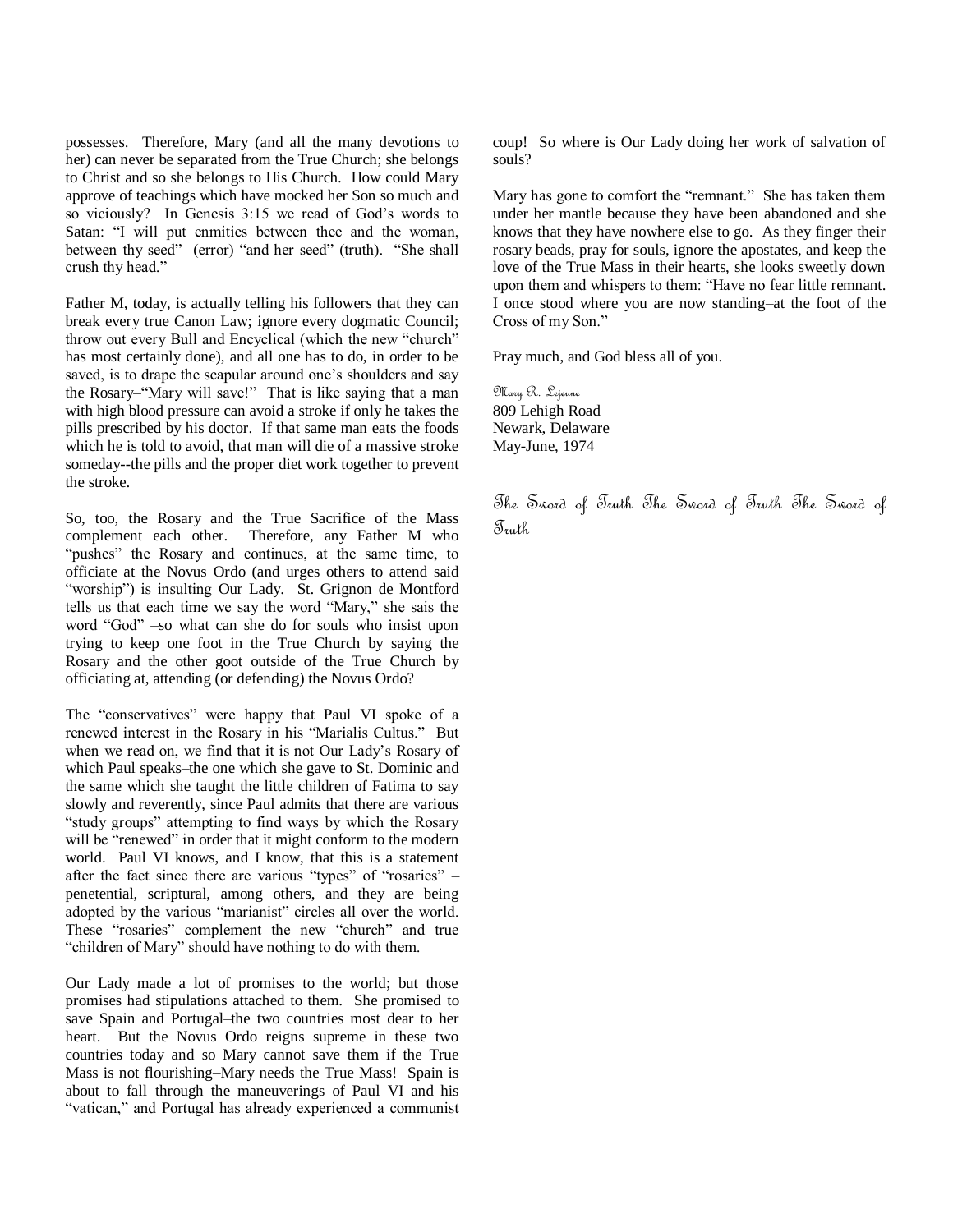possesses. Therefore, Mary (and all the many devotions to her) can never be separated from the True Church; she belongs to Christ and so she belongs to His Church. How could Mary approve of teachings which have mocked her Son so much and so viciously? In Genesis 3:15 we read of God's words to Satan: "I will put enmities between thee and the woman, between thy seed" (error) "and her seed" (truth). "She shall crush thy head."

Father M, today, is actually telling his followers that they can break every true Canon Law; ignore every dogmatic Council; throw out every Bull and Encyclical (which the new "church" has most certainly done), and all one has to do, in order to be saved, is to drape the scapular around one's shoulders and say the Rosary–"Mary will save!" That is like saying that a man with high blood pressure can avoid a stroke if only he takes the pills prescribed by his doctor. If that same man eats the foods which he is told to avoid, that man will die of a massive stroke someday--the pills and the proper diet work together to prevent the stroke.

So, too, the Rosary and the True Sacrifice of the Mass complement each other. Therefore, any Father M who "pushes" the Rosary and continues, at the same time, to officiate at the Novus Ordo (and urges others to attend said "worship") is insulting Our Lady. St. Grignon de Montford tells us that each time we say the word "Mary," she sais the word "God" –so what can she do for souls who insist upon trying to keep one foot in the True Church by saying the Rosary and the other goot outside of the True Church by officiating at, attending (or defending) the Novus Ordo?

The "conservatives" were happy that Paul VI spoke of a renewed interest in the Rosary in his "Marialis Cultus." But when we read on, we find that it is not Our Lady's Rosary of which Paul speaks–the one which she gave to St. Dominic and the same which she taught the little children of Fatima to say slowly and reverently, since Paul admits that there are various "study groups" attempting to find ways by which the Rosary will be "renewed" in order that it might conform to the modern world. Paul VI knows, and I know, that this is a statement after the fact since there are various "types" of "rosaries" – penetential, scriptural, among others, and they are being adopted by the various "marianist" circles all over the world. These "rosaries" complement the new "church" and true "children of Mary" should have nothing to do with them.

Our Lady made a lot of promises to the world; but those promises had stipulations attached to them. She promised to save Spain and Portugal–the two countries most dear to her heart. But the Novus Ordo reigns supreme in these two countries today and so Mary cannot save them if the True Mass is not flourishing–Mary needs the True Mass! Spain is about to fall–through the maneuverings of Paul VI and his "vatican," and Portugal has already experienced a communist coup! So where is Our Lady doing her work of salvation of souls?

Mary has gone to comfort the "remnant." She has taken them under her mantle because they have been abandoned and she knows that they have nowhere else to go. As they finger their rosary beads, pray for souls, ignore the apostates, and keep the love of the True Mass in their hearts, she looks sweetly down upon them and whispers to them: "Have no fear little remnant. I once stood where you are now standing–at the foot of the Cross of my Son."

Pray much, and God bless all of you.

Mary R. Lejeune
809 Lehigh Road
Newark, Delaware
May-June, 1974

The Sword of Truth The Sword of Truth The Sword of Truth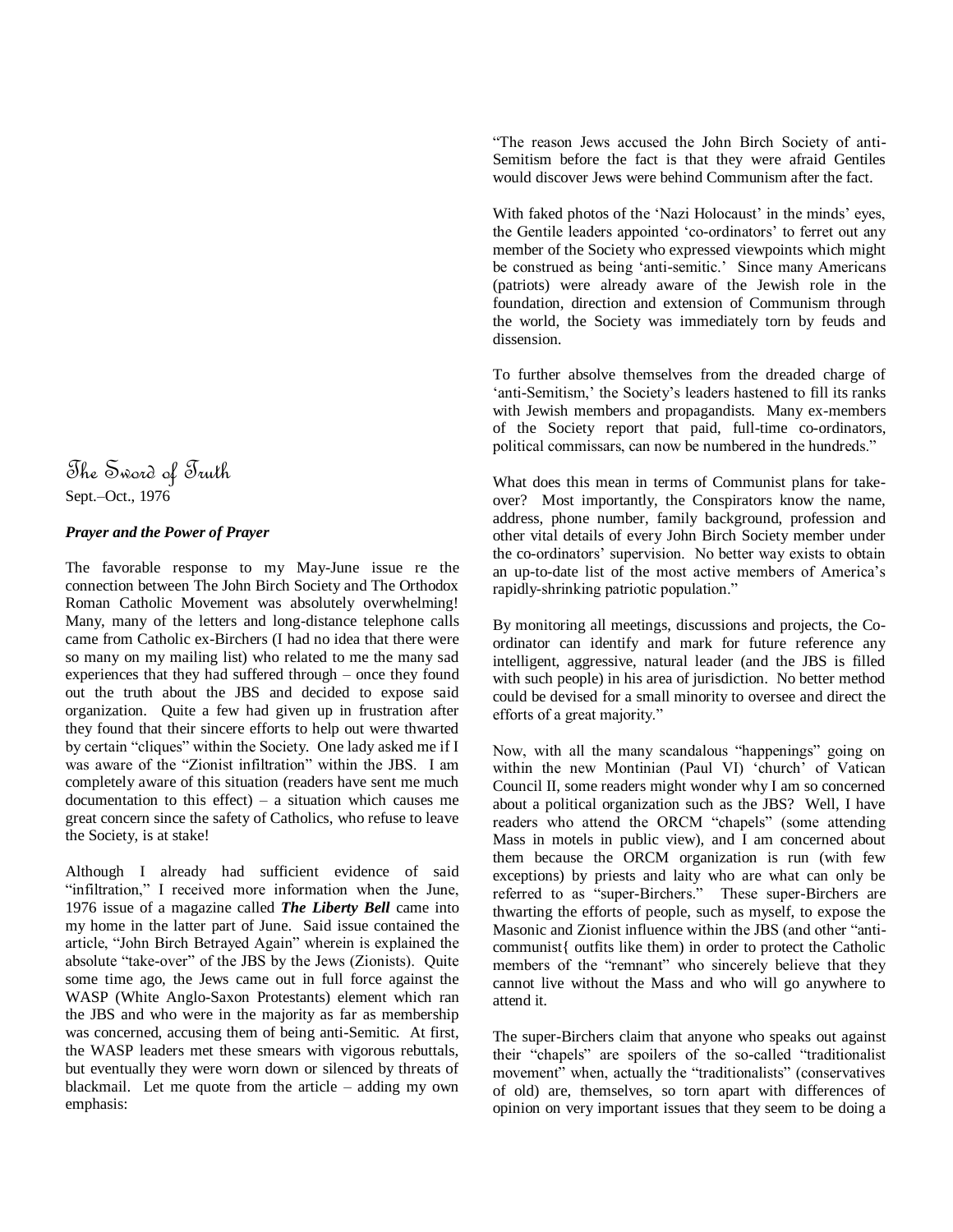# The Sword of Truth

Sept.–Oct., 1976

***Prayer and the Power of Prayer***

The favorable response to my May-June issue re the connection between The John Birch Society and The Orthodox Roman Catholic Movement was absolutely overwhelming! Many, many of the letters and long-distance telephone calls came from Catholic ex-Birchers (I had no idea that there were so many on my mailing list) who related to me the many sad experiences that they had suffered through – once they found out the truth about the JBS and decided to expose said organization. Quite a few had given up in frustration after they found that their sincere efforts to help out were thwarted by certain "cliques" within the Society. One lady asked me if I was aware of the "Zionist infiltration" within the JBS. I am completely aware of this situation (readers have sent me much documentation to this effect) – a situation which causes me great concern since the safety of Catholics, who refuse to leave the Society, is at stake!

Although I already had sufficient evidence of said "infiltration," I received more information when the June, 1976 issue of a magazine called ***The Liberty Bell*** came into my home in the latter part of June. Said issue contained the article, "John Birch Betrayed Again" wherein is explained the absolute "take-over" of the JBS by the Jews (Zionists). Quite some time ago, the Jews came out in full force against the WASP (White Anglo-Saxon Protestants) element which ran the JBS and who were in the majority as far as membership was concerned, accusing them of being anti-Semitic. At first, the WASP leaders met these smears with vigorous rebuttals, but eventually they were worn down or silenced by threats of blackmail. Let me quote from the article – adding my own emphasis:

"The reason Jews accused the John Birch Society of anti-Semitism before the fact is that they were afraid Gentiles would discover Jews were behind Communism after the fact.

With faked photos of the 'Nazi Holocaust' in the minds' eyes, the Gentile leaders appointed 'co-ordinators' to ferret out any member of the Society who expressed viewpoints which might be construed as being 'anti-semitic.' Since many Americans (patriots) were already aware of the Jewish role in the foundation, direction and extension of Communism through the world, the Society was immediately torn by feuds and dissension.

To further absolve themselves from the dreaded charge of 'anti-Semitism,' the Society's leaders hastened to fill its ranks with Jewish members and propagandists. Many ex-members of the Society report that paid, full-time co-ordinators, political commissars, can now be numbered in the hundreds."

What does this mean in terms of Communist plans for take-over? Most importantly, the Conspirators know the name, address, phone number, family background, profession and other vital details of every John Birch Society member under the co-ordinators' supervision. No better way exists to obtain an up-to-date list of the most active members of America's rapidly-shrinking patriotic population."

By monitoring all meetings, discussions and projects, the Co-ordinator can identify and mark for future reference any intelligent, aggressive, natural leader (and the JBS is filled with such people) in his area of jurisdiction. No better method could be devised for a small minority to oversee and direct the efforts of a great majority."

Now, with all the many scandalous "happenings" going on within the new Montinian (Paul VI) 'church' of Vatican Council II, some readers might wonder why I am so concerned about a political organization such as the JBS? Well, I have readers who attend the ORCM "chapels" (some attending Mass in motels in public view), and I am concerned about them because the ORCM organization is run (with few exceptions) by priests and laity who are what can only be referred to as "super-Birchers." These super-Birchers are thwarting the efforts of people, such as myself, to expose the Masonic and Zionist influence within the JBS (and other "anti-communist{ outfits like them) in order to protect the Catholic members of the "remnant" who sincerely believe that they cannot live without the Mass and who will go anywhere to attend it.

The super-Birchers claim that anyone who speaks out against their "chapels" are spoilers of the so-called "traditionalist movement" when, actually the "traditionalists" (conservatives of old) are, themselves, so torn apart with differences of opinion on very important issues that they seem to be doing a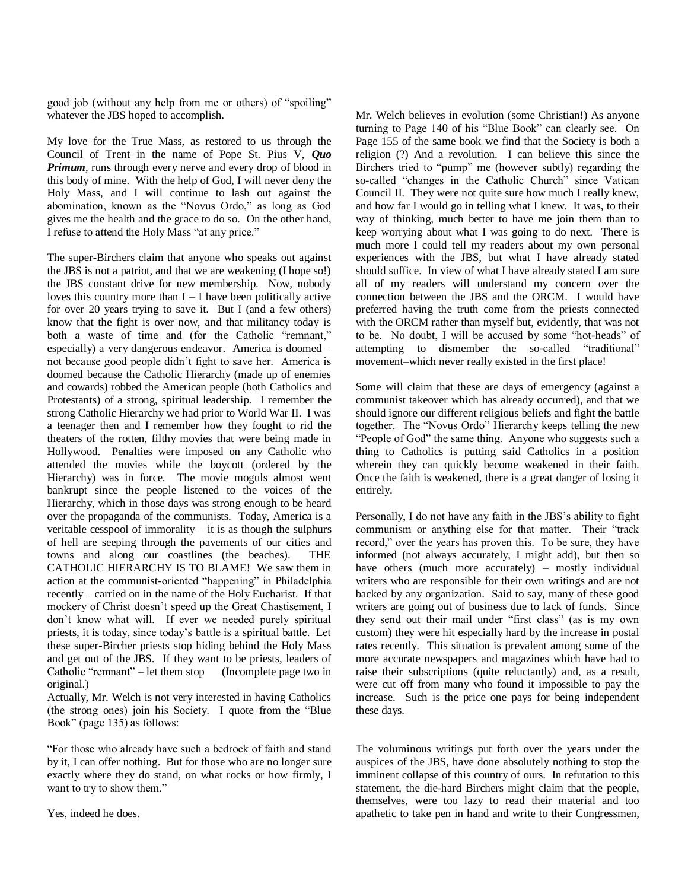good job (without any help from me or others) of "spoiling" whatever the JBS hoped to accomplish.

My love for the True Mass, as restored to us through the Council of Trent in the name of Pope St. Pius V, ***Quo Primum***, runs through every nerve and every drop of blood in this body of mine. With the help of God, I will never deny the Holy Mass, and I will continue to lash out against the abomination, known as the "Novus Ordo," as long as God gives me the health and the grace to do so. On the other hand, I refuse to attend the Holy Mass "at any price."

The super-Birchers claim that anyone who speaks out against the JBS is not a patriot, and that we are weakening (I hope so!) the JBS constant drive for new membership. Now, nobody loves this country more than I – I have been politically active for over 20 years trying to save it. But I (and a few others) know that the fight is over now, and that militancy today is both a waste of time and (for the Catholic "remnant," especially) a very dangerous endeavor. America is doomed – not because good people didn't fight to save her. America is doomed because the Catholic Hierarchy (made up of enemies and cowards) robbed the American people (both Catholics and Protestants) of a strong, spiritual leadership. I remember the strong Catholic Hierarchy we had prior to World War II. I was a teenager then and I remember how they fought to rid the theaters of the rotten, filthy movies that were being made in Hollywood. Penalties were imposed on any Catholic who attended the movies while the boycott (ordered by the Hierarchy) was in force. The movie moguls almost went bankrupt since the people listened to the voices of the Hierarchy, which in those days was strong enough to be heard over the propaganda of the communists. Today, America is a veritable cesspool of immorality – it is as though the sulphurs of hell are seeping through the pavements of our cities and towns and along our coastlines (the beaches). THE CATHOLIC HIERARCHY IS TO BLAME! We saw them in action at the communist-oriented "happening" in Philadelphia recently – carried on in the name of the Holy Eucharist. If that mockery of Christ doesn't speed up the Great Chastisement, I don't know what will. If ever we needed purely spiritual priests, it is today, since today's battle is a spiritual battle. Let these super-Bircher priests stop hiding behind the Holy Mass and get out of the JBS. If they want to be priests, leaders of Catholic "remnant" – let them stop (Incomplete page two in original.)

Actually, Mr. Welch is not very interested in having Catholics (the strong ones) join his Society. I quote from the "Blue Book" (page 135) as follows:

"For those who already have such a bedrock of faith and stand by it, I can offer nothing. But for those who are no longer sure exactly where they do stand, on what rocks or how firmly, I want to try to show them."

Yes, indeed he does.

Mr. Welch believes in evolution (some Christian!) As anyone turning to Page 140 of his "Blue Book" can clearly see. On Page 155 of the same book we find that the Society is both a religion (?) And a revolution. I can believe this since the Birchers tried to "pump" me (however subtly) regarding the so-called "changes in the Catholic Church" since Vatican Council II. They were not quite sure how much I really knew, and how far I would go in telling what I knew. It was, to their way of thinking, much better to have me join them than to keep worrying about what I was going to do next. There is much more I could tell my readers about my own personal experiences with the JBS, but what I have already stated should suffice. In view of what I have already stated I am sure all of my readers will understand my concern over the connection between the JBS and the ORCM. I would have preferred having the truth come from the priests connected with the ORCM rather than myself but, evidently, that was not to be. No doubt, I will be accused by some "hot-heads" of attempting to dismember the so-called "traditional" movement–which never really existed in the first place!

Some will claim that these are days of emergency (against a communist takeover which has already occurred), and that we should ignore our different religious beliefs and fight the battle together. The "Novus Ordo" Hierarchy keeps telling the new "People of God" the same thing. Anyone who suggests such a thing to Catholics is putting said Catholics in a position wherein they can quickly become weakened in their faith. Once the faith is weakened, there is a great danger of losing it entirely.

Personally, I do not have any faith in the JBS's ability to fight communism or anything else for that matter. Their "track record," over the years has proven this. To be sure, they have informed (not always accurately, I might add), but then so have others (much more accurately) – mostly individual writers who are responsible for their own writings and are not backed by any organization. Said to say, many of these good writers are going out of business due to lack of funds. Since they send out their mail under "first class" (as is my own custom) they were hit especially hard by the increase in postal rates recently. This situation is prevalent among some of the more accurate newspapers and magazines which have had to raise their subscriptions (quite reluctantly) and, as a result, were cut off from many who found it impossible to pay the increase. Such is the price one pays for being independent these days.

The voluminous writings put forth over the years under the auspices of the JBS, have done absolutely nothing to stop the imminent collapse of this country of ours. In refutation to this statement, the die-hard Birchers might claim that the people, themselves, were too lazy to read their material and too apathetic to take pen in hand and write to their Congressmen,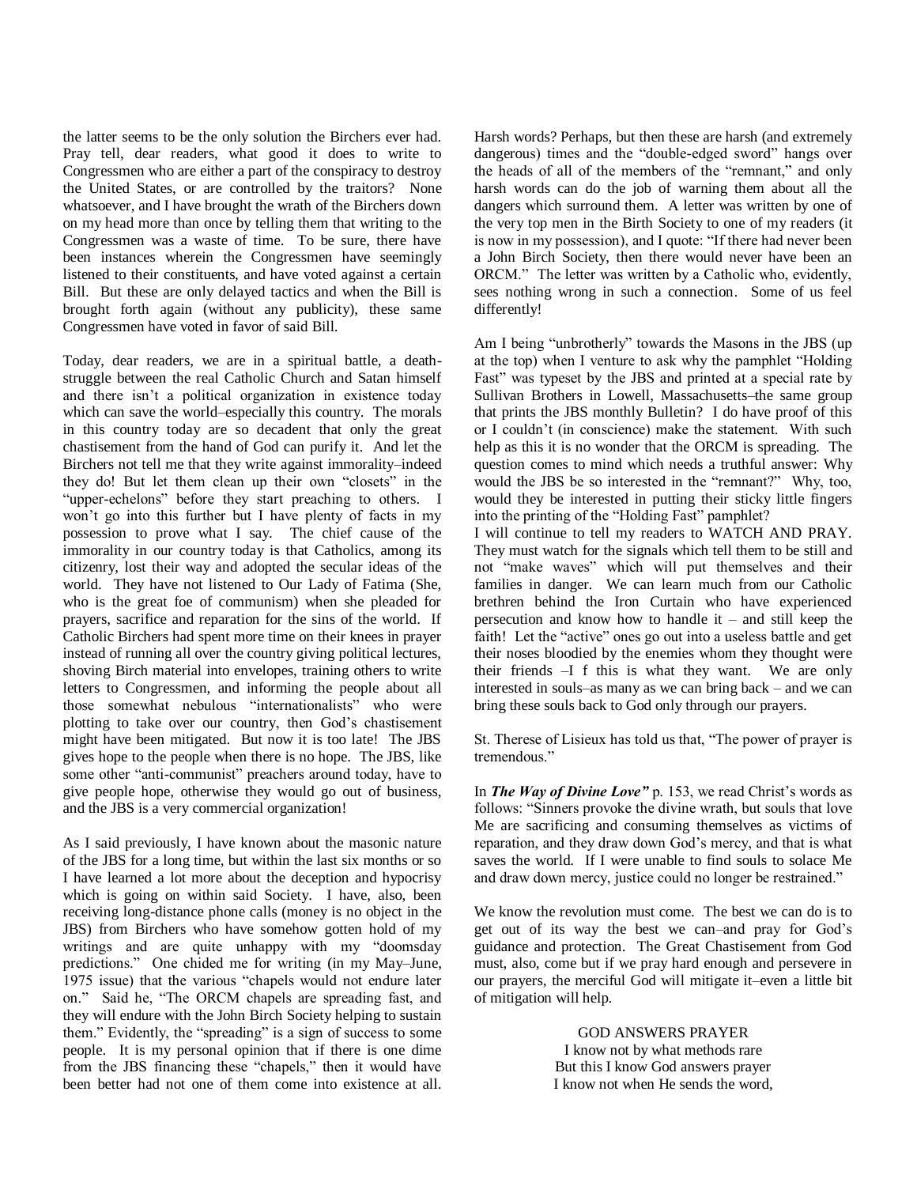the latter seems to be the only solution the Birchers ever had. Pray tell, dear readers, what good it does to write to Congressmen who are either a part of the conspiracy to destroy the United States, or are controlled by the traitors? None whatsoever, and I have brought the wrath of the Birchers down on my head more than once by telling them that writing to the Congressmen was a waste of time. To be sure, there have been instances wherein the Congressmen have seemingly listened to their constituents, and have voted against a certain Bill. But these are only delayed tactics and when the Bill is brought forth again (without any publicity), these same Congressmen have voted in favor of said Bill.

Today, dear readers, we are in a spiritual battle, a death-struggle between the real Catholic Church and Satan himself and there isn't a political organization in existence today which can save the world–especially this country. The morals in this country today are so decadent that only the great chastisement from the hand of God can purify it. And let the Birchers not tell me that they write against immorality–indeed they do! But let them clean up their own "closets" in the "upper-echelons" before they start preaching to others. I won't go into this further but I have plenty of facts in my possession to prove what I say. The chief cause of the immorality in our country today is that Catholics, among its citizenry, lost their way and adopted the secular ideas of the world. They have not listened to Our Lady of Fatima (She, who is the great foe of communism) when she pleaded for prayers, sacrifice and reparation for the sins of the world. If Catholic Birchers had spent more time on their knees in prayer instead of running all over the country giving political lectures, shoving Birch material into envelopes, training others to write letters to Congressmen, and informing the people about all those somewhat nebulous "internationalists" who were plotting to take over our country, then God's chastisement might have been mitigated. But now it is too late! The JBS gives hope to the people when there is no hope. The JBS, like some other "anti-communist" preachers around today, have to give people hope, otherwise they would go out of business, and the JBS is a very commercial organization!

As I said previously, I have known about the masonic nature of the JBS for a long time, but within the last six months or so I have learned a lot more about the deception and hypocrisy which is going on within said Society. I have, also, been receiving long-distance phone calls (money is no object in the JBS) from Birchers who have somehow gotten hold of my writings and are quite unhappy with my "doomsday predictions." One chided me for writing (in my May–June, 1975 issue) that the various "chapels would not endure later on." Said he, "The ORCM chapels are spreading fast, and they will endure with the John Birch Society helping to sustain them." Evidently, the "spreading" is a sign of success to some people. It is my personal opinion that if there is one dime from the JBS financing these "chapels," then it would have been better had not one of them come into existence at all. Harsh words? Perhaps, but then these are harsh (and extremely dangerous) times and the "double-edged sword" hangs over the heads of all of the members of the "remnant," and only harsh words can do the job of warning them about all the dangers which surround them. A letter was written by one of the very top men in the Birth Society to one of my readers (it is now in my possession), and I quote: "If there had never been a John Birch Society, then there would never have been an ORCM." The letter was written by a Catholic who, evidently, sees nothing wrong in such a connection. Some of us feel differently!

Am I being "unbrotherly" towards the Masons in the JBS (up at the top) when I venture to ask why the pamphlet "Holding Fast" was typeset by the JBS and printed at a special rate by Sullivan Brothers in Lowell, Massachusetts–the same group that prints the JBS monthly Bulletin? I do have proof of this or I couldn't (in conscience) make the statement. With such help as this it is no wonder that the ORCM is spreading. The question comes to mind which needs a truthful answer: Why would the JBS be so interested in the "remnant?" Why, too, would they be interested in putting their sticky little fingers into the printing of the "Holding Fast" pamphlet?

I will continue to tell my readers to WATCH AND PRAY. They must watch for the signals which tell them to be still and not "make waves" which will put themselves and their families in danger. We can learn much from our Catholic brethren behind the Iron Curtain who have experienced persecution and know how to handle it – and still keep the faith! Let the "active" ones go out into a useless battle and get their noses bloodied by the enemies whom they thought were their friends –I f this is what they want. We are only interested in souls–as many as we can bring back – and we can bring these souls back to God only through our prayers.

St. Therese of Lisieux has told us that, "The power of prayer is tremendous."

In ***The Way of Divine Love"*** p. 153, we read Christ's words as follows: "Sinners provoke the divine wrath, but souls that love Me are sacrificing and consuming themselves as victims of reparation, and they draw down God's mercy, and that is what saves the world. If I were unable to find souls to solace Me and draw down mercy, justice could no longer be restrained."

We know the revolution must come. The best we can do is to get out of its way the best we can–and pray for God's guidance and protection. The Great Chastisement from God must, also, come but if we pray hard enough and persevere in our prayers, the merciful God will mitigate it–even a little bit of mitigation will help.

GOD ANSWERS PRAYER

I know not by what methods rare
But this I know God answers prayer
I know not when He sends the word,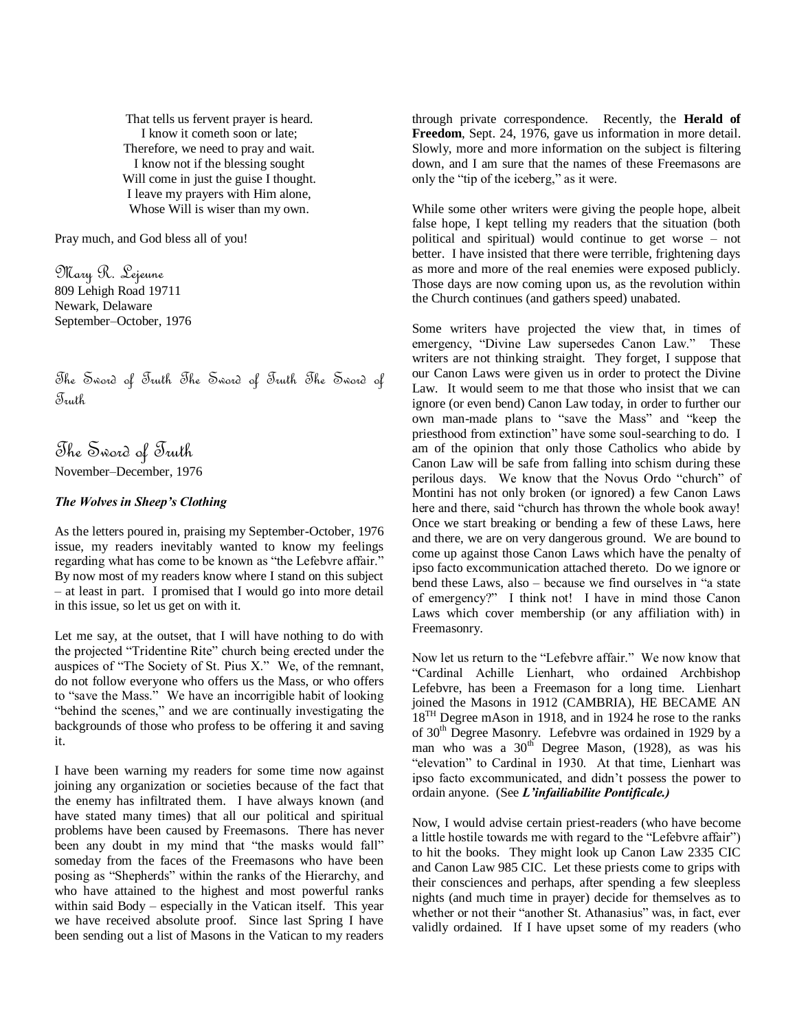That tells us fervent prayer is heard.
I know it cometh soon or late;
Therefore, we need to pray and wait.
I know not if the blessing sought
Will come in just the guise I thought.
I leave my prayers with Him alone,
Whose Will is wiser than my own.

Pray much, and God bless all of you!

Mary R. Lejeune
809 Lehigh Road 19711
Newark, Delaware
September–October, 1976

The Sword of Truth The Sword of Truth The Sword of Truth

# The Sword of Truth

November–December, 1976

***The Wolves in Sheep's Clothing***

As the letters poured in, praising my September-October, 1976 issue, my readers inevitably wanted to know my feelings regarding what has come to be known as "the Lefebvre affair." By now most of my readers know where I stand on this subject – at least in part. I promised that I would go into more detail in this issue, so let us get on with it.

Let me say, at the outset, that I will have nothing to do with the projected "Tridentine Rite" church being erected under the auspices of "The Society of St. Pius X." We, of the remnant, do not follow everyone who offers us the Mass, or who offers to "save the Mass." We have an incorrigible habit of looking "behind the scenes," and we are continually investigating the backgrounds of those who profess to be offering it and saving it.

I have been warning my readers for some time now against joining any organization or societies because of the fact that the enemy has infiltrated them. I have always known (and have stated many times) that all our political and spiritual problems have been caused by Freemasons. There has never been any doubt in my mind that "the masks would fall" someday from the faces of the Freemasons who have been posing as "Shepherds" within the ranks of the Hierarchy, and who have attained to the highest and most powerful ranks within said Body – especially in the Vatican itself. This year we have received absolute proof. Since last Spring I have been sending out a list of Masons in the Vatican to my readers through private correspondence. Recently, the **Herald of Freedom**, Sept. 24, 1976, gave us information in more detail. Slowly, more and more information on the subject is filtering down, and I am sure that the names of these Freemasons are only the "tip of the iceberg," as it were.

While some other writers were giving the people hope, albeit false hope, I kept telling my readers that the situation (both political and spiritual) would continue to get worse – not better. I have insisted that there were terrible, frightening days as more and more of the real enemies were exposed publicly. Those days are now coming upon us, as the revolution within the Church continues (and gathers speed) unabated.

Some writers have projected the view that, in times of emergency, "Divine Law supersedes Canon Law." These writers are not thinking straight. They forget, I suppose that our Canon Laws were given us in order to protect the Divine Law. It would seem to me that those who insist that we can ignore (or even bend) Canon Law today, in order to further our own man-made plans to "save the Mass" and "keep the priesthood from extinction" have some soul-searching to do. I am of the opinion that only those Catholics who abide by Canon Law will be safe from falling into schism during these perilous days. We know that the Novus Ordo "church" of Montini has not only broken (or ignored) a few Canon Laws here and there, said "church has thrown the whole book away! Once we start breaking or bending a few of these Laws, here and there, we are on very dangerous ground. We are bound to come up against those Canon Laws which have the penalty of ipso facto excommunication attached thereto. Do we ignore or bend these Laws, also – because we find ourselves in "a state of emergency?" I think not! I have in mind those Canon Laws which cover membership (or any affiliation with) in Freemasonry.

Now let us return to the "Lefebvre affair." We now know that "Cardinal Achille Lienhart, who ordained Archbishop Lefebvre, has been a Freemason for a long time. Lienhart joined the Masons in 1912 (CAMBRIA), HE BECAME AN 18TH Degree mAson in 1918, and in 1924 he rose to the ranks of 30th Degree Masonry. Lefebvre was ordained in 1929 by a man who was a 30th Degree Mason, (1928), as was his "elevation" to Cardinal in 1930. At that time, Lienhart was ipso facto excommunicated, and didn't possess the power to ordain anyone. (See ***L'infailiabilite Pontificale.)***

Now, I would advise certain priest-readers (who have become a little hostile towards me with regard to the "Lefebvre affair") to hit the books. They might look up Canon Law 2335 CIC and Canon Law 985 CIC. Let these priests come to grips with their consciences and perhaps, after spending a few sleepless nights (and much time in prayer) decide for themselves as to whether or not their "another St. Athanasius" was, in fact, ever validly ordained. If I have upset some of my readers (who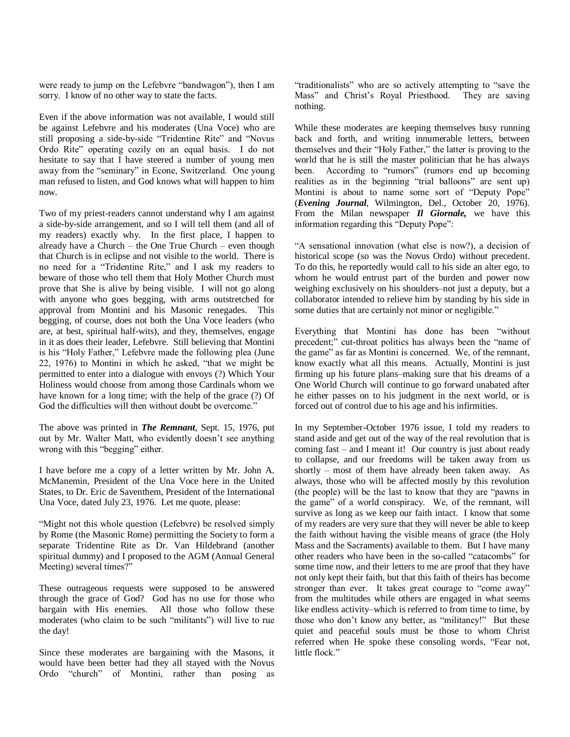were ready to jump on the Lefebvre "bandwagon"), then I am sorry. I know of no other way to state the facts.

Even if the above information was not available, I would still be against Lefebvre and his moderates (Una Voce) who are still proposing a side-by-side "Tridentine Rite" and "Novus Ordo Rite" operating cozily on an equal basis. I do not hesitate to say that I have steered a number of young men away from the "seminary" in Econe, Switzerland. One young man refused to listen, and God knows what will happen to him now.

Two of my priest-readers cannot understand why I am against a side-by-side arrangement, and so I will tell them (and all of my readers) exactly why. In the first place, I happen to already have a Church – the One True Church – even though that Church is in eclipse and not visible to the world. There is no need for a "Tridentine Rite," and I ask my readers to beware of those who tell them that Holy Mother Church must prove that She is alive by being visible. I will not go along with anyone who goes begging, with arms outstretched for approval from Montini and his Masonic renegades. This begging, of course, does not both the Una Voce leaders (who are, at best, spiritual half-wits), and they, themselves, engage in it as does their leader, Lefebvre. Still believing that Montini is his "Holy Father," Lefebvre made the following plea (June 22, 1976) to Montini in which he asked, "that we might be permitted to enter into a dialogue with envoys (?) Which Your Holiness would choose from among those Cardinals whom we have known for a long time; with the help of the grace (?) Of God the difficulties will then without doubt be overcome."

The above was printed in ***The Remnant***, Sept. 15, 1976, put out by Mr. Walter Matt, who evidently doesn't see anything wrong with this "begging" either.

I have before me a copy of a letter written by Mr. John A. McManemin, President of the Una Voce here in the United States, to Dr. Eric de Saventhem, President of the International Una Voce, dated July 23, 1976. Let me quote, please:

"Might not this whole question (Lefebvre) be resolved simply by Rome (the Masonic Rome) permitting the Society to form a separate Tridentine Rite as Dr. Van Hildebrand (another spiritual dummy) and I proposed to the AGM (Annual General Meeting) several times?"

These outrageous requests were supposed to be answered through the grace of God? God has no use for those who bargain with His enemies. All those who follow these moderates (who claim to be such "militants") will live to rue the day!

Since these moderates are bargaining with the Masons, it would have been better had they all stayed with the Novus Ordo "church" of Montini, rather than posing as "traditionalists" who are so actively attempting to "save the Mass" and Christ's Royal Priesthood. They are saving nothing.

While these moderates are keeping themselves busy running back and forth, and writing innumerable letters, between themselves and their "Holy Father," the latter is proving to the world that he is still the master politician that he has always been. According to "rumors" (rumors end up becoming realities as in the beginning "trial balloons" are sent up) Montini is about to name some sort of "Deputy Pope" (***Evening Journal***, Wilmington, Del., October 20, 1976). From the Milan newspaper ***Il Giornale,*** we have this information regarding this "Deputy Pope":

"A sensational innovation (what else is now?), a decision of historical scope (so was the Novus Ordo) without precedent. To do this, he reportedly would call to his side an alter ego, to whom he would entrust part of the burden and power now weighing exclusively on his shoulders–not just a deputy, but a collaborator intended to relieve him by standing by his side in some duties that are certainly not minor or negligible."

Everything that Montini has done has been "without precedent;" cut-throat politics has always been the "name of the game" as far as Montini is concerned. We, of the remnant, know exactly what all this means. Actually, Montini is just firming up his future plans–making sure that his dreams of a One World Church will continue to go forward unabated after he either passes on to his judgment in the next world, or is forced out of control due to his age and his infirmities.

In my September-October 1976 issue, I told my readers to stand aside and get out of the way of the real revolution that is coming fast – and I meant it! Our country is just about ready to collapse, and our freedoms will be taken away from us shortly – most of them have already been taken away. As always, those who will be affected mostly by this revolution (the people) will be the last to know that they are "pawns in the game" of a world conspiracy. We, of the remnant, will survive as long as we keep our faith intact. I know that some of my readers are very sure that they will never be able to keep the faith without having the visible means of grace (the Holy Mass and the Sacraments) available to them. But I have many other readers who have been in the so-called "catacombs" for some time now, and their letters to me are proof that they have not only kept their faith, but that this faith of theirs has become stronger than ever. It takes great courage to "come away" from the multitudes while others are engaged in what seems like endless activity–which is referred to from time to time, by those who don't know any better, as "militancy!" But these quiet and peaceful souls must be those to whom Christ referred when He spoke these consoling words, "Fear not, little flock."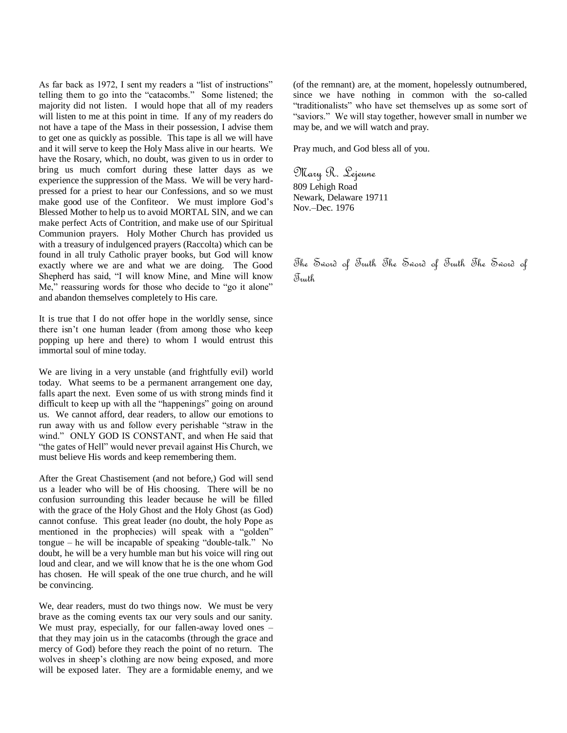As far back as 1972, I sent my readers a "list of instructions" telling them to go into the "catacombs." Some listened; the majority did not listen. I would hope that all of my readers will listen to me at this point in time. If any of my readers do not have a tape of the Mass in their possession, I advise them to get one as quickly as possible. This tape is all we will have and it will serve to keep the Holy Mass alive in our hearts. We have the Rosary, which, no doubt, was given to us in order to bring us much comfort during these latter days as we experience the suppression of the Mass. We will be very hard-pressed for a priest to hear our Confessions, and so we must make good use of the Confiteor. We must implore God's Blessed Mother to help us to avoid MORTAL SIN, and we can make perfect Acts of Contrition, and make use of our Spiritual Communion prayers. Holy Mother Church has provided us with a treasury of indulgenced prayers (Raccolta) which can be found in all truly Catholic prayer books, but God will know exactly where we are and what we are doing. The Good Shepherd has said, "I will know Mine, and Mine will know Me," reassuring words for those who decide to "go it alone" and abandon themselves completely to His care.

It is true that I do not offer hope in the worldly sense, since there isn't one human leader (from among those who keep popping up here and there) to whom I would entrust this immortal soul of mine today.

We are living in a very unstable (and frightfully evil) world today. What seems to be a permanent arrangement one day, falls apart the next. Even some of us with strong minds find it difficult to keep up with all the "happenings" going on around us. We cannot afford, dear readers, to allow our emotions to run away with us and follow every perishable "straw in the wind." ONLY GOD IS CONSTANT, and when He said that "the gates of Hell" would never prevail against His Church, we must believe His words and keep remembering them.

After the Great Chastisement (and not before,) God will send us a leader who will be of His choosing. There will be no confusion surrounding this leader because he will be filled with the grace of the Holy Ghost and the Holy Ghost (as God) cannot confuse. This great leader (no doubt, the holy Pope as mentioned in the prophecies) will speak with a "golden" tongue – he will be incapable of speaking "double-talk." No doubt, he will be a very humble man but his voice will ring out loud and clear, and we will know that he is the one whom God has chosen. He will speak of the one true church, and he will be convincing.

We, dear readers, must do two things now. We must be very brave as the coming events tax our very souls and our sanity. We must pray, especially, for our fallen-away loved ones – that they may join us in the catacombs (through the grace and mercy of God) before they reach the point of no return. The wolves in sheep's clothing are now being exposed, and more will be exposed later. They are a formidable enemy, and we (of the remnant) are, at the moment, hopelessly outnumbered, since we have nothing in common with the so-called "traditionalists" who have set themselves up as some sort of "saviors." We will stay together, however small in number we may be, and we will watch and pray.

Pray much, and God bless all of you.

*Mary R. Lejeune*
809 Lehigh Road
Newark, Delaware 19711
Nov.–Dec. 1976

*The Sword of Truth The Sword of Truth The Sword of Truth*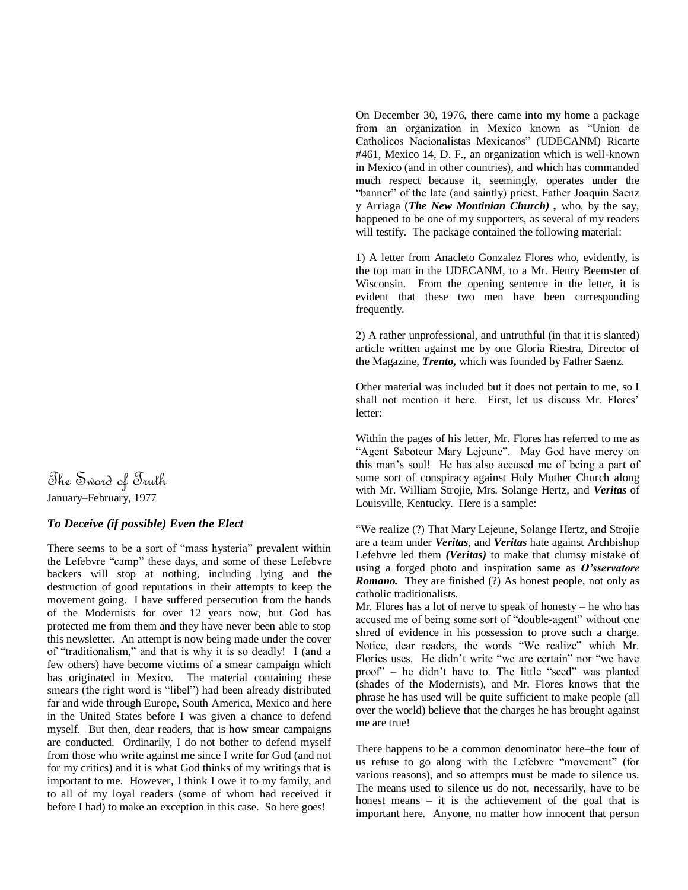The Sword of Truth

January–February, 1977

### *To Deceive (if possible) Even the Elect*

There seems to be a sort of "mass hysteria" prevalent within the Lefebvre "camp" these days, and some of these Lefebvre backers will stop at nothing, including lying and the destruction of good reputations in their attempts to keep the movement going. I have suffered persecution from the hands of the Modernists for over 12 years now, but God has protected me from them and they have never been able to stop this newsletter. An attempt is now being made under the cover of "traditionalism," and that is why it is so deadly! I (and a few others) have become victims of a smear campaign which has originated in Mexico. The material containing these smears (the right word is "libel") had been already distributed far and wide through Europe, South America, Mexico and here in the United States before I was given a chance to defend myself. But then, dear readers, that is how smear campaigns are conducted. Ordinarily, I do not bother to defend myself from those who write against me since I write for God (and not for my critics) and it is what God thinks of my writings that is important to me. However, I think I owe it to my family, and to all of my loyal readers (some of whom had received it before I had) to make an exception in this case. So here goes!

On December 30, 1976, there came into my home a package from an organization in Mexico known as "Union de Catholicos Nacionalistas Mexicanos" (UDECANM) Ricarte #461, Mexico 14, D. F., an organization which is well-known in Mexico (and in other countries), and which has commanded much respect because it, seemingly, operates under the "banner" of the late (and saintly) priest, Father Joaquin Saenz y Arriaga (***The New Montinian Church)*** **,** who, by the say, happened to be one of my supporters, as several of my readers will testify. The package contained the following material:

1) A letter from Anacleto Gonzalez Flores who, evidently, is the top man in the UDECANM, to a Mr. Henry Beemster of Wisconsin. From the opening sentence in the letter, it is evident that these two men have been corresponding frequently.

2) A rather unprofessional, and untruthful (in that it is slanted) article written against me by one Gloria Riestra, Director of the Magazine, ***Trento,*** which was founded by Father Saenz.

Other material was included but it does not pertain to me, so I shall not mention it here. First, let us discuss Mr. Flores' letter:

Within the pages of his letter, Mr. Flores has referred to me as "Agent Saboteur Mary Lejeune". May God have mercy on this man's soul! He has also accused me of being a part of some sort of conspiracy against Holy Mother Church along with Mr. William Strojie, Mrs. Solange Hertz, and ***Veritas*** of Louisville, Kentucky. Here is a sample:

"We realize (?) That Mary Lejeune, Solange Hertz, and Strojie are a team under ***Veritas***, and ***Veritas*** hate against Archbishop Lefebvre led them ***(Veritas)*** to make that clumsy mistake of using a forged photo and inspiration same as ***O'sservatore Romano.*** They are finished (?) As honest people, not only as catholic traditionalists.

Mr. Flores has a lot of nerve to speak of honesty – he who has accused me of being some sort of "double-agent" without one shred of evidence in his possession to prove such a charge. Notice, dear readers, the words "We realize" which Mr. Flories uses. He didn't write "we are certain" nor "we have proof" – he didn't have to. The little "seed" was planted (shades of the Modernists), and Mr. Flores knows that the phrase he has used will be quite sufficient to make people (all over the world) believe that the charges he has brought against me are true!

There happens to be a common denominator here–the four of us refuse to go along with the Lefebvre "movement" (for various reasons), and so attempts must be made to silence us. The means used to silence us do not, necessarily, have to be honest means – it is the achievement of the goal that is important here. Anyone, no matter how innocent that person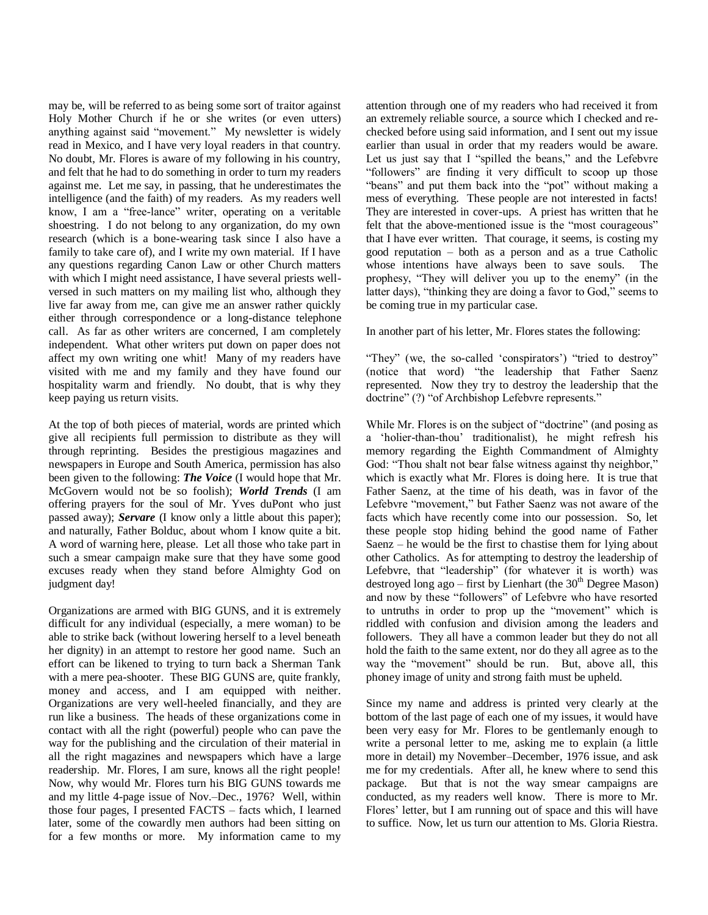may be, will be referred to as being some sort of traitor against Holy Mother Church if he or she writes (or even utters) anything against said "movement." My newsletter is widely read in Mexico, and I have very loyal readers in that country. No doubt, Mr. Flores is aware of my following in his country, and felt that he had to do something in order to turn my readers against me. Let me say, in passing, that he underestimates the intelligence (and the faith) of my readers. As my readers well know, I am a "free-lance" writer, operating on a veritable shoestring. I do not belong to any organization, do my own research (which is a bone-wearing task since I also have a family to take care of), and I write my own material. If I have any questions regarding Canon Law or other Church matters with which I might need assistance, I have several priests well-versed in such matters on my mailing list who, although they live far away from me, can give me an answer rather quickly either through correspondence or a long-distance telephone call. As far as other writers are concerned, I am completely independent. What other writers put down on paper does not affect my own writing one whit! Many of my readers have visited with me and my family and they have found our hospitality warm and friendly. No doubt, that is why they keep paying us return visits.

At the top of both pieces of material, words are printed which give all recipients full permission to distribute as they will through reprinting. Besides the prestigious magazines and newspapers in Europe and South America, permission has also been given to the following: ***The Voice*** (I would hope that Mr. McGovern would not be so foolish); ***World Trends*** (I am offering prayers for the soul of Mr. Yves duPont who just passed away); ***Servare*** (I know only a little about this paper); and naturally, Father Bolduc, about whom I know quite a bit. A word of warning here, please. Let all those who take part in such a smear campaign make sure that they have some good excuses ready when they stand before Almighty God on judgment day!

Organizations are armed with BIG GUNS, and it is extremely difficult for any individual (especially, a mere woman) to be able to strike back (without lowering herself to a level beneath her dignity) in an attempt to restore her good name. Such an effort can be likened to trying to turn back a Sherman Tank with a mere pea-shooter. These BIG GUNS are, quite frankly, money and access, and I am equipped with neither. Organizations are very well-heeled financially, and they are run like a business. The heads of these organizations come in contact with all the right (powerful) people who can pave the way for the publishing and the circulation of their material in all the right magazines and newspapers which have a large readership. Mr. Flores, I am sure, knows all the right people! Now, why would Mr. Flores turn his BIG GUNS towards me and my little 4-page issue of Nov.–Dec., 1976? Well, within those four pages, I presented FACTS – facts which, I learned later, some of the cowardly men authors had been sitting on for a few months or more. My information came to my attention through one of my readers who had received it from an extremely reliable source, a source which I checked and re-checked before using said information, and I sent out my issue earlier than usual in order that my readers would be aware. Let us just say that I "spilled the beans," and the Lefebvre "followers" are finding it very difficult to scoop up those "beans" and put them back into the "pot" without making a mess of everything. These people are not interested in facts! They are interested in cover-ups. A priest has written that he felt that the above-mentioned issue is the "most courageous" that I have ever written. That courage, it seems, is costing my good reputation – both as a person and as a true Catholic whose intentions have always been to save souls. The prophesy, "They will deliver you up to the enemy" (in the latter days), "thinking they are doing a favor to God," seems to be coming true in my particular case.

In another part of his letter, Mr. Flores states the following:

"They" (we, the so-called 'conspirators') "tried to destroy" (notice that word) "the leadership that Father Saenz represented. Now they try to destroy the leadership that the doctrine" (?) "of Archbishop Lefebvre represents."

While Mr. Flores is on the subject of "doctrine" (and posing as a 'holier-than-thou' traditionalist), he might refresh his memory regarding the Eighth Commandment of Almighty God: "Thou shalt not bear false witness against thy neighbor," which is exactly what Mr. Flores is doing here. It is true that Father Saenz, at the time of his death, was in favor of the Lefebvre "movement," but Father Saenz was not aware of the facts which have recently come into our possession. So, let these people stop hiding behind the good name of Father Saenz – he would be the first to chastise them for lying about other Catholics. As for attempting to destroy the leadership of Lefebvre, that "leadership" (for whatever it is worth) was destroyed long ago – first by Lienhart (the 30th Degree Mason) and now by these "followers" of Lefebvre who have resorted to untruths in order to prop up the "movement" which is riddled with confusion and division among the leaders and followers. They all have a common leader but they do not all hold the faith to the same extent, nor do they all agree as to the way the "movement" should be run. But, above all, this phoney image of unity and strong faith must be upheld.

Since my name and address is printed very clearly at the bottom of the last page of each one of my issues, it would have been very easy for Mr. Flores to be gentlemanly enough to write a personal letter to me, asking me to explain (a little more in detail) my November–December, 1976 issue, and ask me for my credentials. After all, he knew where to send this package. But that is not the way smear campaigns are conducted, as my readers well know. There is more to Mr. Flores' letter, but I am running out of space and this will have to suffice. Now, let us turn our attention to Ms. Gloria Riestra.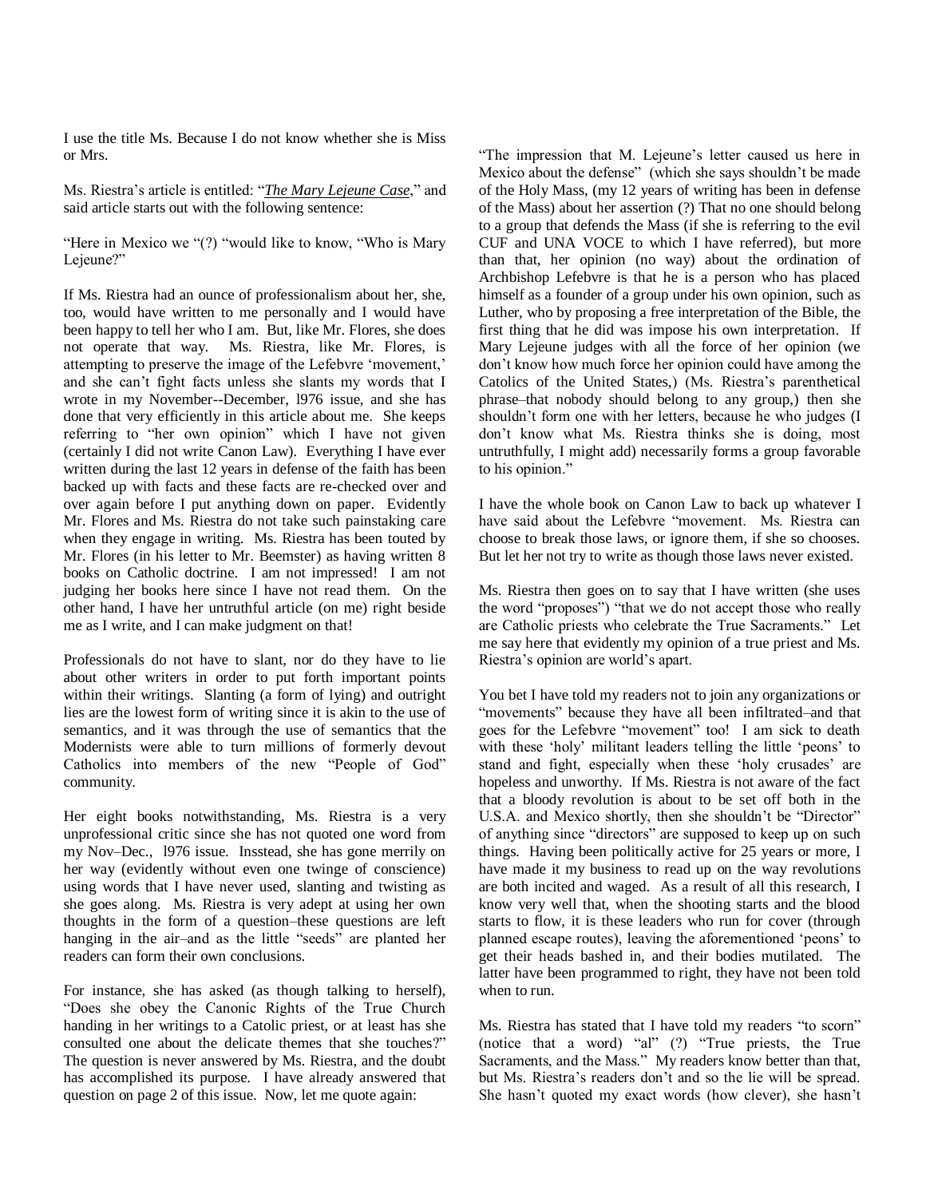I use the title Ms. Because I do not know whether she is Miss or Mrs.

Ms. Riestra's article is entitled: "*The Mary Lejeune Case*," and said article starts out with the following sentence:

"Here in Mexico we "(?) "would like to know, "Who is Mary Lejeune?"

If Ms. Riestra had an ounce of professionalism about her, she, too, would have written to me personally and I would have been happy to tell her who I am. But, like Mr. Flores, she does not operate that way. Ms. Riestra, like Mr. Flores, is attempting to preserve the image of the Lefebvre 'movement,' and she can't fight facts unless she slants my words that I wrote in my November--December, l976 issue, and she has done that very efficiently in this article about me. She keeps referring to "her own opinion" which I have not given (certainly I did not write Canon Law). Everything I have ever written during the last 12 years in defense of the faith has been backed up with facts and these facts are re-checked over and over again before I put anything down on paper. Evidently Mr. Flores and Ms. Riestra do not take such painstaking care when they engage in writing. Ms. Riestra has been touted by Mr. Flores (in his letter to Mr. Beemster) as having written 8 books on Catholic doctrine. I am not impressed! I am not judging her books here since I have not read them. On the other hand, I have her untruthful article (on me) right beside me as I write, and I can make judgment on that!

Professionals do not have to slant, nor do they have to lie about other writers in order to put forth important points within their writings. Slanting (a form of lying) and outright lies are the lowest form of writing since it is akin to the use of semantics, and it was through the use of semantics that the Modernists were able to turn millions of formerly devout Catholics into members of the new "People of God" community.

Her eight books notwithstanding, Ms. Riestra is a very unprofessional critic since she has not quoted one word from my Nov–Dec., l976 issue. Insstead, she has gone merrily on her way (evidently without even one twinge of conscience) using words that I have never used, slanting and twisting as she goes along. Ms. Riestra is very adept at using her own thoughts in the form of a question–these questions are left hanging in the air–and as the little "seeds" are planted her readers can form their own conclusions.

For instance, she has asked (as though talking to herself), "Does she obey the Canonic Rights of the True Church handing in her writings to a Catolic priest, or at least has she consulted one about the delicate themes that she touches?" The question is never answered by Ms. Riestra, and the doubt has accomplished its purpose. I have already answered that question on page 2 of this issue. Now, let me quote again:

"The impression that M. Lejeune's letter caused us here in Mexico about the defense" (which she says shouldn't be made of the Holy Mass, (my 12 years of writing has been in defense of the Mass) about her assertion (?) That no one should belong to a group that defends the Mass (if she is referring to the evil CUF and UNA VOCE to which I have referred), but more than that, her opinion (no way) about the ordination of Archbishop Lefebvre is that he is a person who has placed himself as a founder of a group under his own opinion, such as Luther, who by proposing a free interpretation of the Bible, the first thing that he did was impose his own interpretation. If Mary Lejeune judges with all the force of her opinion (we don't know how much force her opinion could have among the Catolics of the United States,) (Ms. Riestra's parenthetical phrase–that nobody should belong to any group,) then she shouldn't form one with her letters, because he who judges (I don't know what Ms. Riestra thinks she is doing, most untruthfully, I might add) necessarily forms a group favorable to his opinion."

I have the whole book on Canon Law to back up whatever I have said about the Lefebvre "movement. Ms. Riestra can choose to break those laws, or ignore them, if she so chooses. But let her not try to write as though those laws never existed.

Ms. Riestra then goes on to say that I have written (she uses the word "proposes") "that we do not accept those who really are Catholic priests who celebrate the True Sacraments." Let me say here that evidently my opinion of a true priest and Ms. Riestra's opinion are world's apart.

You bet I have told my readers not to join any organizations or "movements" because they have all been infiltrated–and that goes for the Lefebvre "movement" too! I am sick to death with these 'holy' militant leaders telling the little 'peons' to stand and fight, especially when these 'holy crusades' are hopeless and unworthy. If Ms. Riestra is not aware of the fact that a bloody revolution is about to be set off both in the U.S.A. and Mexico shortly, then she shouldn't be "Director" of anything since "directors" are supposed to keep up on such things. Having been politically active for 25 years or more, I have made it my business to read up on the way revolutions are both incited and waged. As a result of all this research, I know very well that, when the shooting starts and the blood starts to flow, it is these leaders who run for cover (through planned escape routes), leaving the aforementioned 'peons' to get their heads bashed in, and their bodies mutilated. The latter have been programmed to right, they have not been told when to run.

Ms. Riestra has stated that I have told my readers "to scorn" (notice that a word) "al" (?) "True priests, the True Sacraments, and the Mass." My readers know better than that, but Ms. Riestra's readers don't and so the lie will be spread. She hasn't quoted my exact words (how clever), she hasn't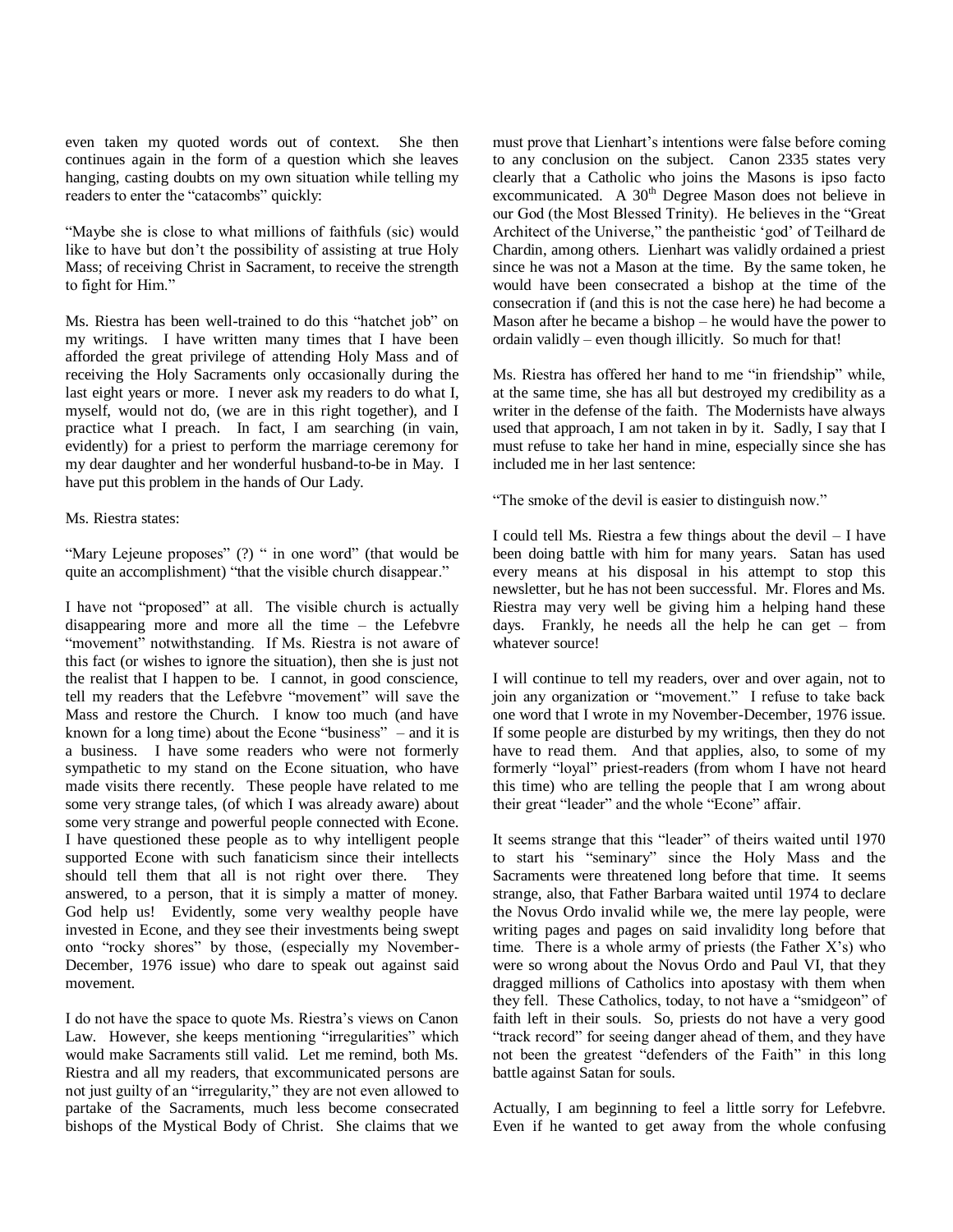even taken my quoted words out of context. She then continues again in the form of a question which she leaves hanging, casting doubts on my own situation while telling my readers to enter the "catacombs" quickly:

"Maybe she is close to what millions of faithfuls (sic) would like to have but don't the possibility of assisting at true Holy Mass; of receiving Christ in Sacrament, to receive the strength to fight for Him."

Ms. Riestra has been well-trained to do this "hatchet job" on my writings. I have written many times that I have been afforded the great privilege of attending Holy Mass and of receiving the Holy Sacraments only occasionally during the last eight years or more. I never ask my readers to do what I, myself, would not do, (we are in this right together), and I practice what I preach. In fact, I am searching (in vain, evidently) for a priest to perform the marriage ceremony for my dear daughter and her wonderful husband-to-be in May. I have put this problem in the hands of Our Lady.

Ms. Riestra states:

"Mary Lejeune proposes" (?) " in one word" (that would be quite an accomplishment) "that the visible church disappear."

I have not "proposed" at all. The visible church is actually disappearing more and more all the time – the Lefebvre "movement" notwithstanding. If Ms. Riestra is not aware of this fact (or wishes to ignore the situation), then she is just not the realist that I happen to be. I cannot, in good conscience, tell my readers that the Lefebvre "movement" will save the Mass and restore the Church. I know too much (and have known for a long time) about the Econe "business" – and it is a business. I have some readers who were not formerly sympathetic to my stand on the Econe situation, who have made visits there recently. These people have related to me some very strange tales, (of which I was already aware) about some very strange and powerful people connected with Econe. I have questioned these people as to why intelligent people supported Econe with such fanaticism since their intellects should tell them that all is not right over there. They answered, to a person, that it is simply a matter of money. God help us! Evidently, some very wealthy people have invested in Econe, and they see their investments being swept onto "rocky shores" by those, (especially my November-December, 1976 issue) who dare to speak out against said movement.

I do not have the space to quote Ms. Riestra's views on Canon Law. However, she keeps mentioning "irregularities" which would make Sacraments still valid. Let me remind, both Ms. Riestra and all my readers, that excommunicated persons are not just guilty of an "irregularity," they are not even allowed to partake of the Sacraments, much less become consecrated bishops of the Mystical Body of Christ. She claims that we must prove that Lienhart's intentions were false before coming to any conclusion on the subject. Canon 2335 states very clearly that a Catholic who joins the Masons is ipso facto excommunicated. A 30th Degree Mason does not believe in our God (the Most Blessed Trinity). He believes in the "Great Architect of the Universe," the pantheistic 'god' of Teilhard de Chardin, among others. Lienhart was validly ordained a priest since he was not a Mason at the time. By the same token, he would have been consecrated a bishop at the time of the consecration if (and this is not the case here) he had become a Mason after he became a bishop – he would have the power to ordain validly – even though illicitly. So much for that!

Ms. Riestra has offered her hand to me "in friendship" while, at the same time, she has all but destroyed my credibility as a writer in the defense of the faith. The Modernists have always used that approach, I am not taken in by it. Sadly, I say that I must refuse to take her hand in mine, especially since she has included me in her last sentence:

"The smoke of the devil is easier to distinguish now."

I could tell Ms. Riestra a few things about the devil – I have been doing battle with him for many years. Satan has used every means at his disposal in his attempt to stop this newsletter, but he has not been successful. Mr. Flores and Ms. Riestra may very well be giving him a helping hand these days. Frankly, he needs all the help he can get – from whatever source!

I will continue to tell my readers, over and over again, not to join any organization or "movement." I refuse to take back one word that I wrote in my November-December, 1976 issue. If some people are disturbed by my writings, then they do not have to read them. And that applies, also, to some of my formerly "loyal" priest-readers (from whom I have not heard this time) who are telling the people that I am wrong about their great "leader" and the whole "Econe" affair.

It seems strange that this "leader" of theirs waited until 1970 to start his "seminary" since the Holy Mass and the Sacraments were threatened long before that time. It seems strange, also, that Father Barbara waited until 1974 to declare the Novus Ordo invalid while we, the mere lay people, were writing pages and pages on said invalidity long before that time. There is a whole army of priests (the Father X's) who were so wrong about the Novus Ordo and Paul VI, that they dragged millions of Catholics into apostasy with them when they fell. These Catholics, today, to not have a "smidgeon" of faith left in their souls. So, priests do not have a very good "track record" for seeing danger ahead of them, and they have not been the greatest "defenders of the Faith" in this long battle against Satan for souls.

Actually, I am beginning to feel a little sorry for Lefebvre. Even if he wanted to get away from the whole confusing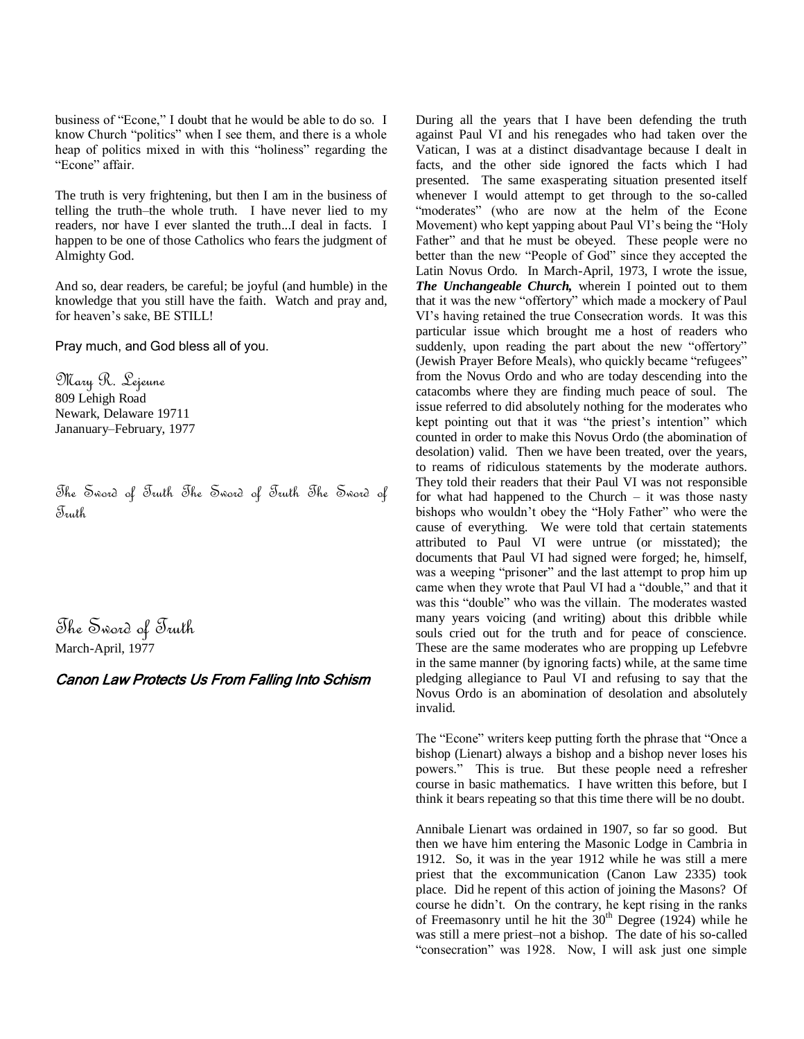business of "Econe," I doubt that he would be able to do so. I know Church "politics" when I see them, and there is a whole heap of politics mixed in with this "holiness" regarding the "Econe" affair.

The truth is very frightening, but then I am in the business of telling the truth–the whole truth. I have never lied to my readers, nor have I ever slanted the truth...I deal in facts. I happen to be one of those Catholics who fears the judgment of Almighty God.

And so, dear readers, be careful; be joyful (and humble) in the knowledge that you still have the faith. Watch and pray and, for heaven's sake, BE STILL!

Pray much, and God bless all of you.

Mary R. Lejeune
809 Lehigh Road
Newark, Delaware 19711
Janananuary–February, 1977

The Sword of Truth The Sword of Truth The Sword of Truth

# The Sword of Truth

March-April, 1977

## *Canon Law Protects Us From Falling Into Schism*

During all the years that I have been defending the truth against Paul VI and his renegades who had taken over the Vatican, I was at a distinct disadvantage because I dealt in facts, and the other side ignored the facts which I had presented. The same exasperating situation presented itself whenever I would attempt to get through to the so-called "moderates" (who are now at the helm of the Econe Movement) who kept yapping about Paul VI's being the "Holy Father" and that he must be obeyed. These people were no better than the new "People of God" since they accepted the Latin Novus Ordo. In March-April, 1973, I wrote the issue, ***The Unchangeable Church,*** wherein I pointed out to them that it was the new "offertory" which made a mockery of Paul VI's having retained the true Consecration words. It was this particular issue which brought me a host of readers who suddenly, upon reading the part about the new "offertory" (Jewish Prayer Before Meals), who quickly became "refugees" from the Novus Ordo and who are today descending into the catacombs where they are finding much peace of soul. The issue referred to did absolutely nothing for the moderates who kept pointing out that it was "the priest's intention" which counted in order to make this Novus Ordo (the abomination of desolation) valid. Then we have been treated, over the years, to reams of ridiculous statements by the moderate authors. They told their readers that their Paul VI was not responsible for what had happened to the Church – it was those nasty bishops who wouldn't obey the "Holy Father" who were the cause of everything. We were told that certain statements attributed to Paul VI were untrue (or misstated); the documents that Paul VI had signed were forged; he, himself, was a weeping "prisoner" and the last attempt to prop him up came when they wrote that Paul VI had a "double," and that it was this "double" who was the villain. The moderates wasted many years voicing (and writing) about this dribble while souls cried out for the truth and for peace of conscience. These are the same moderates who are propping up Lefebvre in the same manner (by ignoring facts) while, at the same time pledging allegiance to Paul VI and refusing to say that the Novus Ordo is an abomination of desolation and absolutely invalid.

The "Econe" writers keep putting forth the phrase that "Once a bishop (Lienart) always a bishop and a bishop never loses his powers." This is true. But these people need a refresher course in basic mathematics. I have written this before, but I think it bears repeating so that this time there will be no doubt.

Annibale Lienart was ordained in 1907, so far so good. But then we have him entering the Masonic Lodge in Cambria in 1912. So, it was in the year 1912 while he was still a mere priest that the excommunication (Canon Law 2335) took place. Did he repent of this action of joining the Masons? Of course he didn't. On the contrary, he kept rising in the ranks of Freemasonry until he hit the 30th Degree (1924) while he was still a mere priest–not a bishop. The date of his so-called "consecration" was 1928. Now, I will ask just one simple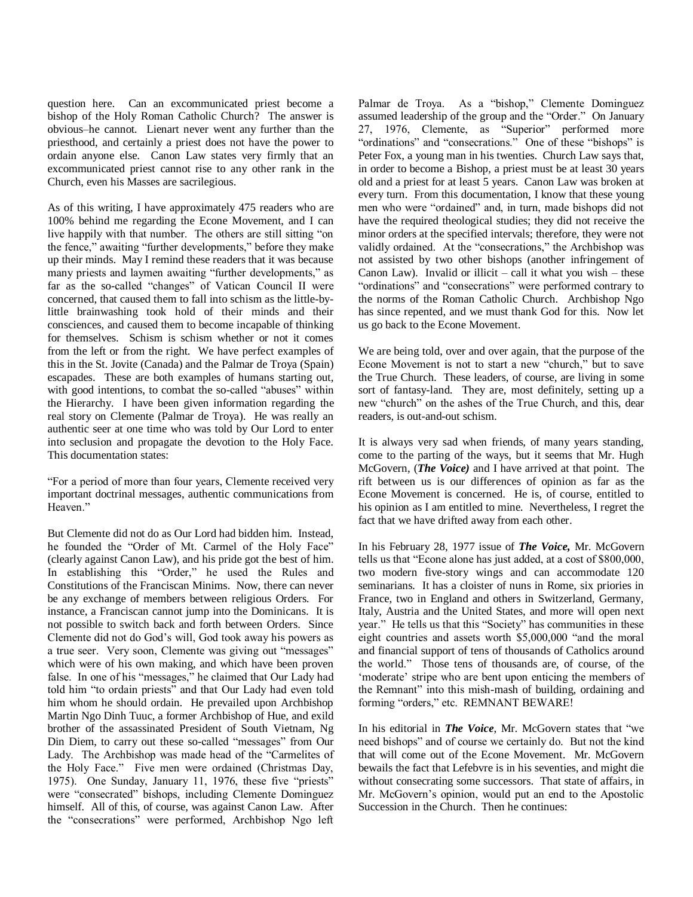question here. Can an excommunicated priest become a bishop of the Holy Roman Catholic Church? The answer is obvious–he cannot. Lienart never went any further than the priesthood, and certainly a priest does not have the power to ordain anyone else. Canon Law states very firmly that an excommunicated priest cannot rise to any other rank in the Church, even his Masses are sacrilegious.

As of this writing, I have approximately 475 readers who are 100% behind me regarding the Econe Movement, and I can live happily with that number. The others are still sitting "on the fence," awaiting "further developments," before they make up their minds. May I remind these readers that it was because many priests and laymen awaiting "further developments," as far as the so-called "changes" of Vatican Council II were concerned, that caused them to fall into schism as the little-by-little brainwashing took hold of their minds and their consciences, and caused them to become incapable of thinking for themselves. Schism is schism whether or not it comes from the left or from the right. We have perfect examples of this in the St. Jovite (Canada) and the Palmar de Troya (Spain) escapades. These are both examples of humans starting out, with good intentions, to combat the so-called "abuses" within the Hierarchy. I have been given information regarding the real story on Clemente (Palmar de Troya). He was really an authentic seer at one time who was told by Our Lord to enter into seclusion and propagate the devotion to the Holy Face. This documentation states:

"For a period of more than four years, Clemente received very important doctrinal messages, authentic communications from Heaven."

But Clemente did not do as Our Lord had bidden him. Instead, he founded the "Order of Mt. Carmel of the Holy Face" (clearly against Canon Law), and his pride got the best of him. In establishing this "Order," he used the Rules and Constitutions of the Franciscan Minims. Now, there can never be any exchange of members between religious Orders. For instance, a Franciscan cannot jump into the Dominicans. It is not possible to switch back and forth between Orders. Since Clemente did not do God's will, God took away his powers as a true seer. Very soon, Clemente was giving out "messages" which were of his own making, and which have been proven false. In one of his "messages," he claimed that Our Lady had told him "to ordain priests" and that Our Lady had even told him whom he should ordain. He prevailed upon Archbishop Martin Ngo Dinh Tuuc, a former Archbishop of Hue, and exild brother of the assassinated President of South Vietnam, Ng Din Diem, to carry out these so-called "messages" from Our Lady. The Archbishop was made head of the "Carmelites of the Holy Face." Five men were ordained (Christmas Day, 1975). One Sunday, January 11, 1976, these five "priests" were "consecrated" bishops, including Clemente Dominguez himself. All of this, of course, was against Canon Law. After the "consecrations" were performed, Archbishop Ngo left Palmar de Troya. As a "bishop," Clemente Dominguez assumed leadership of the group and the "Order." On January 27, 1976, Clemente, as "Superior" performed more "ordinations" and "consecrations." One of these "bishops" is Peter Fox, a young man in his twenties. Church Law says that, in order to become a Bishop, a priest must be at least 30 years old and a priest for at least 5 years. Canon Law was broken at every turn. From this documentation, I know that these young men who were "ordained" and, in turn, made bishops did not have the required theological studies; they did not receive the minor orders at the specified intervals; therefore, they were not validly ordained. At the "consecrations," the Archbishop was not assisted by two other bishops (another infringement of Canon Law). Invalid or illicit – call it what you wish – these "ordinations" and "consecrations" were performed contrary to the norms of the Roman Catholic Church. Archbishop Ngo has since repented, and we must thank God for this. Now let us go back to the Econe Movement.

We are being told, over and over again, that the purpose of the Econe Movement is not to start a new "church," but to save the True Church. These leaders, of course, are living in some sort of fantasy-land. They are, most definitely, setting up a new "church" on the ashes of the True Church, and this, dear readers, is out-and-out schism.

It is always very sad when friends, of many years standing, come to the parting of the ways, but it seems that Mr. Hugh McGovern, (***The Voice)*** and I have arrived at that point. The rift between us is our differences of opinion as far as the Econe Movement is concerned. He is, of course, entitled to his opinion as I am entitled to mine. Nevertheless, I regret the fact that we have drifted away from each other.

In his February 28, 1977 issue of ***The Voice,*** Mr. McGovern tells us that "Econe alone has just added, at a cost of $800,000, two modern five-story wings and can accommodate 120 seminarians. It has a cloister of nuns in Rome, six priories in France, two in England and others in Switzerland, Germany, Italy, Austria and the United States, and more will open next year." He tells us that this "Society" has communities in these eight countries and assets worth $5,000,000 "and the moral and financial support of tens of thousands of Catholics around the world." Those tens of thousands are, of course, of the 'moderate' stripe who are bent upon enticing the members of the Remnant" into this mish-mash of building, ordaining and forming "orders," etc. REMNANT BEWARE!

In his editorial in ***The Voice,*** Mr. McGovern states that "we need bishops" and of course we certainly do. But not the kind that will come out of the Econe Movement. Mr. McGovern bewails the fact that Lefebvre is in his seventies, and might die without consecrating some successors. That state of affairs, in Mr. McGovern's opinion, would put an end to the Apostolic Succession in the Church. Then he continues: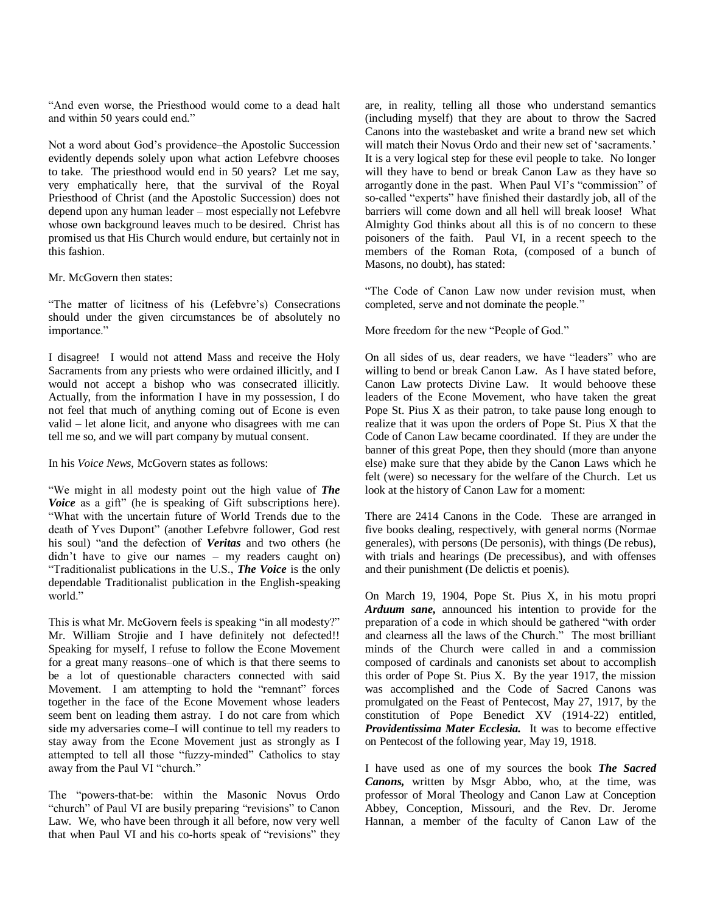"And even worse, the Priesthood would come to a dead halt and within 50 years could end."

Not a word about God's providence–the Apostolic Succession evidently depends solely upon what action Lefebvre chooses to take. The priesthood would end in 50 years? Let me say, very emphatically here, that the survival of the Royal Priesthood of Christ (and the Apostolic Succession) does not depend upon any human leader – most especially not Lefebvre whose own background leaves much to be desired. Christ has promised us that His Church would endure, but certainly not in this fashion.

Mr. McGovern then states:

"The matter of licitness of his (Lefebvre's) Consecrations should under the given circumstances be of absolutely no importance."

I disagree! I would not attend Mass and receive the Holy Sacraments from any priests who were ordained illicitly, and I would not accept a bishop who was consecrated illicitly. Actually, from the information I have in my possession, I do not feel that much of anything coming out of Econe is even valid – let alone licit, and anyone who disagrees with me can tell me so, and we will part company by mutual consent.

In his *Voice News,* McGovern states as follows:

"We might in all modesty point out the high value of ***The Voice*** as a gift" (he is speaking of Gift subscriptions here). "What with the uncertain future of World Trends due to the death of Yves Dupont" (another Lefebvre follower, God rest his soul) "and the defection of ***Veritas*** and two others (he didn't have to give our names – my readers caught on) "Traditionalist publications in the U.S., ***The Voice*** is the only dependable Traditionalist publication in the English-speaking world."

This is what Mr. McGovern feels is speaking "in all modesty?" Mr. William Strojie and I have definitely not defected!! Speaking for myself, I refuse to follow the Econe Movement for a great many reasons–one of which is that there seems to be a lot of questionable characters connected with said Movement. I am attempting to hold the "remnant" forces together in the face of the Econe Movement whose leaders seem bent on leading them astray. I do not care from which side my adversaries come–I will continue to tell my readers to stay away from the Econe Movement just as strongly as I attempted to tell all those "fuzzy-minded" Catholics to stay away from the Paul VI "church."

The "powers-that-be: within the Masonic Novus Ordo "church" of Paul VI are busily preparing "revisions" to Canon Law. We, who have been through it all before, now very well that when Paul VI and his co-horts speak of "revisions" they are, in reality, telling all those who understand semantics (including myself) that they are about to throw the Sacred Canons into the wastebasket and write a brand new set which will match their Novus Ordo and their new set of 'sacraments.' It is a very logical step for these evil people to take. No longer will they have to bend or break Canon Law as they have so arrogantly done in the past. When Paul VI's "commission" of so-called "experts" have finished their dastardly job, all of the barriers will come down and all hell will break loose! What Almighty God thinks about all this is of no concern to these poisoners of the faith. Paul VI, in a recent speech to the members of the Roman Rota, (composed of a bunch of Masons, no doubt), has stated:

"The Code of Canon Law now under revision must, when completed, serve and not dominate the people."

More freedom for the new "People of God."

On all sides of us, dear readers, we have "leaders" who are willing to bend or break Canon Law. As I have stated before, Canon Law protects Divine Law. It would behoove these leaders of the Econe Movement, who have taken the great Pope St. Pius X as their patron, to take pause long enough to realize that it was upon the orders of Pope St. Pius X that the Code of Canon Law became coordinated. If they are under the banner of this great Pope, then they should (more than anyone else) make sure that they abide by the Canon Laws which he felt (were) so necessary for the welfare of the Church. Let us look at the history of Canon Law for a moment:

There are 2414 Canons in the Code. These are arranged in five books dealing, respectively, with general norms (Normae generales), with persons (De personis), with things (De rebus), with trials and hearings (De precessibus), and with offenses and their punishment (De delictis et poenis).

On March 19, 1904, Pope St. Pius X, in his motu propri ***Arduum sane,*** announced his intention to provide for the preparation of a code in which should be gathered "with order and clearness all the laws of the Church." The most brilliant minds of the Church were called in and a commission composed of cardinals and canonists set about to accomplish this order of Pope St. Pius X. By the year 1917, the mission was accomplished and the Code of Sacred Canons was promulgated on the Feast of Pentecost, May 27, 1917, by the constitution of Pope Benedict XV (1914-22) entitled, ***Providentissima Mater Ecclesia.*** It was to become effective on Pentecost of the following year, May 19, 1918.

I have used as one of my sources the book ***The Sacred Canons,*** written by Msgr Abbo, who, at the time, was professor of Moral Theology and Canon Law at Conception Abbey, Conception, Missouri, and the Rev. Dr. Jerome Hannan, a member of the faculty of Canon Law of the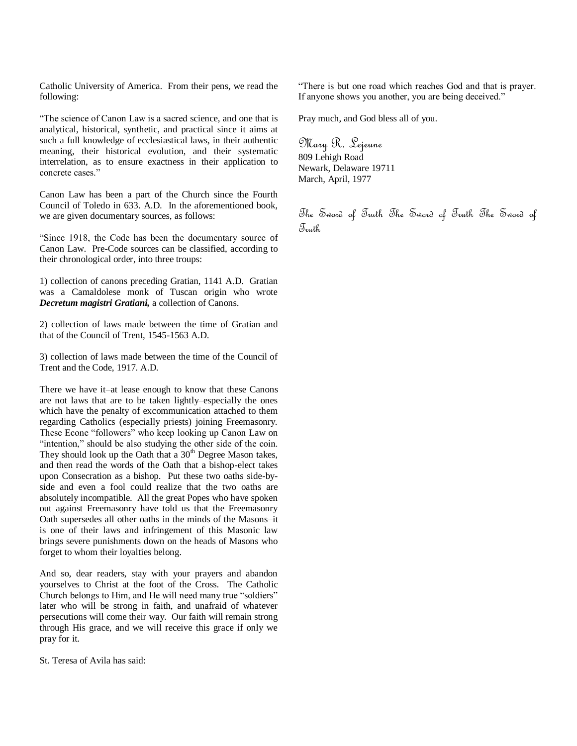Catholic University of America. From their pens, we read the following:

"The science of Canon Law is a sacred science, and one that is analytical, historical, synthetic, and practical since it aims at such a full knowledge of ecclesiastical laws, in their authentic meaning, their historical evolution, and their systematic interrelation, as to ensure exactness in their application to concrete cases."

Canon Law has been a part of the Church since the Fourth Council of Toledo in 633. A.D. In the aforementioned book, we are given documentary sources, as follows:

"Since 1918, the Code has been the documentary source of Canon Law. Pre-Code sources can be classified, according to their chronological order, into three troups:

1) collection of canons preceding Gratian, 1141 A.D. Gratian was a Camaldolese monk of Tuscan origin who wrote ***Decretum magistri Gratiani,*** a collection of Canons.

2) collection of laws made between the time of Gratian and that of the Council of Trent, 1545-1563 A.D.

3) collection of laws made between the time of the Council of Trent and the Code, 1917. A.D.

There we have it–at lease enough to know that these Canons are not laws that are to be taken lightly–especially the ones which have the penalty of excommunication attached to them regarding Catholics (especially priests) joining Freemasonry. These Econe "followers" who keep looking up Canon Law on "intention," should be also studying the other side of the coin. They should look up the Oath that a 30th Degree Mason takes, and then read the words of the Oath that a bishop-elect takes upon Consecration as a bishop. Put these two oaths side-by-side and even a fool could realize that the two oaths are absolutely incompatible. All the great Popes who have spoken out against Freemasonry have told us that the Freemasonry Oath supersedes all other oaths in the minds of the Masons–it is one of their laws and infringement of this Masonic law brings severe punishments down on the heads of Masons who forget to whom their loyalties belong.

And so, dear readers, stay with your prayers and abandon yourselves to Christ at the foot of the Cross. The Catholic Church belongs to Him, and He will need many true "soldiers" later who will be strong in faith, and unafraid of whatever persecutions will come their way. Our faith will remain strong through His grace, and we will receive this grace if only we pray for it.

St. Teresa of Avila has said:

"There is but one road which reaches God and that is prayer. If anyone shows you another, you are being deceived."

Pray much, and God bless all of you.

*Mary R. Lejeune*
809 Lehigh Road
Newark, Delaware 19711
March, April, 1977

*The Sword of Truth The Sword of Truth The Sword of Truth*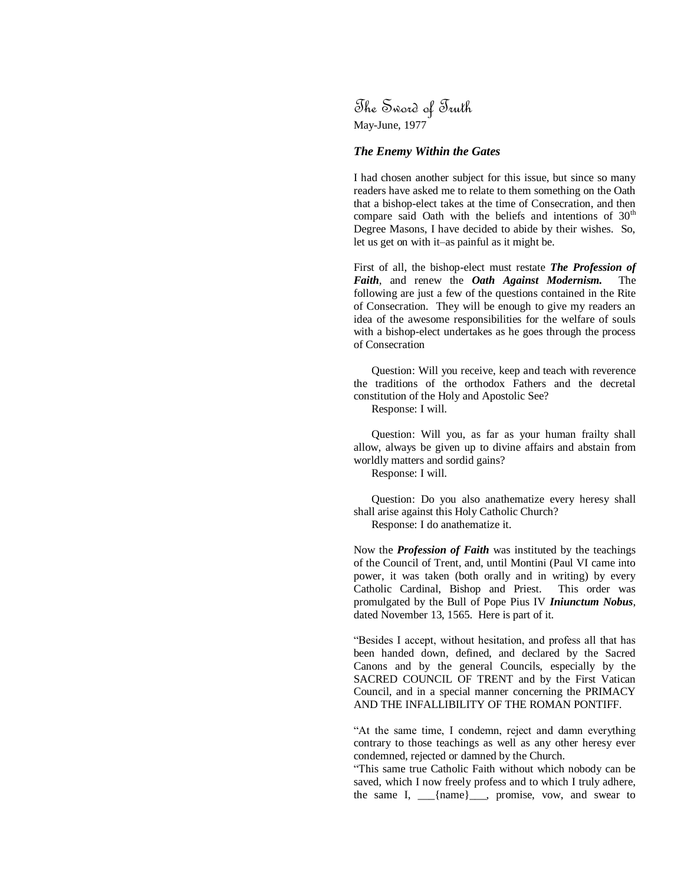The Sword of Truth
May-June, 1977

### *The Enemy Within the Gates*

I had chosen another subject for this issue, but since so many readers have asked me to relate to them something on the Oath that a bishop-elect takes at the time of Consecration, and then compare said Oath with the beliefs and intentions of 30th Degree Masons, I have decided to abide by their wishes. So, let us get on with it–as painful as it might be.

First of all, the bishop-elect must restate ***The Profession of Faith***, and renew the ***Oath Against Modernism.*** The following are just a few of the questions contained in the Rite of Consecration. They will be enough to give my readers an idea of the awesome responsibilities for the welfare of souls with a bishop-elect undertakes as he goes through the process of Consecration

Question: Will you receive, keep and teach with reverence the traditions of the orthodox Fathers and the decretal constitution of the Holy and Apostolic See?
Response: I will.

Question: Will you, as far as your human frailty shall allow, always be given up to divine affairs and abstain from worldly matters and sordid gains?
Response: I will.

Question: Do you also anathematize every heresy shall shall arise against this Holy Catholic Church?
Response: I do anathematize it.

Now the ***Profession of Faith*** was instituted by the teachings of the Council of Trent, and, until Montini (Paul VI came into power, it was taken (both orally and in writing) by every Catholic Cardinal, Bishop and Priest. This order was promulgated by the Bull of Pope Pius IV ***Iniunctum Nobus***, dated November 13, 1565. Here is part of it.

"Besides I accept, without hesitation, and profess all that has been handed down, defined, and declared by the Sacred Canons and by the general Councils, especially by the SACRED COUNCIL OF TRENT and by the First Vatican Council, and in a special manner concerning the PRIMACY AND THE INFALLIBILITY OF THE ROMAN PONTIFF.

"At the same time, I condemn, reject and damn everything contrary to those teachings as well as any other heresy ever condemned, rejected or damned by the Church.

"This same true Catholic Faith without which nobody can be saved, which I now freely profess and to which I truly adhere, the same I, ___{name}___, promise, vow, and swear to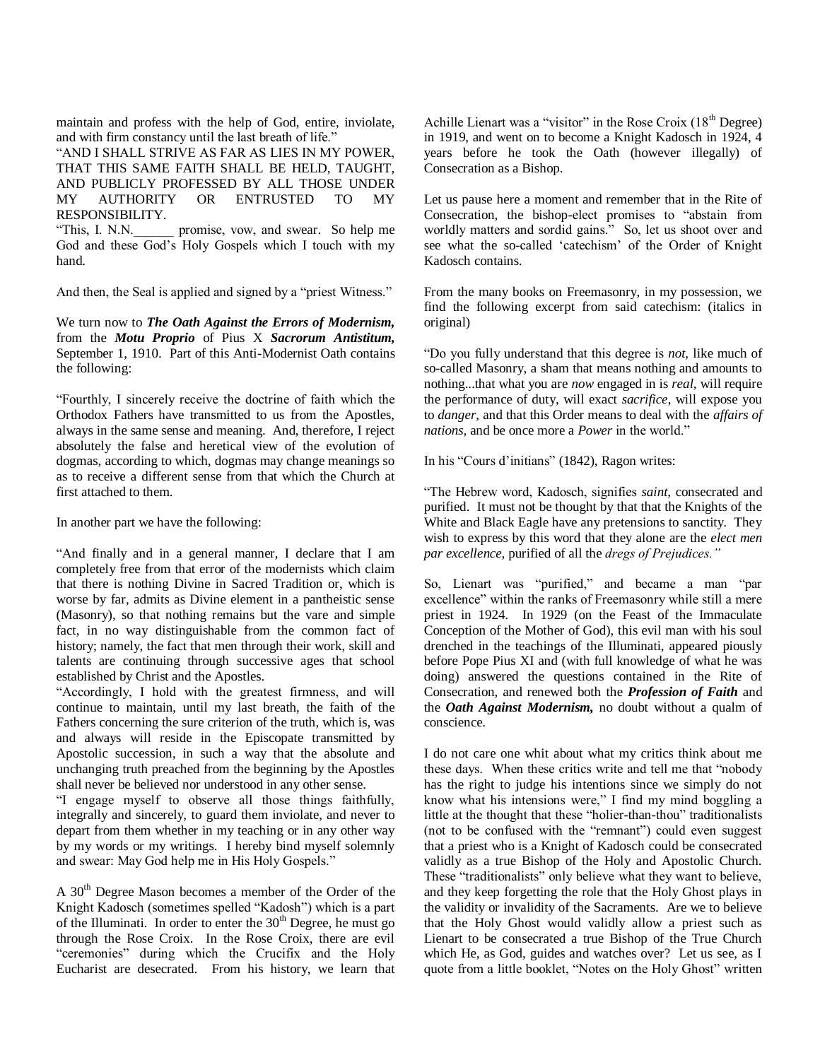maintain and profess with the help of God, entire, inviolate, and with firm constancy until the last breath of life."

"AND I SHALL STRIVE AS FAR AS LIES IN MY POWER, THAT THIS SAME FAITH SHALL BE HELD, TAUGHT, AND PUBLICLY PROFESSED BY ALL THOSE UNDER MY AUTHORITY OR ENTRUSTED TO MY RESPONSIBILITY.

"This, I. N.N.______ promise, vow, and swear. So help me God and these God's Holy Gospels which I touch with my hand.

And then, the Seal is applied and signed by a "priest Witness."

We turn now to ***The Oath Against the Errors of Modernism,*** from the ***Motu Proprio*** of Pius X ***Sacrorum Antistitum,*** September 1, 1910. Part of this Anti-Modernist Oath contains the following:

"Fourthly, I sincerely receive the doctrine of faith which the Orthodox Fathers have transmitted to us from the Apostles, always in the same sense and meaning. And, therefore, I reject absolutely the false and heretical view of the evolution of dogmas, according to which, dogmas may change meanings so as to receive a different sense from that which the Church at first attached to them.

In another part we have the following:

"And finally and in a general manner, I declare that I am completely free from that error of the modernists which claim that there is nothing Divine in Sacred Tradition or, which is worse by far, admits as Divine element in a pantheistic sense (Masonry), so that nothing remains but the vare and simple fact, in no way distinguishable from the common fact of history; namely, the fact that men through their work, skill and talents are continuing through successive ages that school established by Christ and the Apostles.

"Accordingly, I hold with the greatest firmness, and will continue to maintain, until my last breath, the faith of the Fathers concerning the sure criterion of the truth, which is, was and always will reside in the Episcopate transmitted by Apostolic succession, in such a way that the absolute and unchanging truth preached from the beginning by the Apostles shall never be believed nor understood in any other sense.

"I engage myself to observe all those things faithfully, integrally and sincerely, to guard them inviolate, and never to depart from them whether in my teaching or in any other way by my words or my writings. I hereby bind myself solemnly and swear: May God help me in His Holy Gospels."

A 30th Degree Mason becomes a member of the Order of the Knight Kadosch (sometimes spelled "Kadosh") which is a part of the Illuminati. In order to enter the 30th Degree, he must go through the Rose Croix. In the Rose Croix, there are evil "ceremonies" during which the Crucifix and the Holy Eucharist are desecrated. From his history, we learn that Achille Lienart was a "visitor" in the Rose Croix (18th Degree) in 1919, and went on to become a Knight Kadosch in 1924, 4 years before he took the Oath (however illegally) of Consecration as a Bishop.

Let us pause here a moment and remember that in the Rite of Consecration, the bishop-elect promises to "abstain from worldly matters and sordid gains." So, let us shoot over and see what the so-called 'catechism' of the Order of Knight Kadosch contains.

From the many books on Freemasonry, in my possession, we find the following excerpt from said catechism: (italics in original)

"Do you fully understand that this degree is *not*, like much of so-called Masonry, a sham that means nothing and amounts to nothing...that what you are *now* engaged in is *real*, will require the performance of duty, will exact *sacrifice*, will expose you to *danger*, and that this Order means to deal with the *affairs of nations*, and be once more a *Power* in the world."

In his "Cours d'initians" (1842), Ragon writes:

"The Hebrew word, Kadosch, signifies *saint*, consecrated and purified. It must not be thought by that that the Knights of the White and Black Eagle have any pretensions to sanctity. They wish to express by this word that they alone are the *elect men par excellence,* purified of all the *dregs of Prejudices."*

So, Lienart was "purified," and became a man "par excellence" within the ranks of Freemasonry while still a mere priest in 1924. In 1929 (on the Feast of the Immaculate Conception of the Mother of God), this evil man with his soul drenched in the teachings of the Illuminati, appeared piously before Pope Pius XI and (with full knowledge of what he was doing) answered the questions contained in the Rite of Consecration, and renewed both the ***Profession of Faith*** and the ***Oath Against Modernism,*** no doubt without a qualm of conscience.

I do not care one whit about what my critics think about me these days. When these critics write and tell me that "nobody has the right to judge his intentions since we simply do not know what his intensions were," I find my mind boggling a little at the thought that these "holier-than-thou" traditionalists (not to be confused with the "remnant") could even suggest that a priest who is a Knight of Kadosch could be consecrated validly as a true Bishop of the Holy and Apostolic Church. These "traditionalists" only believe what they want to believe, and they keep forgetting the role that the Holy Ghost plays in the validity or invalidity of the Sacraments. Are we to believe that the Holy Ghost would validly allow a priest such as Lienart to be consecrated a true Bishop of the True Church which He, as God, guides and watches over? Let us see, as I quote from a little booklet, "Notes on the Holy Ghost" written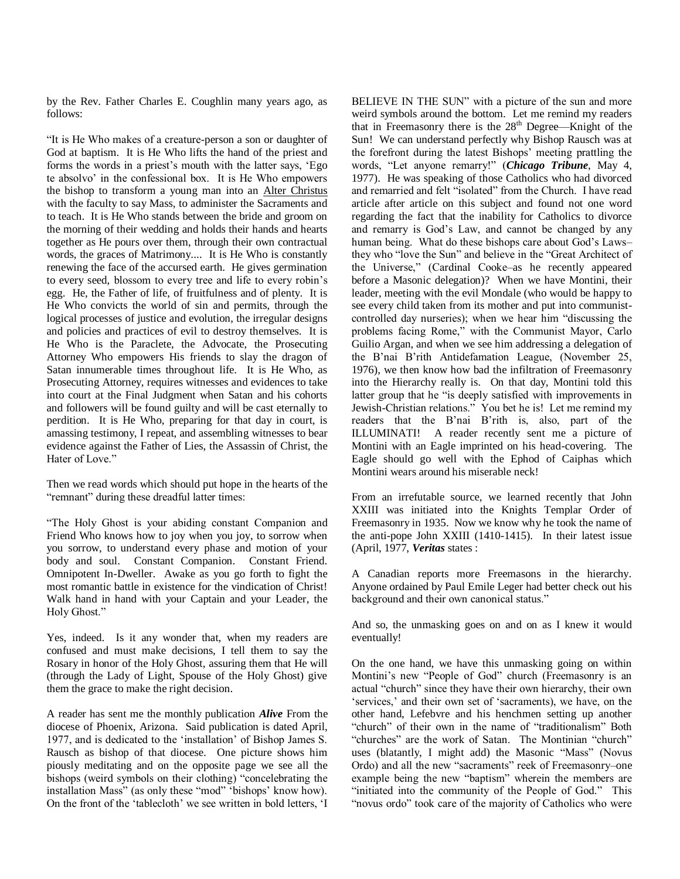by the Rev. Father Charles E. Coughlin many years ago, as follows:

"It is He Who makes of a creature-person a son or daughter of God at baptism. It is He Who lifts the hand of the priest and forms the words in a priest's mouth with the latter says, 'Ego te absolvo' in the confessional box. It is He Who empowers the bishop to transform a young man into an Alter Christus with the faculty to say Mass, to administer the Sacraments and to teach. It is He Who stands between the bride and groom on the morning of their wedding and holds their hands and hearts together as He pours over them, through their own contractual words, the graces of Matrimony.... It is He Who is constantly renewing the face of the accursed earth. He gives germination to every seed, blossom to every tree and life to every robin's egg. He, the Father of life, of fruitfulness and of plenty. It is He Who convicts the world of sin and permits, through the logical processes of justice and evolution, the irregular designs and policies and practices of evil to destroy themselves. It is He Who is the Paraclete, the Advocate, the Prosecuting Attorney Who empowers His friends to slay the dragon of Satan innumerable times throughout life. It is He Who, as Prosecuting Attorney, requires witnesses and evidences to take into court at the Final Judgment when Satan and his cohorts and followers will be found guilty and will be cast eternally to perdition. It is He Who, preparing for that day in court, is amassing testimony, I repeat, and assembling witnesses to bear evidence against the Father of Lies, the Assassin of Christ, the Hater of Love."

Then we read words which should put hope in the hearts of the "remnant" during these dreadful latter times:

"The Holy Ghost is your abiding constant Companion and Friend Who knows how to joy when you joy, to sorrow when you sorrow, to understand every phase and motion of your body and soul. Constant Companion. Constant Friend. Omnipotent In-Dweller. Awake as you go forth to fight the most romantic battle in existence for the vindication of Christ! Walk hand in hand with your Captain and your Leader, the Holy Ghost."

Yes, indeed. Is it any wonder that, when my readers are confused and must make decisions, I tell them to say the Rosary in honor of the Holy Ghost, assuring them that He will (through the Lady of Light, Spouse of the Holy Ghost) give them the grace to make the right decision.

A reader has sent me the monthly publication ***Alive*** From the diocese of Phoenix, Arizona. Said publication is dated April, 1977, and is dedicated to the 'installation' of Bishop James S. Rausch as bishop of that diocese. One picture shows him piously meditating and on the opposite page we see all the bishops (weird symbols on their clothing) "concelebrating the installation Mass" (as only these "mod" 'bishops' know how). On the front of the 'tablecloth' we see written in bold letters, 'I BELIEVE IN THE SUN" with a picture of the sun and more weird symbols around the bottom. Let me remind my readers that in Freemasonry there is the 28th Degree—Knight of the Sun! We can understand perfectly why Bishop Rausch was at the forefront during the latest Bishops' meeting prattling the words, "Let anyone remarry!" (***Chicago Tribune***, May 4, 1977). He was speaking of those Catholics who had divorced and remarried and felt "isolated" from the Church. I have read article after article on this subject and found not one word regarding the fact that the inability for Catholics to divorce and remarry is God's Law, and cannot be changed by any human being. What do these bishops care about God's Laws–they who "love the Sun" and believe in the "Great Architect of the Universe," (Cardinal Cooke–as he recently appeared before a Masonic delegation)? When we have Montini, their leader, meeting with the evil Mondale (who would be happy to see every child taken from its mother and put into communist-controlled day nurseries); when we hear him "discussing the problems facing Rome," with the Communist Mayor, Carlo Guilio Argan, and when we see him addressing a delegation of the B'nai B'rith Antidefamation League, (November 25, 1976), we then know how bad the infiltration of Freemasonry into the Hierarchy really is. On that day, Montini told this latter group that he "is deeply satisfied with improvements in Jewish-Christian relations." You bet he is! Let me remind my readers that the B'nai B'rith is, also, part of the ILLUMINATI! A reader recently sent me a picture of Montini with an Eagle imprinted on his head-covering. The Eagle should go well with the Ephod of Caiphas which Montini wears around his miserable neck!

From an irrefutable source, we learned recently that John XXIII was initiated into the Knights Templar Order of Freemasonry in 1935. Now we know why he took the name of the anti-pope John XXIII (1410-1415). In their latest issue (April, 1977, ***Veritas*** states :

A Canadian reports more Freemasons in the hierarchy. Anyone ordained by Paul Emile Leger had better check out his background and their own canonical status."

And so, the unmasking goes on and on as I knew it would eventually!

On the one hand, we have this unmasking going on within Montini's new "People of God" church (Freemasonry is an actual "church" since they have their own hierarchy, their own 'services,' and their own set of 'sacraments), we have, on the other hand, Lefebvre and his henchmen setting up another "church" of their own in the name of "traditionalism" Both "churches" are the work of Satan. The Montinian "church" uses (blatantly, I might add) the Masonic "Mass" (Novus Ordo) and all the new "sacraments" reek of Freemasonry–one example being the new "baptism" wherein the members are "initiated into the community of the People of God." This "novus ordo" took care of the majority of Catholics who were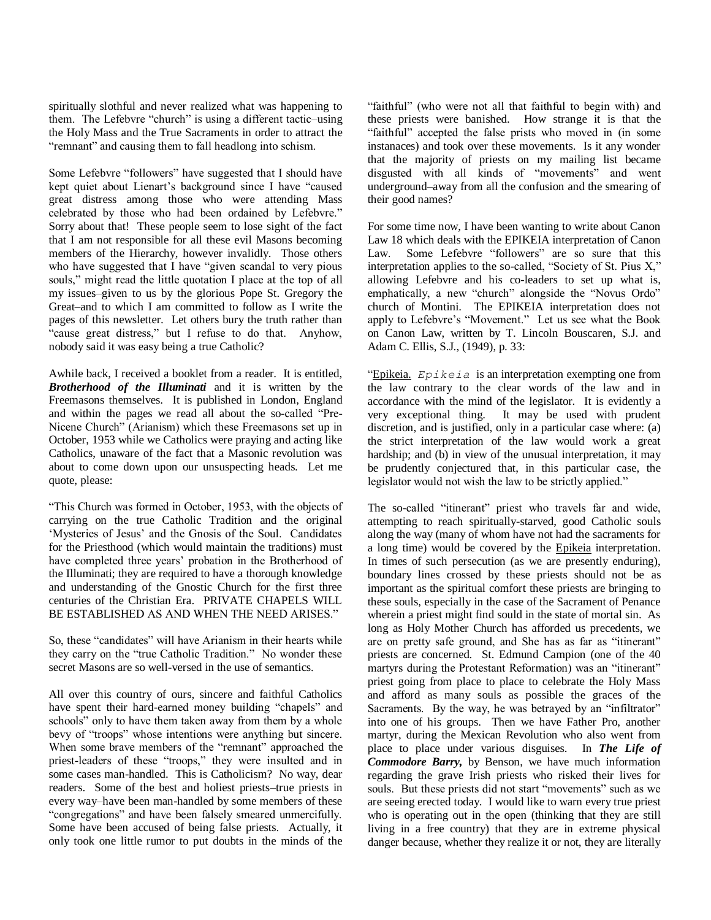spiritually slothful and never realized what was happening to them. The Lefebvre "church" is using a different tactic–using the Holy Mass and the True Sacraments in order to attract the "remnant" and causing them to fall headlong into schism.

Some Lefebvre "followers" have suggested that I should have kept quiet about Lienart's background since I have "caused great distress among those who were attending Mass celebrated by those who had been ordained by Lefebvre." Sorry about that! These people seem to lose sight of the fact that I am not responsible for all these evil Masons becoming members of the Hierarchy, however invalidly. Those others who have suggested that I have "given scandal to very pious souls," might read the little quotation I place at the top of all my issues–given to us by the glorious Pope St. Gregory the Great–and to which I am committed to follow as I write the pages of this newsletter. Let others bury the truth rather than "cause great distress," but I refuse to do that. Anyhow, nobody said it was easy being a true Catholic?

Awhile back, I received a booklet from a reader. It is entitled, ***Brotherhood of the Illuminati*** and it is written by the Freemasons themselves. It is published in London, England and within the pages we read all about the so-called "Pre-Nicene Church" (Arianism) which these Freemasons set up in October, 1953 while we Catholics were praying and acting like Catholics, unaware of the fact that a Masonic revolution was about to come down upon our unsuspecting heads. Let me quote, please:

"This Church was formed in October, 1953, with the objects of carrying on the true Catholic Tradition and the original 'Mysteries of Jesus' and the Gnosis of the Soul. Candidates for the Priesthood (which would maintain the traditions) must have completed three years' probation in the Brotherhood of the Illuminati; they are required to have a thorough knowledge and understanding of the Gnostic Church for the first three centuries of the Christian Era. PRIVATE CHAPELS WILL BE ESTABLISHED AS AND WHEN THE NEED ARISES."

So, these "candidates" will have Arianism in their hearts while they carry on the "true Catholic Tradition." No wonder these secret Masons are so well-versed in the use of semantics.

All over this country of ours, sincere and faithful Catholics have spent their hard-earned money building "chapels" and schools" only to have them taken away from them by a whole bevy of "troops" whose intentions were anything but sincere. When some brave members of the "remnant" approached the priest-leaders of these "troops," they were insulted and in some cases man-handled. This is Catholicism? No way, dear readers. Some of the best and holiest priests–true priests in every way–have been man-handled by some members of these "congregations" and have been falsely smeared unmercifully. Some have been accused of being false priests. Actually, it only took one little rumor to put doubts in the minds of the "faithful" (who were not all that faithful to begin with) and these priests were banished. How strange it is that the "faithful" accepted the false prists who moved in (in some instanaces) and took over these movements. Is it any wonder that the majority of priests on my mailing list became disgusted with all kinds of "movements" and went underground–away from all the confusion and the smearing of their good names?

For some time now, I have been wanting to write about Canon Law 18 which deals with the EPIKEIA interpretation of Canon Law. Some Lefebvre "followers" are so sure that this interpretation applies to the so-called, "Society of St. Pius X," allowing Lefebvre and his co-leaders to set up what is, emphatically, a new "church" alongside the "Novus Ordo" church of Montini. The EPIKEIA interpretation does not apply to Lefebvre's "Movement." Let us see what the Book on Canon Law, written by T. Lincoln Bouscaren, S.J. and Adam C. Ellis, S.J., (1949), p. 33:

"Epikeia. *Epikeia* is an interpretation exempting one from the law contrary to the clear words of the law and in accordance with the mind of the legislator. It is evidently a very exceptional thing. It may be used with prudent discretion, and is justified, only in a particular case where: (a) the strict interpretation of the law would work a great hardship; and (b) in view of the unusual interpretation, it may be prudently conjectured that, in this particular case, the legislator would not wish the law to be strictly applied."

The so-called "itinerant" priest who travels far and wide, attempting to reach spiritually-starved, good Catholic souls along the way (many of whom have not had the sacraments for a long time) would be covered by the Epikeia interpretation. In times of such persecution (as we are presently enduring), boundary lines crossed by these priests should not be as important as the spiritual comfort these priests are bringing to these souls, especially in the case of the Sacrament of Penance wherein a priest might find sould in the state of mortal sin. As long as Holy Mother Church has afforded us precedents, we are on pretty safe ground, and She has as far as "itinerant" priests are concerned. St. Edmund Campion (one of the 40 martyrs during the Protestant Reformation) was an "itinerant" priest going from place to place to celebrate the Holy Mass and afford as many souls as possible the graces of the Sacraments. By the way, he was betrayed by an "infiltrator" into one of his groups. Then we have Father Pro, another martyr, during the Mexican Revolution who also went from place to place under various disguises. In ***The Life of Commodore Barry,*** by Benson, we have much information regarding the grave Irish priests who risked their lives for souls. But these priests did not start "movements" such as we are seeing erected today. I would like to warn every true priest who is operating out in the open (thinking that they are still living in a free country) that they are in extreme physical danger because, whether they realize it or not, they are literally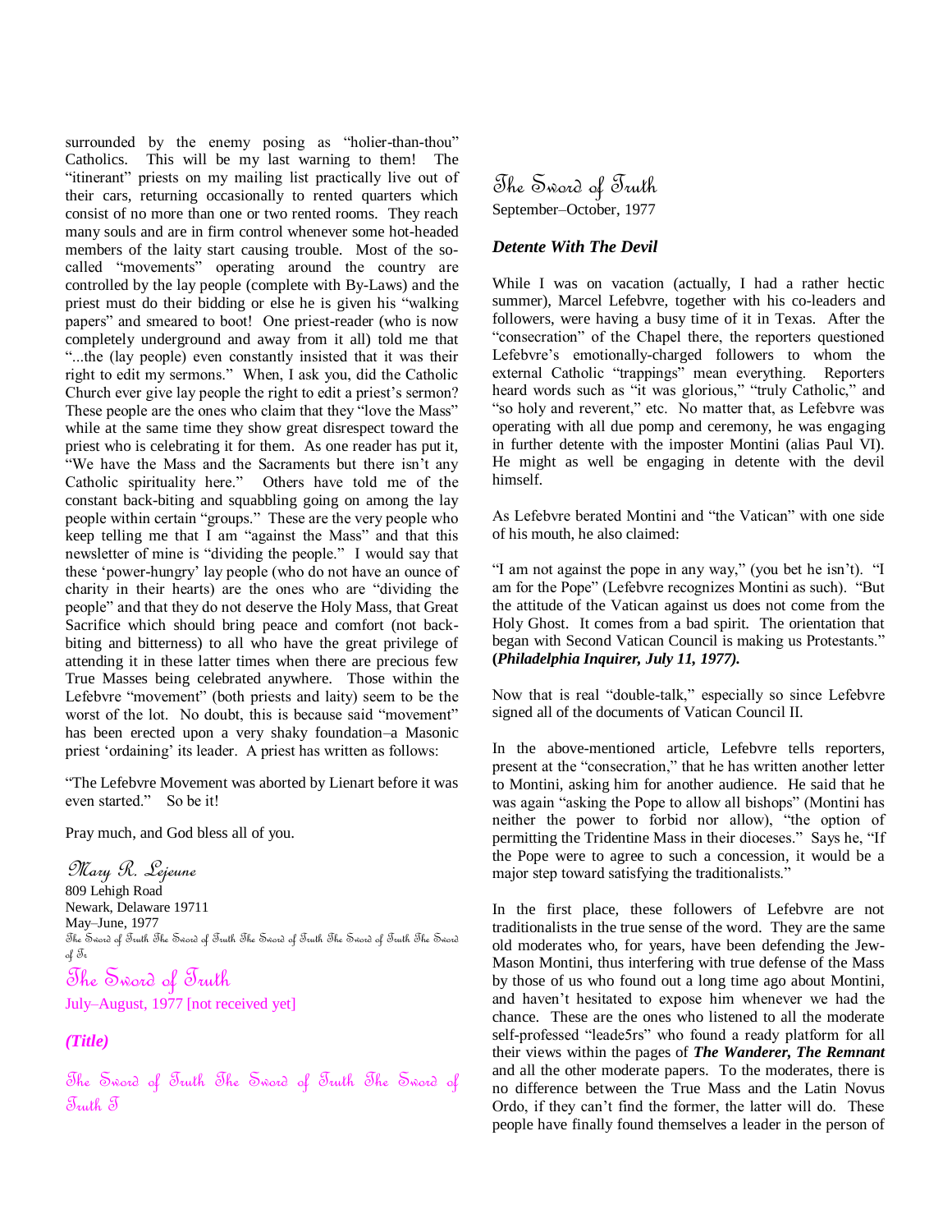surrounded by the enemy posing as "holier-than-thou" Catholics. This will be my last warning to them! The "itinerant" priests on my mailing list practically live out of their cars, returning occasionally to rented quarters which consist of no more than one or two rented rooms. They reach many souls and are in firm control whenever some hot-headed members of the laity start causing trouble. Most of the so-called "movements" operating around the country are controlled by the lay people (complete with By-Laws) and the priest must do their bidding or else he is given his "walking papers" and smeared to boot! One priest-reader (who is now completely underground and away from it all) told me that "...the (lay people) even constantly insisted that it was their right to edit my sermons." When, I ask you, did the Catholic Church ever give lay people the right to edit a priest's sermon? These people are the ones who claim that they "love the Mass" while at the same time they show great disrespect toward the priest who is celebrating it for them. As one reader has put it, "We have the Mass and the Sacraments but there isn't any Catholic spirituality here." Others have told me of the constant back-biting and squabbling going on among the lay people within certain "groups." These are the very people who keep telling me that I am "against the Mass" and that this newsletter of mine is "dividing the people." I would say that these 'power-hungry' lay people (who do not have an ounce of charity in their hearts) are the ones who are "dividing the people" and that they do not deserve the Holy Mass, that Great Sacrifice which should bring peace and comfort (not back-biting and bitterness) to all who have the great privilege of attending it in these latter times when there are precious few True Masses being celebrated anywhere. Those within the Lefebvre "movement" (both priests and laity) seem to be the worst of the lot. No doubt, this is because said "movement" has been erected upon a very shaky foundation–a Masonic priest 'ordaining' its leader. A priest has written as follows:

"The Lefebvre Movement was aborted by Lienart before it was even started." So be it!

Pray much, and God bless all of you.

*Mary R. Lejeune*
809 Lehigh Road
Newark, Delaware 19711
May–June, 1977

## The Sword of Truth

July–August, 1977 [not received yet]

### *(Title)*

## The Sword of Truth

September–October, 1977

### *Detente With The Devil*

While I was on vacation (actually, I had a rather hectic summer), Marcel Lefebvre, together with his co-leaders and followers, were having a busy time of it in Texas. After the "consecration" of the Chapel there, the reporters questioned Lefebvre's emotionally-charged followers to whom the external Catholic "trappings" mean everything. Reporters heard words such as "it was glorious," "truly Catholic," and "so holy and reverent," etc. No matter that, as Lefebvre was operating with all due pomp and ceremony, he was engaging in further detente with the imposter Montini (alias Paul VI). He might as well be engaging in detente with the devil himself.

As Lefebvre berated Montini and "the Vatican" with one side of his mouth, he also claimed:

"I am not against the pope in any way," (you bet he isn't). "I am for the Pope" (Lefebvre recognizes Montini as such). "But the attitude of the Vatican against us does not come from the Holy Ghost. It comes from a bad spirit. The orientation that began with Second Vatican Council is making us Protestants." **(*Philadelphia Inquirer, July 11, 1977).***

Now that is real "double-talk," especially so since Lefebvre signed all of the documents of Vatican Council II.

In the above-mentioned article, Lefebvre tells reporters, present at the "consecration," that he has written another letter to Montini, asking him for another audience. He said that he was again "asking the Pope to allow all bishops" (Montini has neither the power to forbid nor allow), "the option of permitting the Tridentine Mass in their dioceses." Says he, "If the Pope were to agree to such a concession, it would be a major step toward satisfying the traditionalists."

In the first place, these followers of Lefebvre are not traditionalists in the true sense of the word. They are the same old moderates who, for years, have been defending the Jew-Mason Montini, thus interfering with true defense of the Mass by those of us who found out a long time ago about Montini, and haven't hesitated to expose him whenever we had the chance. These are the ones who listened to all the moderate self-professed "leade5rs" who found a ready platform for all their views within the pages of ***The Wanderer, The Remnant*** and all the other moderate papers. To the moderates, there is no difference between the True Mass and the Latin Novus Ordo, if they can't find the former, the latter will do. These people have finally found themselves a leader in the person of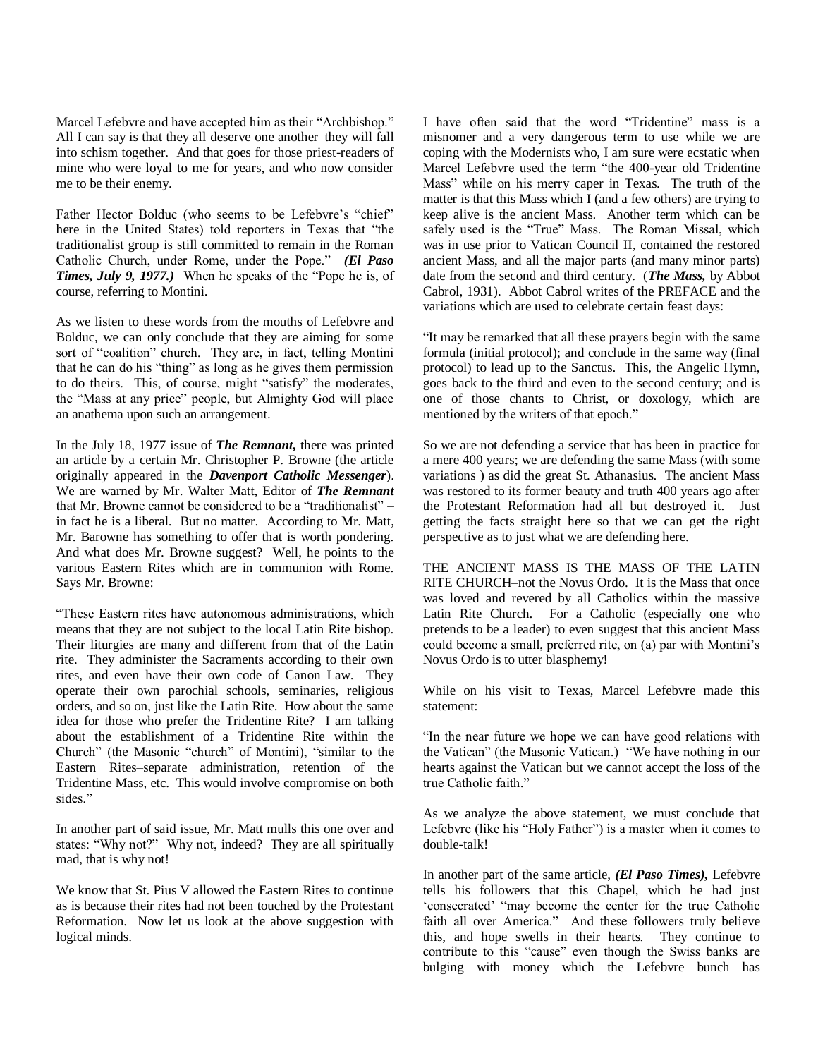Marcel Lefebvre and have accepted him as their "Archbishop." All I can say is that they all deserve one another–they will fall into schism together. And that goes for those priest-readers of mine who were loyal to me for years, and who now consider me to be their enemy.

Father Hector Bolduc (who seems to be Lefebvre's "chief" here in the United States) told reporters in Texas that "the traditionalist group is still committed to remain in the Roman Catholic Church, under Rome, under the Pope." ***(El Paso Times, July 9, 1977.)*** When he speaks of the "Pope he is, of course, referring to Montini.

As we listen to these words from the mouths of Lefebvre and Bolduc, we can only conclude that they are aiming for some sort of "coalition" church. They are, in fact, telling Montini that he can do his "thing" as long as he gives them permission to do theirs. This, of course, might "satisfy" the moderates, the "Mass at any price" people, but Almighty God will place an anathema upon such an arrangement.

In the July 18, 1977 issue of ***The Remnant,*** there was printed an article by a certain Mr. Christopher P. Browne (the article originally appeared in the ***Davenport Catholic Messenger***). We are warned by Mr. Walter Matt, Editor of ***The Remnant*** that Mr. Browne cannot be considered to be a "traditionalist" – in fact he is a liberal. But no matter. According to Mr. Matt, Mr. Barowne has something to offer that is worth pondering. And what does Mr. Browne suggest? Well, he points to the various Eastern Rites which are in communion with Rome. Says Mr. Browne:

"These Eastern rites have autonomous administrations, which means that they are not subject to the local Latin Rite bishop. Their liturgies are many and different from that of the Latin rite. They administer the Sacraments according to their own rites, and even have their own code of Canon Law. They operate their own parochial schools, seminaries, religious orders, and so on, just like the Latin Rite. How about the same idea for those who prefer the Tridentine Rite? I am talking about the establishment of a Tridentine Rite within the Church" (the Masonic "church" of Montini), "similar to the Eastern Rites–separate administration, retention of the Tridentine Mass, etc. This would involve compromise on both sides."

In another part of said issue, Mr. Matt mulls this one over and states: "Why not?" Why not, indeed? They are all spiritually mad, that is why not!

We know that St. Pius V allowed the Eastern Rites to continue as is because their rites had not been touched by the Protestant Reformation. Now let us look at the above suggestion with logical minds.

I have often said that the word "Tridentine" mass is a misnomer and a very dangerous term to use while we are coping with the Modernists who, I am sure were ecstatic when Marcel Lefebvre used the term "the 400-year old Tridentine Mass" while on his merry caper in Texas. The truth of the matter is that this Mass which I (and a few others) are trying to keep alive is the ancient Mass. Another term which can be safely used is the "True" Mass. The Roman Missal, which was in use prior to Vatican Council II, contained the restored ancient Mass, and all the major parts (and many minor parts) date from the second and third century. (***The Mass,*** by Abbot Cabrol, 1931). Abbot Cabrol writes of the PREFACE and the variations which are used to celebrate certain feast days:

"It may be remarked that all these prayers begin with the same formula (initial protocol); and conclude in the same way (final protocol) to lead up to the Sanctus. This, the Angelic Hymn, goes back to the third and even to the second century; and is one of those chants to Christ, or doxology, which are mentioned by the writers of that epoch."

So we are not defending a service that has been in practice for a mere 400 years; we are defending the same Mass (with some variations ) as did the great St. Athanasius. The ancient Mass was restored to its former beauty and truth 400 years ago after the Protestant Reformation had all but destroyed it. Just getting the facts straight here so that we can get the right perspective as to just what we are defending here.

THE ANCIENT MASS IS THE MASS OF THE LATIN RITE CHURCH–not the Novus Ordo. It is the Mass that once was loved and revered by all Catholics within the massive Latin Rite Church. For a Catholic (especially one who pretends to be a leader) to even suggest that this ancient Mass could become a small, preferred rite, on (a) par with Montini's Novus Ordo is to utter blasphemy!

While on his visit to Texas, Marcel Lefebvre made this statement:

"In the near future we hope we can have good relations with the Vatican" (the Masonic Vatican.) "We have nothing in our hearts against the Vatican but we cannot accept the loss of the true Catholic faith."

As we analyze the above statement, we must conclude that Lefebvre (like his "Holy Father") is a master when it comes to double-talk!

In another part of the same article, ***(El Paso Times),*** Lefebvre tells his followers that this Chapel, which he had just 'consecrated' "may become the center for the true Catholic faith all over America." And these followers truly believe this, and hope swells in their hearts. They continue to contribute to this "cause" even though the Swiss banks are bulging with money which the Lefebvre bunch has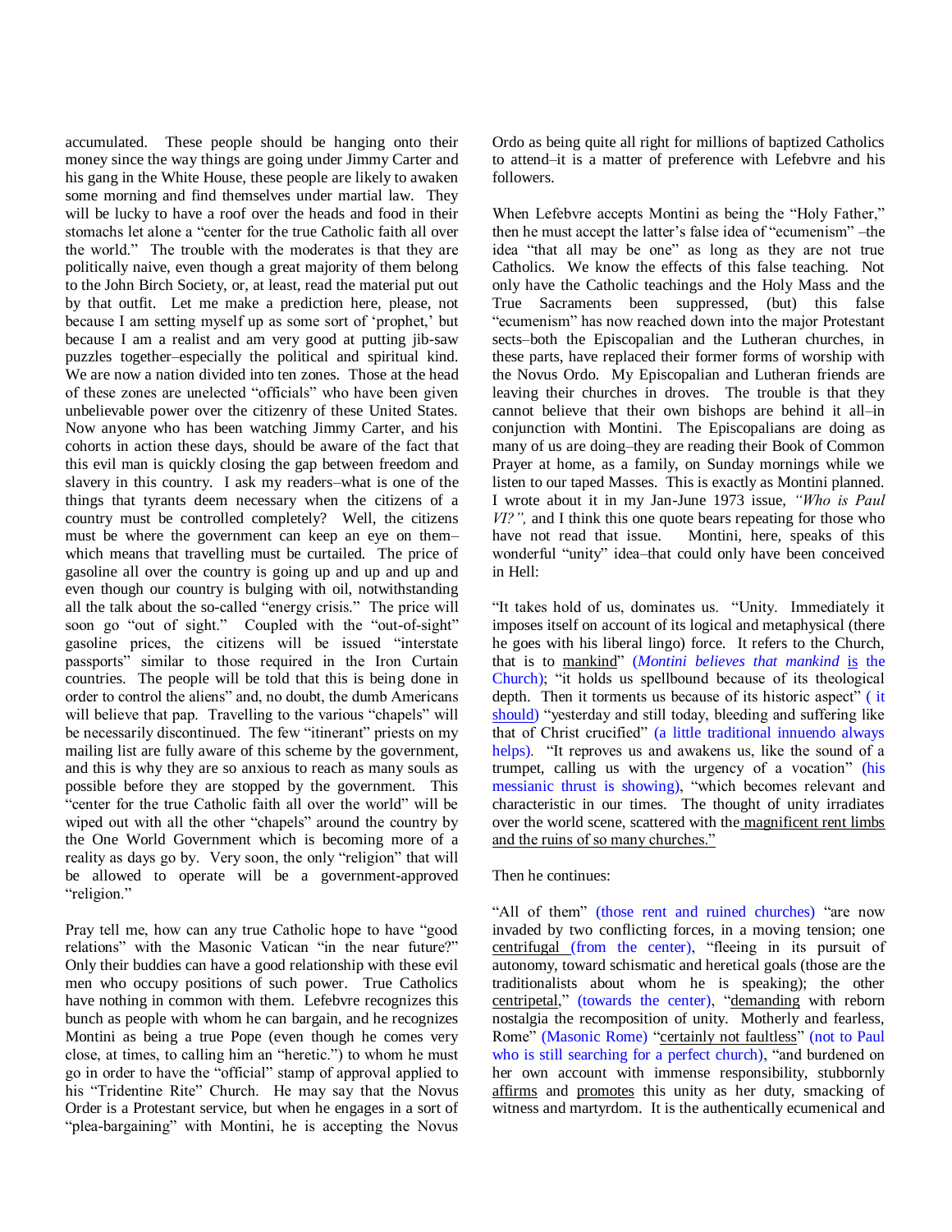accumulated. These people should be hanging onto their money since the way things are going under Jimmy Carter and his gang in the White House, these people are likely to awaken some morning and find themselves under martial law. They will be lucky to have a roof over the heads and food in their stomachs let alone a "center for the true Catholic faith all over the world." The trouble with the moderates is that they are politically naive, even though a great majority of them belong to the John Birch Society, or, at least, read the material put out by that outfit. Let me make a prediction here, please, not because I am setting myself up as some sort of 'prophet,' but because I am a realist and am very good at putting jib-saw puzzles together–especially the political and spiritual kind. We are now a nation divided into ten zones. Those at the head of these zones are unelected "officials" who have been given unbelievable power over the citizenry of these United States. Now anyone who has been watching Jimmy Carter, and his cohorts in action these days, should be aware of the fact that this evil man is quickly closing the gap between freedom and slavery in this country. I ask my readers–what is one of the things that tyrants deem necessary when the citizens of a country must be controlled completely? Well, the citizens must be where the government can keep an eye on them–which means that travelling must be curtailed. The price of gasoline all over the country is going up and up and up and even though our country is bulging with oil, notwithstanding all the talk about the so-called "energy crisis." The price will soon go "out of sight." Coupled with the "out-of-sight" gasoline prices, the citizens will be issued "interstate passports" similar to those required in the Iron Curtain countries. The people will be told that this is being done in order to control the aliens" and, no doubt, the dumb Americans will believe that pap. Travelling to the various "chapels" will be necessarily discontinued. The few "itinerant" priests on my mailing list are fully aware of this scheme by the government, and this is why they are so anxious to reach as many souls as possible before they are stopped by the government. This "center for the true Catholic faith all over the world" will be wiped out with all the other "chapels" around the country by the One World Government which is becoming more of a reality as days go by. Very soon, the only "religion" that will be allowed to operate will be a government-approved "religion."

Pray tell me, how can any true Catholic hope to have "good relations" with the Masonic Vatican "in the near future?" Only their buddies can have a good relationship with these evil men who occupy positions of such power. True Catholics have nothing in common with them. Lefebvre recognizes this bunch as people with whom he can bargain, and he recognizes Montini as being a true Pope (even though he comes very close, at times, to calling him an "heretic.") to whom he must go in order to have the "official" stamp of approval applied to his "Tridentine Rite" Church. He may say that the Novus Order is a Protestant service, but when he engages in a sort of "plea-bargaining" with Montini, he is accepting the Novus Ordo as being quite all right for millions of baptized Catholics to attend–it is a matter of preference with Lefebvre and his followers.

When Lefebvre accepts Montini as being the "Holy Father," then he must accept the latter's false idea of "ecumenism" –the idea "that all may be one" as long as they are not true Catholics. We know the effects of this false teaching. Not only have the Catholic teachings and the Holy Mass and the True Sacraments been suppressed, (but) this false "ecumenism" has now reached down into the major Protestant sects–both the Episcopalian and the Lutheran churches, in these parts, have replaced their former forms of worship with the Novus Ordo. My Episcopalian and Lutheran friends are leaving their churches in droves. The trouble is that they cannot believe that their own bishops are behind it all–in conjunction with Montini. The Episcopalians are doing as many of us are doing–they are reading their Book of Common Prayer at home, as a family, on Sunday mornings while we listen to our taped Masses. This is exactly as Montini planned. I wrote about it in my Jan-June 1973 issue, *"Who is Paul VI?",* and I think this one quote bears repeating for those who have not read that issue. Montini, here, speaks of this wonderful "unity" idea–that could only have been conceived in Hell:

"It takes hold of us, dominates us. "Unity. Immediately it imposes itself on account of its logical and metaphysical (there he goes with his liberal lingo) force. It refers to the Church, that is to mankind" (*Montini believes that mankind* is the Church); "it holds us spellbound because of its theological depth. Then it torments us because of its historic aspect" (it should) "yesterday and still today, bleeding and suffering like that of Christ crucified" (a little traditional innuendo always helps). "It reproves us and awakens us, like the sound of a trumpet, calling us with the urgency of a vocation" (his messianic thrust is showing), "which becomes relevant and characteristic in our times. The thought of unity irradiates over the world scene, scattered with the magnificent rent limbs and the ruins of so many churches."

Then he continues:

"All of them" (those rent and ruined churches) "are now invaded by two conflicting forces, in a moving tension; one centrifugal (from the center), "fleeing in its pursuit of autonomy, toward schismatic and heretical goals (those are the traditionalists about whom he is speaking); the other centripetal," (towards the center), "demanding with reborn nostalgia the recomposition of unity. Motherly and fearless, Rome" (Masonic Rome) "certainly not faultless" (not to Paul who is still searching for a perfect church), "and burdened on her own account with immense responsibility, stubbornly affirms and promotes this unity as her duty, smacking of witness and martyrdom. It is the authentically ecumenical and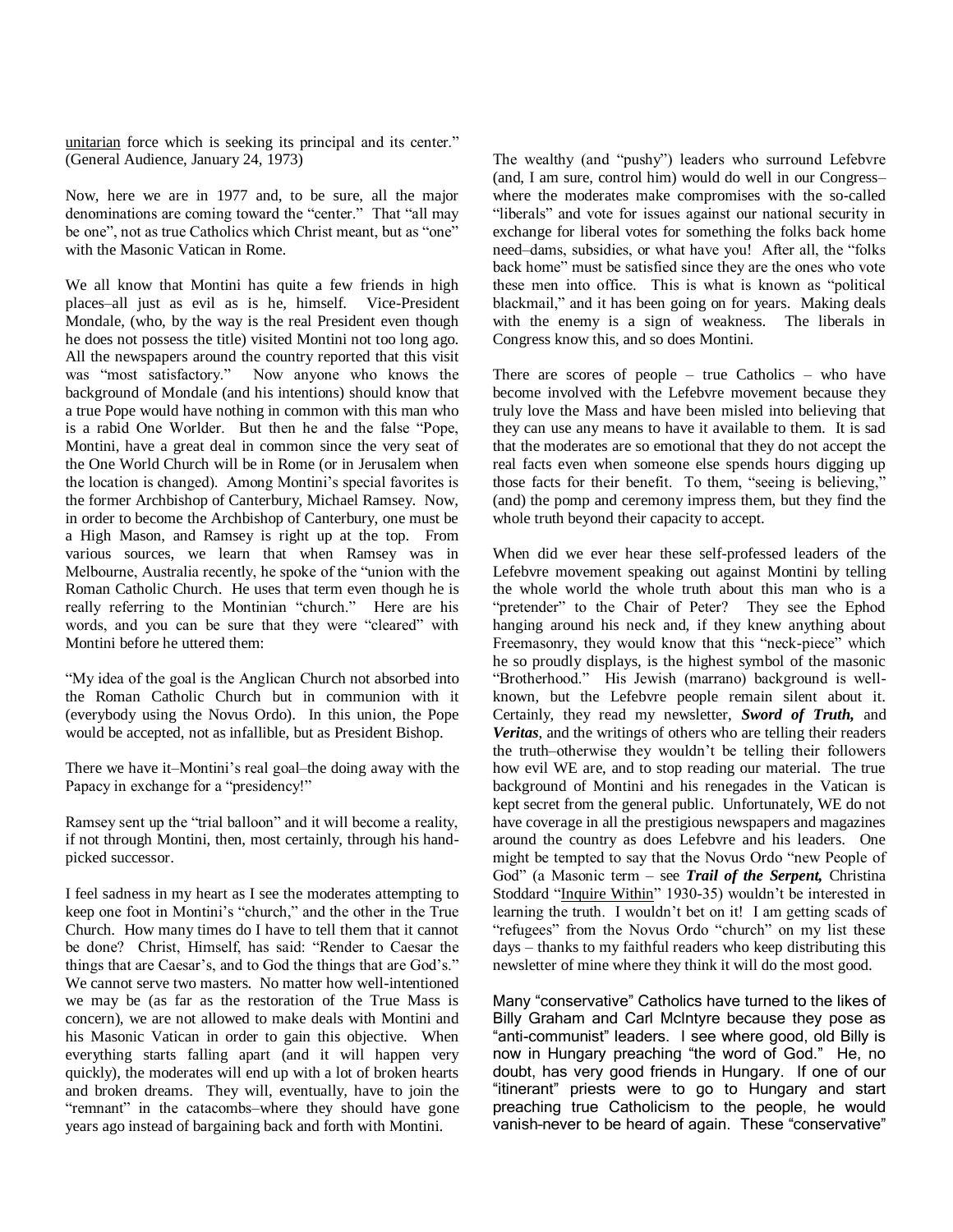unitarian force which is seeking its principal and its center." (General Audience, January 24, 1973)

Now, here we are in 1977 and, to be sure, all the major denominations are coming toward the "center." That "all may be one", not as true Catholics which Christ meant, but as "one" with the Masonic Vatican in Rome.

We all know that Montini has quite a few friends in high places–all just as evil as is he, himself. Vice-President Mondale, (who, by the way is the real President even though he does not possess the title) visited Montini not too long ago. All the newspapers around the country reported that this visit was "most satisfactory." Now anyone who knows the background of Mondale (and his intentions) should know that a true Pope would have nothing in common with this man who is a rabid One Worlder. But then he and the false "Pope, Montini, have a great deal in common since the very seat of the One World Church will be in Rome (or in Jerusalem when the location is changed). Among Montini's special favorites is the former Archbishop of Canterbury, Michael Ramsey. Now, in order to become the Archbishop of Canterbury, one must be a High Mason, and Ramsey is right up at the top. From various sources, we learn that when Ramsey was in Melbourne, Australia recently, he spoke of the "union with the Roman Catholic Church. He uses that term even though he is really referring to the Montinian "church." Here are his words, and you can be sure that they were "cleared" with Montini before he uttered them:

"My idea of the goal is the Anglican Church not absorbed into the Roman Catholic Church but in communion with it (everybody using the Novus Ordo). In this union, the Pope would be accepted, not as infallible, but as President Bishop.

There we have it–Montini's real goal–the doing away with the Papacy in exchange for a "presidency!"

Ramsey sent up the "trial balloon" and it will become a reality, if not through Montini, then, most certainly, through his hand-picked successor.

I feel sadness in my heart as I see the moderates attempting to keep one foot in Montini's "church," and the other in the True Church. How many times do I have to tell them that it cannot be done? Christ, Himself, has said: "Render to Caesar the things that are Caesar's, and to God the things that are God's." We cannot serve two masters. No matter how well-intentioned we may be (as far as the restoration of the True Mass is concern), we are not allowed to make deals with Montini and his Masonic Vatican in order to gain this objective. When everything starts falling apart (and it will happen very quickly), the moderates will end up with a lot of broken hearts and broken dreams. They will, eventually, have to join the "remnant" in the catacombs–where they should have gone years ago instead of bargaining back and forth with Montini.

The wealthy (and "pushy") leaders who surround Lefebvre (and, I am sure, control him) would do well in our Congress–where the moderates make compromises with the so-called "liberals" and vote for issues against our national security in exchange for liberal votes for something the folks back home need–dams, subsidies, or what have you! After all, the "folks back home" must be satisfied since they are the ones who vote these men into office. This is what is known as "political blackmail," and it has been going on for years. Making deals with the enemy is a sign of weakness. The liberals in Congress know this, and so does Montini.

There are scores of people – true Catholics – who have become involved with the Lefebvre movement because they truly love the Mass and have been misled into believing that they can use any means to have it available to them. It is sad that the moderates are so emotional that they do not accept the real facts even when someone else spends hours digging up those facts for their benefit. To them, "seeing is believing," (and) the pomp and ceremony impress them, but they find the whole truth beyond their capacity to accept.

When did we ever hear these self-professed leaders of the Lefebvre movement speaking out against Montini by telling the whole world the whole truth about this man who is a "pretender" to the Chair of Peter? They see the Ephod hanging around his neck and, if they knew anything about Freemasonry, they would know that this "neck-piece" which he so proudly displays, is the highest symbol of the masonic "Brotherhood." His Jewish (marrano) background is well-known, but the Lefebvre people remain silent about it. Certainly, they read my newsletter, ***Sword of Truth,*** and ***Veritas***, and the writings of others who are telling their readers the truth–otherwise they wouldn't be telling their followers how evil WE are, and to stop reading our material. The true background of Montini and his renegades in the Vatican is kept secret from the general public. Unfortunately, WE do not have coverage in all the prestigious newspapers and magazines around the country as does Lefebvre and his leaders. One might be tempted to say that the Novus Ordo "new People of God" (a Masonic term – see ***Trail of the Serpent,*** Christina Stoddard "Inquire Within" 1930-35) wouldn't be interested in learning the truth. I wouldn't bet on it! I am getting scads of "refugees" from the Novus Ordo "church" on my list these days – thanks to my faithful readers who keep distributing this newsletter of mine where they think it will do the most good.

Many "conservative" Catholics have turned to the likes of Billy Graham and Carl McIntyre because they pose as "anti-communist" leaders. I see where good, old Billy is now in Hungary preaching "the word of God." He, no doubt, has very good friends in Hungary. If one of our "itinerant" priests were to go to Hungary and start preaching true Catholicism to the people, he would vanish–never to be heard of again. These "conservative"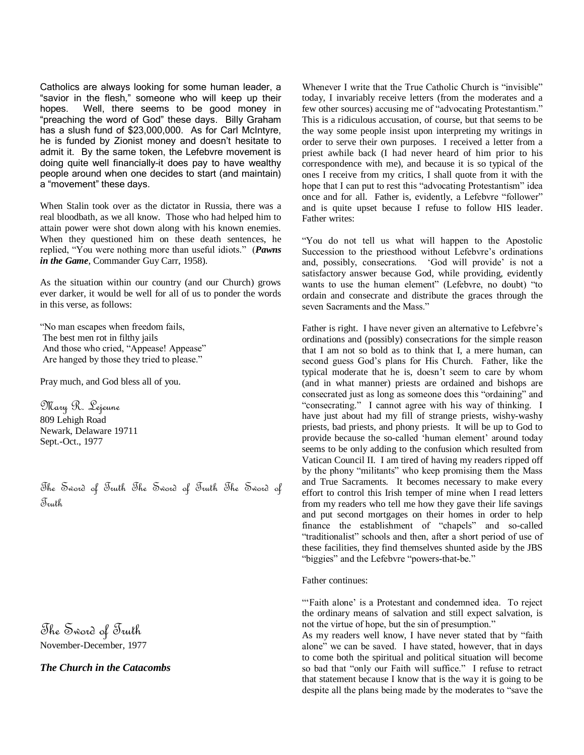Catholics are always looking for some human leader, a "savior in the flesh," someone who will keep up their hopes. Well, there seems to be good money in "preaching the word of God" these days. Billy Graham has a slush fund of $23,000,000. As for Carl McIntyre, he is funded by Zionist money and doesn't hesitate to admit it. By the same token, the Lefebvre movement is doing quite well financially-it does pay to have wealthy people around when one decides to start (and maintain) a "movement" these days.

When Stalin took over as the dictator in Russia, there was a real bloodbath, as we all know. Those who had helped him to attain power were shot down along with his known enemies. When they questioned him on these death sentences, he replied, "You were nothing more than useful idiots." (***Pawns in the Game***, Commander Guy Carr, 1958).

As the situation within our country (and our Church) grows ever darker, it would be well for all of us to ponder the words in this verse, as follows:

"No man escapes when freedom fails,
The best men rot in filthy jails
And those who cried, "Appease! Appease"
Are hanged by those they tried to please."

Pray much, and God bless all of you.

Mary R. Lejeune
809 Lehigh Road
Newark, Delaware 19711
Sept.-Oct., 1977

The Sword of Truth The Sword of Truth The Sword of Truth

# The Sword of Truth

November-December, 1977

## *The Church in the Catacombs*

Whenever I write that the True Catholic Church is "invisible" today, I invariably receive letters (from the moderates and a few other sources) accusing me of "advocating Protestantism." This is a ridiculous accusation, of course, but that seems to be the way some people insist upon interpreting my writings in order to serve their own purposes. I received a letter from a priest awhile back (I had never heard of him prior to his correspondence with me), and because it is so typical of the ones I receive from my critics, I shall quote from it with the hope that I can put to rest this "advocating Protestantism" idea once and for all. Father is, evidently, a Lefebvre "follower" and is quite upset because I refuse to follow HIS leader. Father writes:

"You do not tell us what will happen to the Apostolic Succession to the priesthood without Lefebvre's ordinations and, possibly, consecrations. 'God will provide' is not a satisfactory answer because God, while providing, evidently wants to use the human element" (Lefebvre, no doubt) "to ordain and consecrate and distribute the graces through the seven Sacraments and the Mass."

Father is right. I have never given an alternative to Lefebvre's ordinations and (possibly) consecrations for the simple reason that I am not so bold as to think that I, a mere human, can second guess God's plans for His Church. Father, like the typical moderate that he is, doesn't seem to care by whom (and in what manner) priests are ordained and bishops are consecrated just as long as someone does this "ordaining" and "consecrating." I cannot agree with his way of thinking. I have just about had my fill of strange priests, wishy-washy priests, bad priests, and phony priests. It will be up to God to provide because the so-called 'human element' around today seems to be only adding to the confusion which resulted from Vatican Council II. I am tired of having my readers ripped off by the phony "militants" who keep promising them the Mass and True Sacraments. It becomes necessary to make every effort to control this Irish temper of mine when I read letters from my readers who tell me how they gave their life savings and put second mortgages on their homes in order to help finance the establishment of "chapels" and so-called "traditionalist" schools and then, after a short period of use of these facilities, they find themselves shunted aside by the JBS "biggies" and the Lefebvre "powers-that-be."

Father continues:

"'Faith alone' is a Protestant and condemned idea. To reject the ordinary means of salvation and still expect salvation, is not the virtue of hope, but the sin of presumption."

As my readers well know, I have never stated that by "faith alone" we can be saved. I have stated, however, that in days to come both the spiritual and political situation will become so bad that "only our Faith will suffice." I refuse to retract that statement because I know that is the way it is going to be despite all the plans being made by the moderates to "save the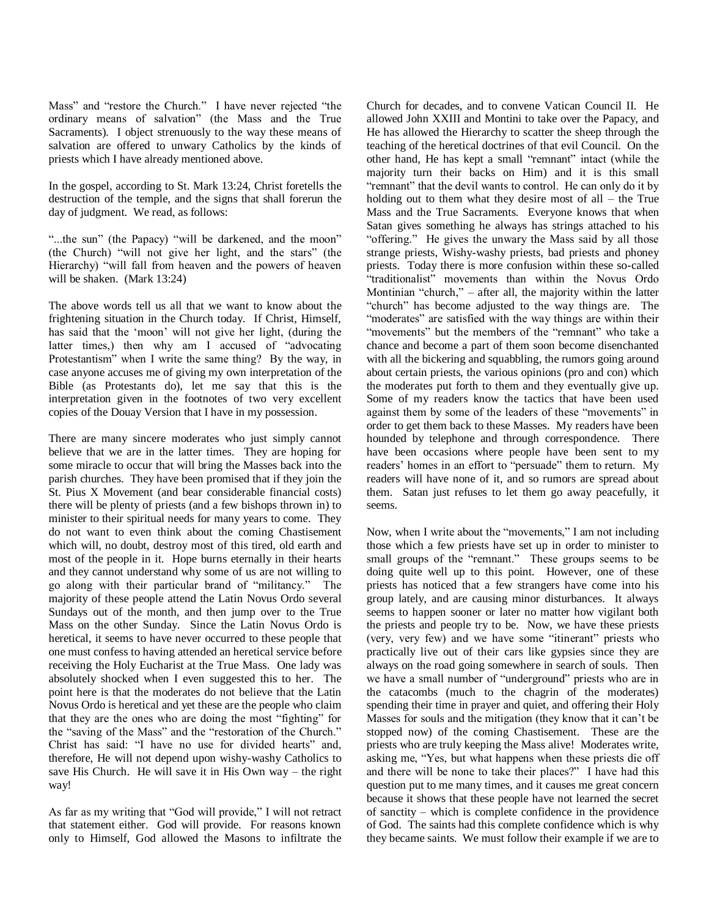Mass" and "restore the Church." I have never rejected "the ordinary means of salvation" (the Mass and the True Sacraments). I object strenuously to the way these means of salvation are offered to unwary Catholics by the kinds of priests which I have already mentioned above.

In the gospel, according to St. Mark 13:24, Christ foretells the destruction of the temple, and the signs that shall forerun the day of judgment. We read, as follows:

"...the sun" (the Papacy) "will be darkened, and the moon" (the Church) "will not give her light, and the stars" (the Hierarchy) "will fall from heaven and the powers of heaven will be shaken. (Mark 13:24)

The above words tell us all that we want to know about the frightening situation in the Church today. If Christ, Himself, has said that the 'moon' will not give her light, (during the latter times,) then why am I accused of "advocating Protestantism" when I write the same thing? By the way, in case anyone accuses me of giving my own interpretation of the Bible (as Protestants do), let me say that this is the interpretation given in the footnotes of two very excellent copies of the Douay Version that I have in my possession.

There are many sincere moderates who just simply cannot believe that we are in the latter times. They are hoping for some miracle to occur that will bring the Masses back into the parish churches. They have been promised that if they join the St. Pius X Movement (and bear considerable financial costs) there will be plenty of priests (and a few bishops thrown in) to minister to their spiritual needs for many years to come. They do not want to even think about the coming Chastisement which will, no doubt, destroy most of this tired, old earth and most of the people in it. Hope burns eternally in their hearts and they cannot understand why some of us are not willing to go along with their particular brand of "militancy." The majority of these people attend the Latin Novus Ordo several Sundays out of the month, and then jump over to the True Mass on the other Sunday. Since the Latin Novus Ordo is heretical, it seems to have never occurred to these people that one must confess to having attended an heretical service before receiving the Holy Eucharist at the True Mass. One lady was absolutely shocked when I even suggested this to her. The point here is that the moderates do not believe that the Latin Novus Ordo is heretical and yet these are the people who claim that they are the ones who are doing the most "fighting" for the "saving of the Mass" and the "restoration of the Church." Christ has said: "I have no use for divided hearts" and, therefore, He will not depend upon wishy-washy Catholics to save His Church. He will save it in His Own way – the right way!

As far as my writing that "God will provide," I will not retract that statement either. God will provide. For reasons known only to Himself, God allowed the Masons to infiltrate the Church for decades, and to convene Vatican Council II. He allowed John XXIII and Montini to take over the Papacy, and He has allowed the Hierarchy to scatter the sheep through the teaching of the heretical doctrines of that evil Council. On the other hand, He has kept a small "remnant" intact (while the majority turn their backs on Him) and it is this small "remnant" that the devil wants to control. He can only do it by holding out to them what they desire most of all – the True Mass and the True Sacraments. Everyone knows that when Satan gives something he always has strings attached to his "offering." He gives the unwary the Mass said by all those strange priests, Wishy-washy priests, bad priests and phoney priests. Today there is more confusion within these so-called "traditionalist" movements than within the Novus Ordo Montinian "church," – after all, the majority within the latter "church" has become adjusted to the way things are. The "moderates" are satisfied with the way things are within their "movements" but the members of the "remnant" who take a chance and become a part of them soon become disenchanted with all the bickering and squabbling, the rumors going around about certain priests, the various opinions (pro and con) which the moderates put forth to them and they eventually give up. Some of my readers know the tactics that have been used against them by some of the leaders of these "movements" in order to get them back to these Masses. My readers have been hounded by telephone and through correspondence. There have been occasions where people have been sent to my readers' homes in an effort to "persuade" them to return. My readers will have none of it, and so rumors are spread about them. Satan just refuses to let them go away peacefully, it seems.

Now, when I write about the "movements," I am not including those which a few priests have set up in order to minister to small groups of the "remnant." These groups seems to be doing quite well up to this point. However, one of these priests has noticed that a few strangers have come into his group lately, and are causing minor disturbances. It always seems to happen sooner or later no matter how vigilant both the priests and people try to be. Now, we have these priests (very, very few) and we have some "itinerant" priests who practically live out of their cars like gypsies since they are always on the road going somewhere in search of souls. Then we have a small number of "underground" priests who are in the catacombs (much to the chagrin of the moderates) spending their time in prayer and quiet, and offering their Holy Masses for souls and the mitigation (they know that it can't be stopped now) of the coming Chastisement. These are the priests who are truly keeping the Mass alive! Moderates write, asking me, "Yes, but what happens when these priests die off and there will be none to take their places?" I have had this question put to me many times, and it causes me great concern because it shows that these people have not learned the secret of sanctity – which is complete confidence in the providence of God. The saints had this complete confidence which is why they became saints. We must follow their example if we are to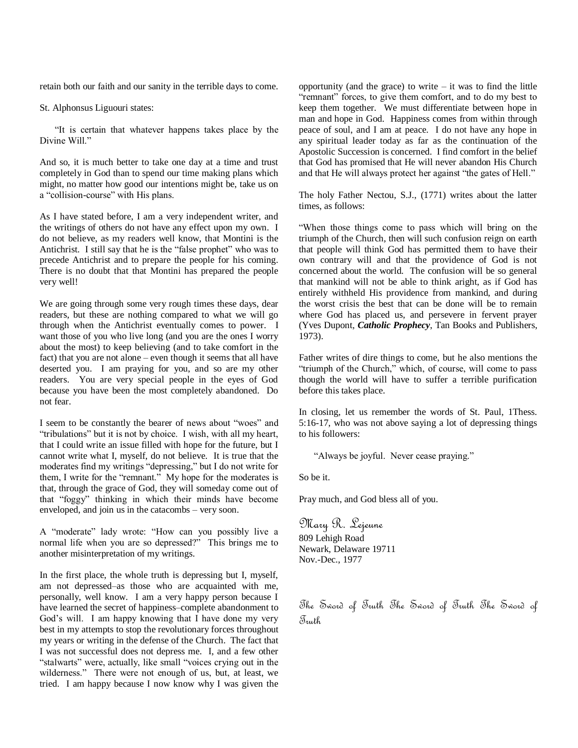retain both our faith and our sanity in the terrible days to come.

St. Alphonsus Liguouri states:

"It is certain that whatever happens takes place by the Divine Will."

And so, it is much better to take one day at a time and trust completely in God than to spend our time making plans which might, no matter how good our intentions might be, take us on a "collision-course" with His plans.

As I have stated before, I am a very independent writer, and the writings of others do not have any effect upon my own. I do not believe, as my readers well know, that Montini is the Antichrist. I still say that he is the "false prophet" who was to precede Antichrist and to prepare the people for his coming. There is no doubt that that Montini has prepared the people very well!

We are going through some very rough times these days, dear readers, but these are nothing compared to what we will go through when the Antichrist eventually comes to power. I want those of you who live long (and you are the ones I worry about the most) to keep believing (and to take comfort in the fact) that you are not alone – even though it seems that all have deserted you. I am praying for you, and so are my other readers. You are very special people in the eyes of God because you have been the most completely abandoned. Do not fear.

I seem to be constantly the bearer of news about "woes" and "tribulations" but it is not by choice. I wish, with all my heart, that I could write an issue filled with hope for the future, but I cannot write what I, myself, do not believe. It is true that the moderates find my writings "depressing," but I do not write for them, I write for the "remnant." My hope for the moderates is that, through the grace of God, they will someday come out of that "foggy" thinking in which their minds have become enveloped, and join us in the catacombs – very soon.

A "moderate" lady wrote: "How can you possibly live a normal life when you are so depressed?" This brings me to another misinterpretation of my writings.

In the first place, the whole truth is depressing but I, myself, am not depressed–as those who are acquainted with me, personally, well know. I am a very happy person because I have learned the secret of happiness–complete abandonment to God's will. I am happy knowing that I have done my very best in my attempts to stop the revolutionary forces throughout my years or writing in the defense of the Church. The fact that I was not successful does not depress me. I, and a few other "stalwarts" were, actually, like small "voices crying out in the wilderness." There were not enough of us, but, at least, we tried. I am happy because I now know why I was given the opportunity (and the grace) to write – it was to find the little "remnant" forces, to give them comfort, and to do my best to keep them together. We must differentiate between hope in man and hope in God. Happiness comes from within through peace of soul, and I am at peace. I do not have any hope in any spiritual leader today as far as the continuation of the Apostolic Succession is concerned. I find comfort in the belief that God has promised that He will never abandon His Church and that He will always protect her against "the gates of Hell."

The holy Father Nectou, S.J., (1771) writes about the latter times, as follows:

"When those things come to pass which will bring on the triumph of the Church, then will such confusion reign on earth that people will think God has permitted them to have their own contrary will and that the providence of God is not concerned about the world. The confusion will be so general that mankind will not be able to think aright, as if God has entirely withheld His providence from mankind, and during the worst crisis the best that can be done will be to remain where God has placed us, and persevere in fervent prayer (Yves Dupont, ***Catholic Prophecy***, Tan Books and Publishers, 1973).

Father writes of dire things to come, but he also mentions the "triumph of the Church," which, of course, will come to pass though the world will have to suffer a terrible purification before this takes place.

In closing, let us remember the words of St. Paul, 1Thess. 5:16-17, who was not above saying a lot of depressing things to his followers:

"Always be joyful. Never cease praying."

So be it.

Pray much, and God bless all of you.

Mary R. Lejeune
809 Lehigh Road
Newark, Delaware 19711
Nov.-Dec., 1977

The Sword of Truth The Sword of Truth The Sword of Truth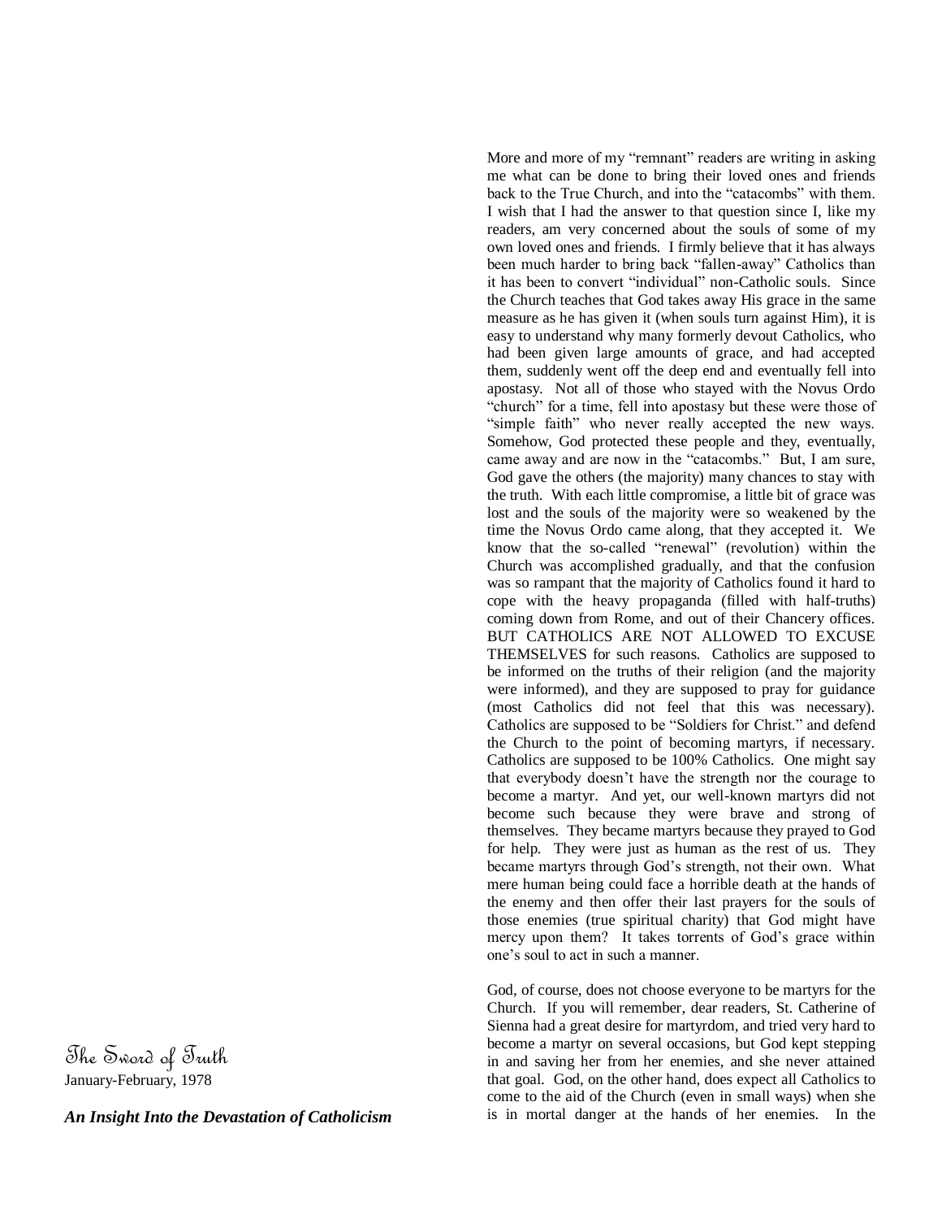## The Sword of Truth

January-February, 1978

### *An Insight Into the Devastation of Catholicism*

More and more of my "remnant" readers are writing in asking me what can be done to bring their loved ones and friends back to the True Church, and into the "catacombs" with them. I wish that I had the answer to that question since I, like my readers, am very concerned about the souls of some of my own loved ones and friends. I firmly believe that it has always been much harder to bring back "fallen-away" Catholics than it has been to convert "individual" non-Catholic souls. Since the Church teaches that God takes away His grace in the same measure as he has given it (when souls turn against Him), it is easy to understand why many formerly devout Catholics, who had been given large amounts of grace, and had accepted them, suddenly went off the deep end and eventually fell into apostasy. Not all of those who stayed with the Novus Ordo "church" for a time, fell into apostasy but these were those of "simple faith" who never really accepted the new ways. Somehow, God protected these people and they, eventually, came away and are now in the "catacombs." But, I am sure, God gave the others (the majority) many chances to stay with the truth. With each little compromise, a little bit of grace was lost and the souls of the majority were so weakened by the time the Novus Ordo came along, that they accepted it. We know that the so-called "renewal" (revolution) within the Church was accomplished gradually, and that the confusion was so rampant that the majority of Catholics found it hard to cope with the heavy propaganda (filled with half-truths) coming down from Rome, and out of their Chancery offices. BUT CATHOLICS ARE NOT ALLOWED TO EXCUSE THEMSELVES for such reasons. Catholics are supposed to be informed on the truths of their religion (and the majority were informed), and they are supposed to pray for guidance (most Catholics did not feel that this was necessary). Catholics are supposed to be "Soldiers for Christ." and defend the Church to the point of becoming martyrs, if necessary. Catholics are supposed to be 100% Catholics. One might say that everybody doesn't have the strength nor the courage to become a martyr. And yet, our well-known martyrs did not become such because they were brave and strong of themselves. They became martyrs because they prayed to God for help. They were just as human as the rest of us. They became martyrs through God's strength, not their own. What mere human being could face a horrible death at the hands of the enemy and then offer their last prayers for the souls of those enemies (true spiritual charity) that God might have mercy upon them? It takes torrents of God's grace within one's soul to act in such a manner.

God, of course, does not choose everyone to be martyrs for the Church. If you will remember, dear readers, St. Catherine of Sienna had a great desire for martyrdom, and tried very hard to become a martyr on several occasions, but God kept stepping in and saving her from her enemies, and she never attained that goal. God, on the other hand, does expect all Catholics to come to the aid of the Church (even in small ways) when she is in mortal danger at the hands of her enemies. In the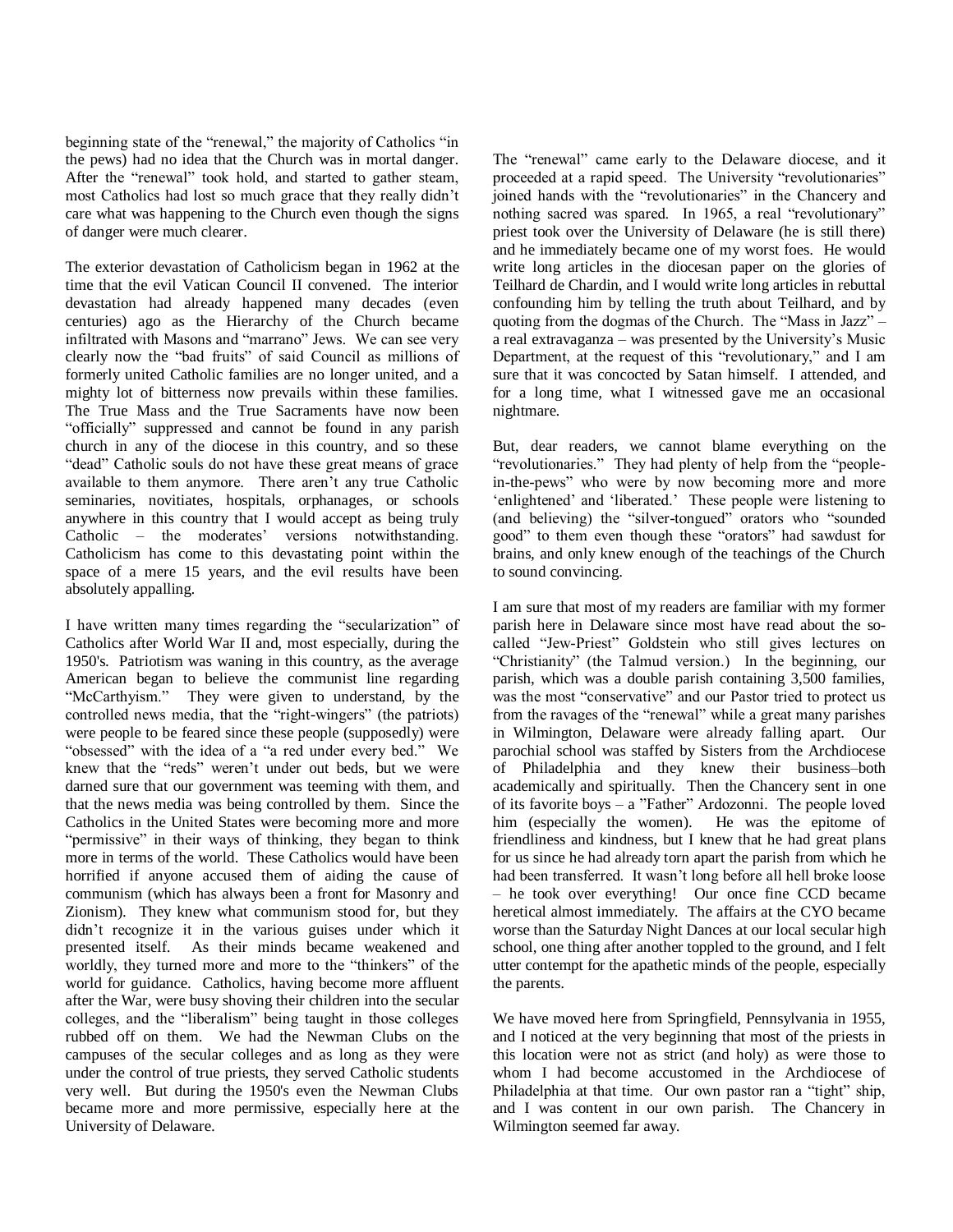beginning state of the "renewal," the majority of Catholics "in the pews) had no idea that the Church was in mortal danger. After the "renewal" took hold, and started to gather steam, most Catholics had lost so much grace that they really didn't care what was happening to the Church even though the signs of danger were much clearer.

The exterior devastation of Catholicism began in 1962 at the time that the evil Vatican Council II convened. The interior devastation had already happened many decades (even centuries) ago as the Hierarchy of the Church became infiltrated with Masons and "marrano" Jews. We can see very clearly now the "bad fruits" of said Council as millions of formerly united Catholic families are no longer united, and a mighty lot of bitterness now prevails within these families. The True Mass and the True Sacraments have now been "officially" suppressed and cannot be found in any parish church in any of the diocese in this country, and so these "dead" Catholic souls do not have these great means of grace available to them anymore. There aren't any true Catholic seminaries, novitiates, hospitals, orphanages, or schools anywhere in this country that I would accept as being truly Catholic – the moderates' versions notwithstanding. Catholicism has come to this devastating point within the space of a mere 15 years, and the evil results have been absolutely appalling.

I have written many times regarding the "secularization" of Catholics after World War II and, most especially, during the 1950's. Patriotism was waning in this country, as the average American began to believe the communist line regarding "McCarthyism." They were given to understand, by the controlled news media, that the "right-wingers" (the patriots) were people to be feared since these people (supposedly) were "obsessed" with the idea of a "a red under every bed." We knew that the "reds" weren't under out beds, but we were darned sure that our government was teeming with them, and that the news media was being controlled by them. Since the Catholics in the United States were becoming more and more "permissive" in their ways of thinking, they began to think more in terms of the world. These Catholics would have been horrified if anyone accused them of aiding the cause of communism (which has always been a front for Masonry and Zionism). They knew what communism stood for, but they didn't recognize it in the various guises under which it presented itself. As their minds became weakened and worldly, they turned more and more to the "thinkers" of the world for guidance. Catholics, having become more affluent after the War, were busy shoving their children into the secular colleges, and the "liberalism" being taught in those colleges rubbed off on them. We had the Newman Clubs on the campuses of the secular colleges and as long as they were under the control of true priests, they served Catholic students very well. But during the 1950's even the Newman Clubs became more and more permissive, especially here at the University of Delaware.

The "renewal" came early to the Delaware diocese, and it proceeded at a rapid speed. The University "revolutionaries" joined hands with the "revolutionaries" in the Chancery and nothing sacred was spared. In 1965, a real "revolutionary" priest took over the University of Delaware (he is still there) and he immediately became one of my worst foes. He would write long articles in the diocesan paper on the glories of Teilhard de Chardin, and I would write long articles in rebuttal confounding him by telling the truth about Teilhard, and by quoting from the dogmas of the Church. The "Mass in Jazz" – a real extravaganza – was presented by the University's Music Department, at the request of this "revolutionary," and I am sure that it was concocted by Satan himself. I attended, and for a long time, what I witnessed gave me an occasional nightmare.

But, dear readers, we cannot blame everything on the "revolutionaries." They had plenty of help from the "people-in-the-pews" who were by now becoming more and more 'enlightened' and 'liberated.' These people were listening to (and believing) the "silver-tongued" orators who "sounded good" to them even though these "orators" had sawdust for brains, and only knew enough of the teachings of the Church to sound convincing.

I am sure that most of my readers are familiar with my former parish here in Delaware since most have read about the so-called "Jew-Priest" Goldstein who still gives lectures on "Christianity" (the Talmud version.) In the beginning, our parish, which was a double parish containing 3,500 families, was the most "conservative" and our Pastor tried to protect us from the ravages of the "renewal" while a great many parishes in Wilmington, Delaware were already falling apart. Our parochial school was staffed by Sisters from the Archdiocese of Philadelphia and they knew their business–both academically and spiritually. Then the Chancery sent in one of its favorite boys – a "Father" Ardozonni. The people loved him (especially the women). He was the epitome of friendliness and kindness, but I knew that he had great plans for us since he had already torn apart the parish from which he had been transferred. It wasn't long before all hell broke loose – he took over everything! Our once fine CCD became heretical almost immediately. The affairs at the CYO became worse than the Saturday Night Dances at our local secular high school, one thing after another toppled to the ground, and I felt utter contempt for the apathetic minds of the people, especially the parents.

We have moved here from Springfield, Pennsylvania in 1955, and I noticed at the very beginning that most of the priests in this location were not as strict (and holy) as were those to whom I had become accustomed in the Archdiocese of Philadelphia at that time. Our own pastor ran a "tight" ship, and I was content in our own parish. The Chancery in Wilmington seemed far away.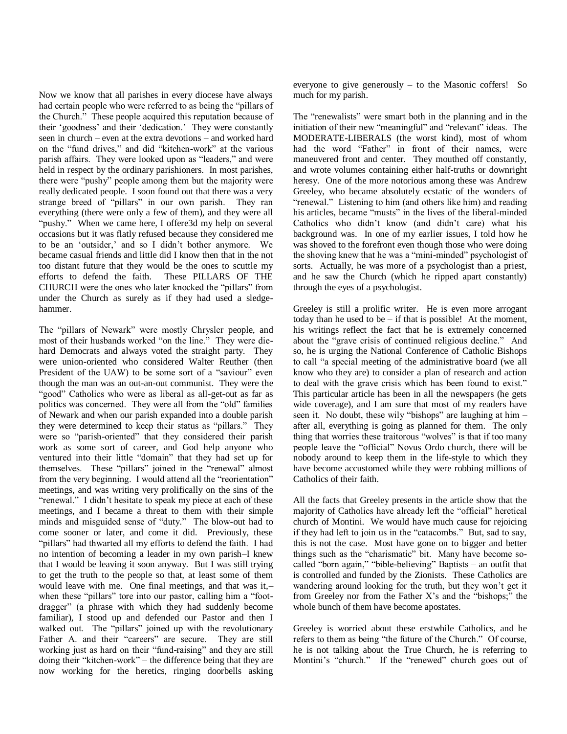Now we know that all parishes in every diocese have always had certain people who were referred to as being the "pillars of the Church." These people acquired this reputation because of their 'goodness' and their 'dedication.' They were constantly seen in church – even at the extra devotions – and worked hard on the "fund drives," and did "kitchen-work" at the various parish affairs. They were looked upon as "leaders," and were held in respect by the ordinary parishioners. In most parishes, there were "pushy" people among them but the majority were really dedicated people. I soon found out that there was a very strange breed of "pillars" in our own parish. They ran everything (there were only a few of them), and they were all "pushy." When we came here, I offere3d my help on several occasions but it was flatly refused because they considered me to be an 'outsider,' and so I didn't bother anymore. We became casual friends and little did I know then that in the not too distant future that they would be the ones to scuttle my efforts to defend the faith. These PILLARS OF THE CHURCH were the ones who later knocked the "pillars" from under the Church as surely as if they had used a sledge-hammer.

The "pillars of Newark" were mostly Chrysler people, and most of their husbands worked "on the line." They were die-hard Democrats and always voted the straight party. They were union-oriented who considered Walter Reuther (then President of the UAW) to be some sort of a "saviour" even though the man was an out-an-out communist. They were the "good" Catholics who were as liberal as all-get-out as far as politics was concerned. They were all from the "old" families of Newark and when our parish expanded into a double parish they were determined to keep their status as "pillars." They were so "parish-oriented" that they considered their parish work as some sort of career, and God help anyone who ventured into their little "domain" that they had set up for themselves. These "pillars" joined in the "renewal" almost from the very beginning. I would attend all the "reorientation" meetings, and was writing very prolifically on the sins of the "renewal." I didn't hesitate to speak my piece at each of these meetings, and I became a threat to them with their simple minds and misguided sense of "duty." The blow-out had to come sooner or later, and come it did. Previously, these "pillars" had thwarted all my efforts to defend the faith. I had no intention of becoming a leader in my own parish–I knew that I would be leaving it soon anyway. But I was still trying to get the truth to the people so that, at least some of them would leave with me. One final meetings, and that was it,– when these "pillars" tore into our pastor, calling him a "foot-dragger" (a phrase with which they had suddenly become familiar), I stood up and defended our Pastor and then I walked out. The "pillars" joined up with the revolutionary Father A. and their "careers" are secure. They are still working just as hard on their "fund-raising" and they are still doing their "kitchen-work" – the difference being that they are now working for the heretics, ringing doorbells asking everyone to give generously – to the Masonic coffers! So much for my parish.

The "renewalists" were smart both in the planning and in the initiation of their new "meaningful" and "relevant" ideas. The MODERATE-LIBERALS (the worst kind), most of whom had the word "Father" in front of their names, were maneuvered front and center. They mouthed off constantly, and wrote volumes containing either half-truths or downright heresy. One of the more notorious among these was Andrew Greeley, who became absolutely ecstatic of the wonders of "renewal." Listening to him (and others like him) and reading his articles, became "musts" in the lives of the liberal-minded Catholics who didn't know (and didn't care) what his background was. In one of my earlier issues, I told how he was shoved to the forefront even though those who were doing the shoving knew that he was a "mini-minded" psychologist of sorts. Actually, he was more of a psychologist than a priest, and he saw the Church (which he ripped apart constantly) through the eyes of a psychologist.

Greeley is still a prolific writer. He is even more arrogant today than he used to be – if that is possible! At the moment, his writings reflect the fact that he is extremely concerned about the "grave crisis of continued religious decline." And so, he is urging the National Conference of Catholic Bishops to call "a special meeting of the administrative board (we all know who they are) to consider a plan of research and action to deal with the grave crisis which has been found to exist." This particular article has been in all the newspapers (he gets wide coverage), and I am sure that most of my readers have seen it. No doubt, these wily "bishops" are laughing at him – after all, everything is going as planned for them. The only thing that worries these traitorous "wolves" is that if too many people leave the "official" Novus Ordo church, there will be nobody around to keep them in the life-style to which they have become accustomed while they were robbing millions of Catholics of their faith.

All the facts that Greeley presents in the article show that the majority of Catholics have already left the "official" heretical church of Montini. We would have much cause for rejoicing if they had left to join us in the "catacombs." But, sad to say, this is not the case. Most have gone on to bigger and better things such as the "charismatic" bit. Many have become so-called "born again," "bible-believing" Baptists – an outfit that is controlled and funded by the Zionists. These Catholics are wandering around looking for the truth, but they won't get it from Greeley nor from the Father X's and the "bishops;" the whole bunch of them have become apostates.

Greeley is worried about these erstwhile Catholics, and he refers to them as being "the future of the Church." Of course, he is not talking about the True Church, he is referring to Montini's "church." If the "renewed" church goes out of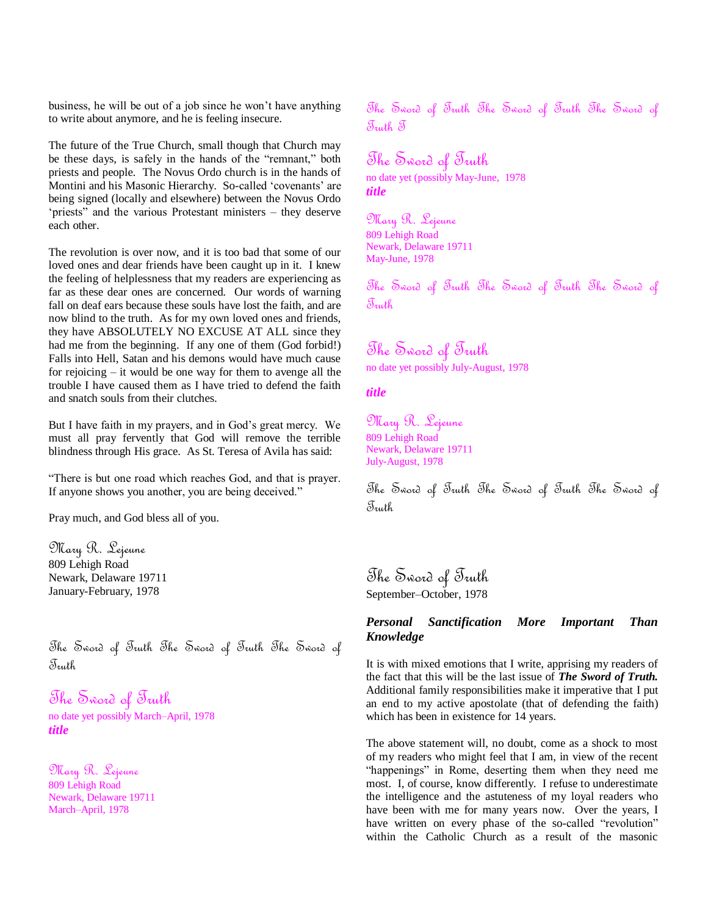business, he will be out of a job since he won't have anything to write about anymore, and he is feeling insecure.

The future of the True Church, small though that Church may be these days, is safely in the hands of the "remnant," both priests and people. The Novus Ordo church is in the hands of Montini and his Masonic Hierarchy. So-called 'covenants' are being signed (locally and elsewhere) between the Novus Ordo 'priests" and the various Protestant ministers – they deserve each other.

The revolution is over now, and it is too bad that some of our loved ones and dear friends have been caught up in it. I knew the feeling of helplessness that my readers are experiencing as far as these dear ones are concerned. Our words of warning fall on deaf ears because these souls have lost the faith, and are now blind to the truth. As for my own loved ones and friends, they have ABSOLUTELY NO EXCUSE AT ALL since they had me from the beginning. If any one of them (God forbid!) Falls into Hell, Satan and his demons would have much cause for rejoicing – it would be one way for them to avenge all the trouble I have caused them as I have tried to defend the faith and snatch souls from their clutches.

But I have faith in my prayers, and in God's great mercy. We must all pray fervently that God will remove the terrible blindness through His grace. As St. Teresa of Avila has said:

"There is but one road which reaches God, and that is prayer. If anyone shows you another, you are being deceived."

Pray much, and God bless all of you.

Mary R. Lejeune
809 Lehigh Road
Newark, Delaware 19711
January-February, 1978

The Sword of Truth The Sword of Truth The Sword of Truth

## The Sword of Truth

no date yet possibly March–April, 1978

***title***

Mary R. Lejeune
809 Lehigh Road
Newark, Delaware 19711
March–April, 1978

The Sword of Truth The Sword of Truth The Sword of Truth T

## The Sword of Truth

no date yet (possibly May-June, 1978

***title***

Mary R. Lejeune
809 Lehigh Road
Newark, Delaware 19711
May-June, 1978

The Sword of Truth The Sword of Truth The Sword of Truth

## The Sword of Truth

no date yet possibly July-August, 1978

***title***

Mary R. Lejeune
809 Lehigh Road
Newark, Delaware 19711
July-August, 1978

The Sword of Truth The Sword of Truth The Sword of Truth

## The Sword of Truth

September–October, 1978

### *Personal Sanctification More Important Than Knowledge*

It is with mixed emotions that I write, apprising my readers of the fact that this will be the last issue of ***The Sword of Truth.*** Additional family responsibilities make it imperative that I put an end to my active apostolate (that of defending the faith) which has been in existence for 14 years.

The above statement will, no doubt, come as a shock to most of my readers who might feel that I am, in view of the recent "happenings" in Rome, deserting them when they need me most. I, of course, know differently. I refuse to underestimate the intelligence and the astuteness of my loyal readers who have been with me for many years now. Over the years, I have written on every phase of the so-called "revolution" within the Catholic Church as a result of the masonic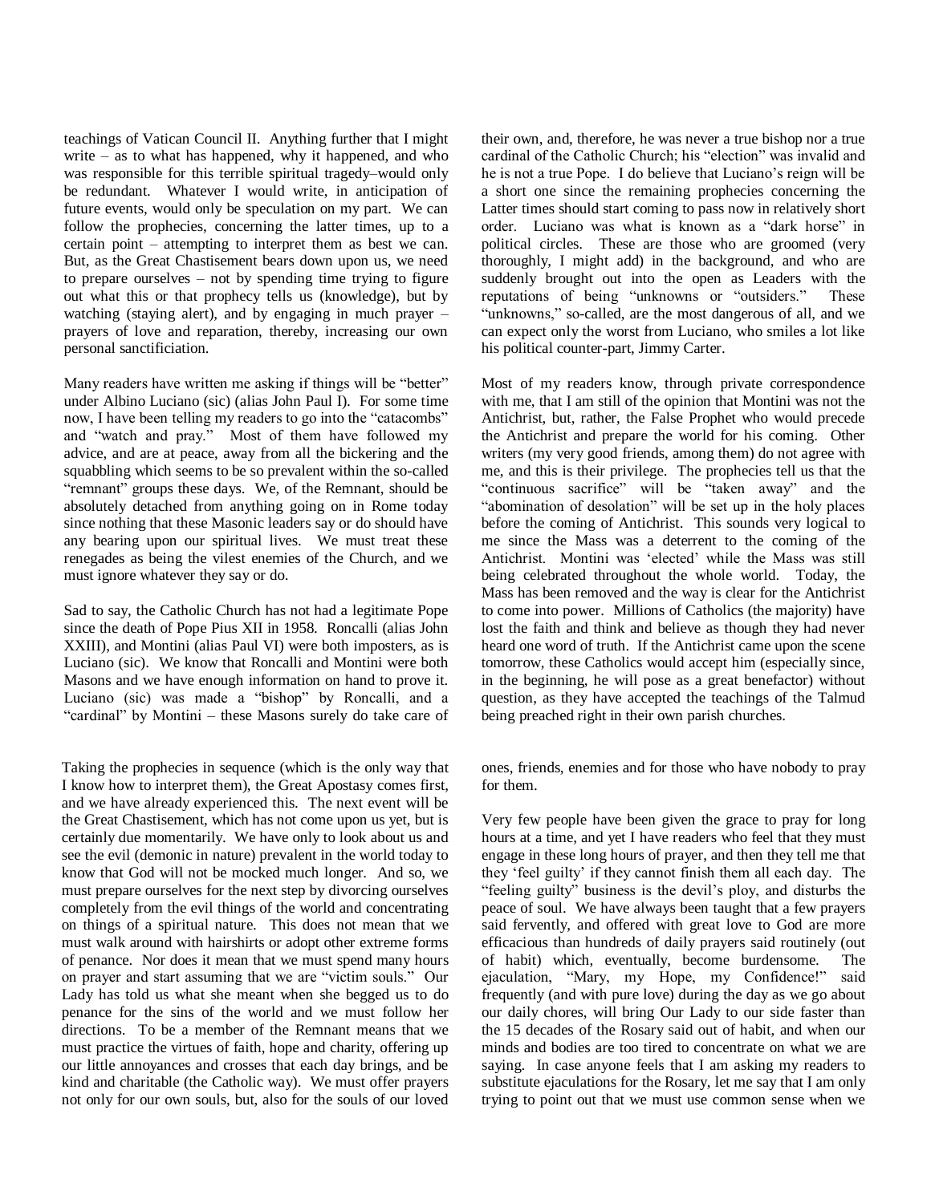teachings of Vatican Council II. Anything further that I might write – as to what has happened, why it happened, and who was responsible for this terrible spiritual tragedy–would only be redundant. Whatever I would write, in anticipation of future events, would only be speculation on my part. We can follow the prophecies, concerning the latter times, up to a certain point – attempting to interpret them as best we can. But, as the Great Chastisement bears down upon us, we need to prepare ourselves – not by spending time trying to figure out what this or that prophecy tells us (knowledge), but by watching (staying alert), and by engaging in much prayer – prayers of love and reparation, thereby, increasing our own personal sanctificiation.

Many readers have written me asking if things will be "better" under Albino Luciano (sic) (alias John Paul I). For some time now, I have been telling my readers to go into the "catacombs" and "watch and pray." Most of them have followed my advice, and are at peace, away from all the bickering and the squabbling which seems to be so prevalent within the so-called "remnant" groups these days. We, of the Remnant, should be absolutely detached from anything going on in Rome today since nothing that these Masonic leaders say or do should have any bearing upon our spiritual lives. We must treat these renegades as being the vilest enemies of the Church, and we must ignore whatever they say or do.

Sad to say, the Catholic Church has not had a legitimate Pope since the death of Pope Pius XII in 1958. Roncalli (alias John XXIII), and Montini (alias Paul VI) were both imposters, as is Luciano (sic). We know that Roncalli and Montini were both Masons and we have enough information on hand to prove it. Luciano (sic) was made a "bishop" by Roncalli, and a "cardinal" by Montini – these Masons surely do take care of their own, and, therefore, he was never a true bishop nor a true cardinal of the Catholic Church; his "election" was invalid and he is not a true Pope. I do believe that Luciano's reign will be a short one since the remaining prophecies concerning the Latter times should start coming to pass now in relatively short order. Luciano was what is known as a "dark horse" in political circles. These are those who are groomed (very thoroughly, I might add) in the background, and who are suddenly brought out into the open as Leaders with the reputations of being "unknowns or "outsiders." These "unknowns," so-called, are the most dangerous of all, and we can expect only the worst from Luciano, who smiles a lot like his political counter-part, Jimmy Carter.

Most of my readers know, through private correspondence with me, that I am still of the opinion that Montini was not the Antichrist, but, rather, the False Prophet who would precede the Antichrist and prepare the world for his coming. Other writers (my very good friends, among them) do not agree with me, and this is their privilege. The prophecies tell us that the "continuous sacrifice" will be "taken away" and the "abomination of desolation" will be set up in the holy places before the coming of Antichrist. This sounds very logical to me since the Mass was a deterrent to the coming of the Antichrist. Montini was 'elected' while the Mass was still being celebrated throughout the whole world. Today, the Mass has been removed and the way is clear for the Antichrist to come into power. Millions of Catholics (the majority) have lost the faith and think and believe as though they had never heard one word of truth. If the Antichrist came upon the scene tomorrow, these Catholics would accept him (especially since, in the beginning, he will pose as a great benefactor) without question, as they have accepted the teachings of the Talmud being preached right in their own parish churches.

Taking the prophecies in sequence (which is the only way that I know how to interpret them), the Great Apostasy comes first, and we have already experienced this. The next event will be the Great Chastisement, which has not come upon us yet, but is certainly due momentarily. We have only to look about us and see the evil (demonic in nature) prevalent in the world today to know that God will not be mocked much longer. And so, we must prepare ourselves for the next step by divorcing ourselves completely from the evil things of the world and concentrating on things of a spiritual nature. This does not mean that we must walk around with hairshirts or adopt other extreme forms of penance. Nor does it mean that we must spend many hours on prayer and start assuming that we are "victim souls." Our Lady has told us what she meant when she begged us to do penance for the sins of the world and we must follow her directions. To be a member of the Remnant means that we must practice the virtues of faith, hope and charity, offering up our little annoyances and crosses that each day brings, and be kind and charitable (the Catholic way). We must offer prayers not only for our own souls, but, also for the souls of our loved ones, friends, enemies and for those who have nobody to pray for them.

Very few people have been given the grace to pray for long hours at a time, and yet I have readers who feel that they must engage in these long hours of prayer, and then they tell me that they 'feel guilty' if they cannot finish them all each day. The "feeling guilty" business is the devil's ploy, and disturbs the peace of soul. We have always been taught that a few prayers said fervently, and offered with great love to God are more efficacious than hundreds of daily prayers said routinely (out of habit) which, eventually, become burdensome. The ejaculation, "Mary, my Hope, my Confidence!" said frequently (and with pure love) during the day as we go about our daily chores, will bring Our Lady to our side faster than the 15 decades of the Rosary said out of habit, and when our minds and bodies are too tired to concentrate on what we are saying. In case anyone feels that I am asking my readers to substitute ejaculations for the Rosary, let me say that I am only trying to point out that we must use common sense when we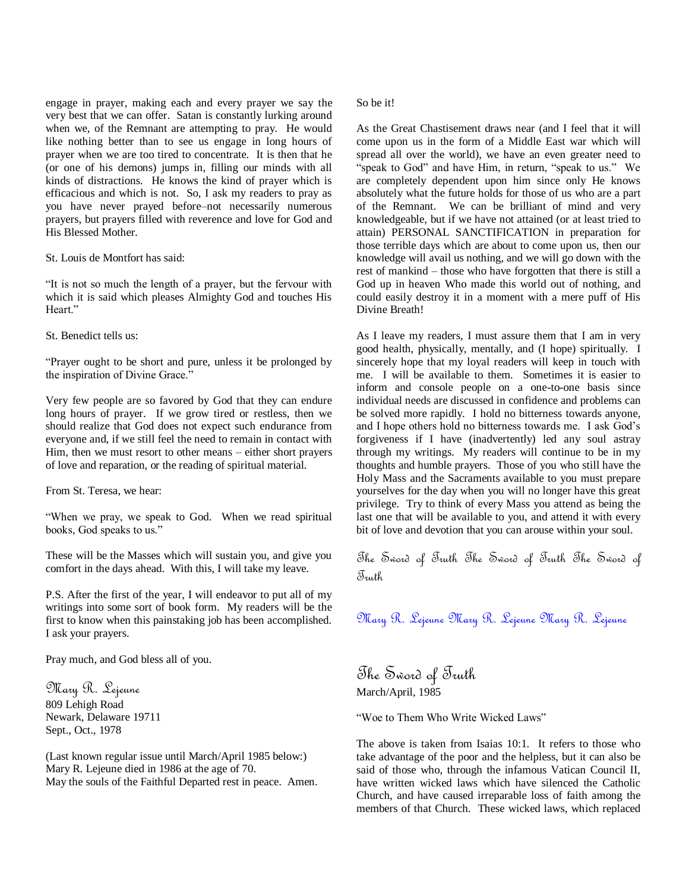engage in prayer, making each and every prayer we say the very best that we can offer. Satan is constantly lurking around when we, of the Remnant are attempting to pray. He would like nothing better than to see us engage in long hours of prayer when we are too tired to concentrate. It is then that he (or one of his demons) jumps in, filling our minds with all kinds of distractions. He knows the kind of prayer which is efficacious and which is not. So, I ask my readers to pray as you have never prayed before–not necessarily numerous prayers, but prayers filled with reverence and love for God and His Blessed Mother.

St. Louis de Montfort has said:

"It is not so much the length of a prayer, but the fervour with which it is said which pleases Almighty God and touches His Heart."

St. Benedict tells us:

"Prayer ought to be short and pure, unless it be prolonged by the inspiration of Divine Grace."

Very few people are so favored by God that they can endure long hours of prayer. If we grow tired or restless, then we should realize that God does not expect such endurance from everyone and, if we still feel the need to remain in contact with Him, then we must resort to other means – either short prayers of love and reparation, or the reading of spiritual material.

From St. Teresa, we hear:

"When we pray, we speak to God. When we read spiritual books, God speaks to us."

These will be the Masses which will sustain you, and give you comfort in the days ahead. With this, I will take my leave.

P.S. After the first of the year, I will endeavor to put all of my writings into some sort of book form. My readers will be the first to know when this painstaking job has been accomplished. I ask your prayers.

Pray much, and God bless all of you.

Mary R. Lejeune
809 Lehigh Road
Newark, Delaware 19711
Sept., Oct., 1978

(Last known regular issue until March/April 1985 below:)
Mary R. Lejeune died in 1986 at the age of 70.
May the souls of the Faithful Departed rest in peace. Amen.

So be it!

As the Great Chastisement draws near (and I feel that it will come upon us in the form of a Middle East war which will spread all over the world), we have an even greater need to "speak to God" and have Him, in return, "speak to us." We are completely dependent upon him since only He knows absolutely what the future holds for those of us who are a part of the Remnant. We can be brilliant of mind and very knowledgeable, but if we have not attained (or at least tried to attain) PERSONAL SANCTIFICATION in preparation for those terrible days which are about to come upon us, then our knowledge will avail us nothing, and we will go down with the rest of mankind – those who have forgotten that there is still a God up in heaven Who made this world out of nothing, and could easily destroy it in a moment with a mere puff of His Divine Breath!

As I leave my readers, I must assure them that I am in very good health, physically, mentally, and (I hope) spiritually. I sincerely hope that my loyal readers will keep in touch with me. I will be available to them. Sometimes it is easier to inform and console people on a one-to-one basis since individual needs are discussed in confidence and problems can be solved more rapidly. I hold no bitterness towards anyone, and I hope others hold no bitterness towards me. I ask God's forgiveness if I have (inadvertently) led any soul astray through my writings. My readers will continue to be in my thoughts and humble prayers. Those of you who still have the Holy Mass and the Sacraments available to you must prepare yourselves for the day when you will no longer have this great privilege. Try to think of every Mass you attend as being the last one that will be available to you, and attend it with every bit of love and devotion that you can arouse within your soul.

The Sword of Truth The Sword of Truth The Sword of Truth

Mary R. Lejeune Mary R. Lejeune Mary R. Lejeune

## The Sword of Truth

March/April, 1985

"Woe to Them Who Write Wicked Laws"

The above is taken from Isaias 10:1. It refers to those who take advantage of the poor and the helpless, but it can also be said of those who, through the infamous Vatican Council II, have written wicked laws which have silenced the Catholic Church, and have caused irreparable loss of faith among the members of that Church. These wicked laws, which replaced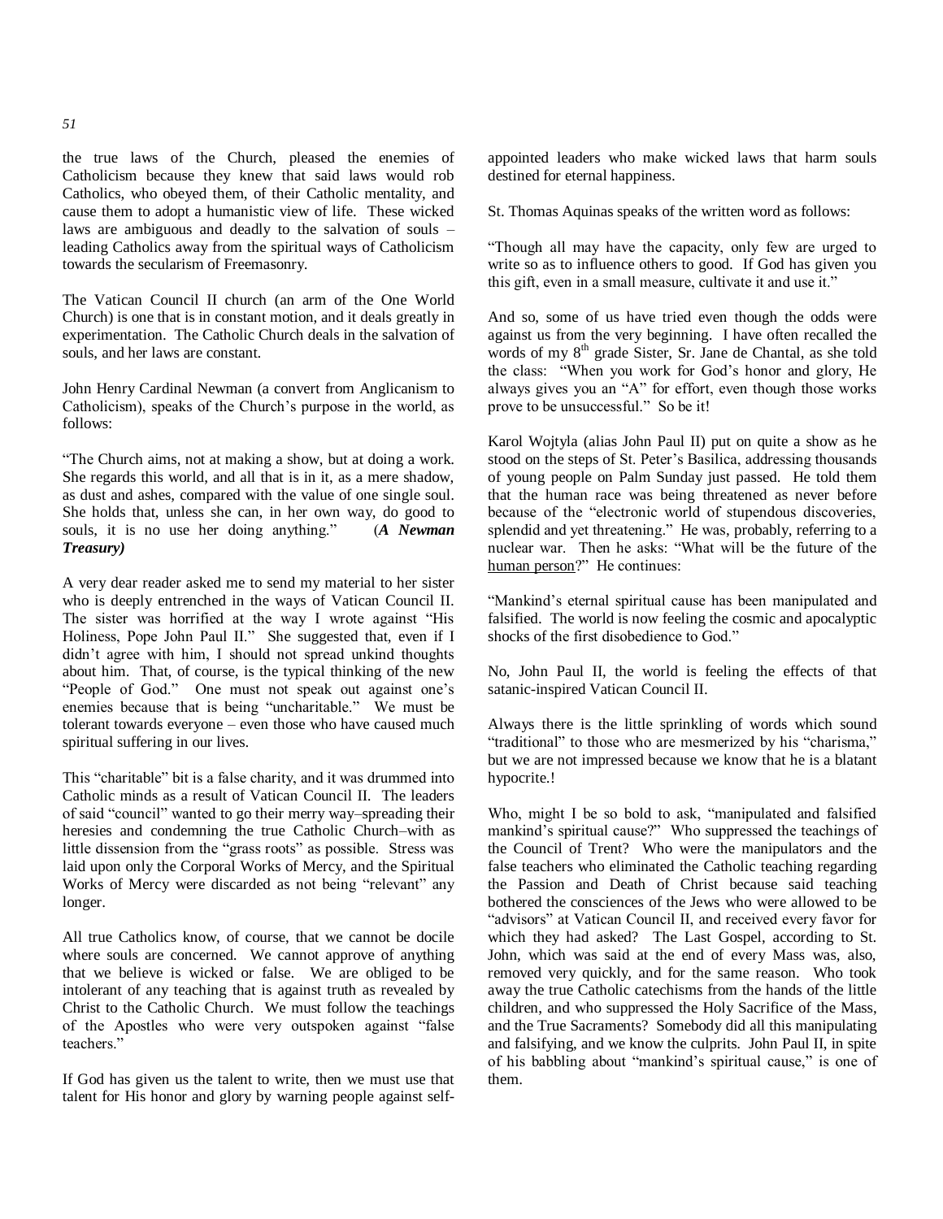the true laws of the Church, pleased the enemies of Catholicism because they knew that said laws would rob Catholics, who obeyed them, of their Catholic mentality, and cause them to adopt a humanistic view of life. These wicked laws are ambiguous and deadly to the salvation of souls – leading Catholics away from the spiritual ways of Catholicism towards the secularism of Freemasonry.

The Vatican Council II church (an arm of the One World Church) is one that is in constant motion, and it deals greatly in experimentation. The Catholic Church deals in the salvation of souls, and her laws are constant.

John Henry Cardinal Newman (a convert from Anglicanism to Catholicism), speaks of the Church's purpose in the world, as follows:

"The Church aims, not at making a show, but at doing a work. She regards this world, and all that is in it, as a mere shadow, as dust and ashes, compared with the value of one single soul. She holds that, unless she can, in her own way, do good to souls, it is no use her doing anything." (***A Newman Treasury***)

A very dear reader asked me to send my material to her sister who is deeply entrenched in the ways of Vatican Council II. The sister was horrified at the way I wrote against "His Holiness, Pope John Paul II." She suggested that, even if I didn't agree with him, I should not spread unkind thoughts about him. That, of course, is the typical thinking of the new "People of God." One must not speak out against one's enemies because that is being "uncharitable." We must be tolerant towards everyone – even those who have caused much spiritual suffering in our lives.

This "charitable" bit is a false charity, and it was drummed into Catholic minds as a result of Vatican Council II. The leaders of said "council" wanted to go their merry way–spreading their heresies and condemning the true Catholic Church–with as little dissension from the "grass roots" as possible. Stress was laid upon only the Corporal Works of Mercy, and the Spiritual Works of Mercy were discarded as not being "relevant" any longer.

All true Catholics know, of course, that we cannot be docile where souls are concerned. We cannot approve of anything that we believe is wicked or false. We are obliged to be intolerant of any teaching that is against truth as revealed by Christ to the Catholic Church. We must follow the teachings of the Apostles who were very outspoken against "false teachers."

If God has given us the talent to write, then we must use that talent for His honor and glory by warning people against self-appointed leaders who make wicked laws that harm souls destined for eternal happiness.

St. Thomas Aquinas speaks of the written word as follows:

"Though all may have the capacity, only few are urged to write so as to influence others to good. If God has given you this gift, even in a small measure, cultivate it and use it."

And so, some of us have tried even though the odds were against us from the very beginning. I have often recalled the words of my 8th grade Sister, Sr. Jane de Chantal, as she told the class: "When you work for God's honor and glory, He always gives you an "A" for effort, even though those works prove to be unsuccessful." So be it!

Karol Wojtyla (alias John Paul II) put on quite a show as he stood on the steps of St. Peter's Basilica, addressing thousands of young people on Palm Sunday just passed. He told them that the human race was being threatened as never before because of the "electronic world of stupendous discoveries, splendid and yet threatening." He was, probably, referring to a nuclear war. Then he asks: "What will be the future of the <u>human person</u>?" He continues:

"Mankind's eternal spiritual cause has been manipulated and falsified. The world is now feeling the cosmic and apocalyptic shocks of the first disobedience to God."

No, John Paul II, the world is feeling the effects of that satanic-inspired Vatican Council II.

Always there is the little sprinkling of words which sound "traditional" to those who are mesmerized by his "charisma," but we are not impressed because we know that he is a blatant hypocrite.!

Who, might I be so bold to ask, "manipulated and falsified mankind's spiritual cause?" Who suppressed the teachings of the Council of Trent? Who were the manipulators and the false teachers who eliminated the Catholic teaching regarding the Passion and Death of Christ because said teaching bothered the consciences of the Jews who were allowed to be "advisors" at Vatican Council II, and received every favor for which they had asked? The Last Gospel, according to St. John, which was said at the end of every Mass was, also, removed very quickly, and for the same reason. Who took away the true Catholic catechisms from the hands of the little children, and who suppressed the Holy Sacrifice of the Mass, and the True Sacraments? Somebody did all this manipulating and falsifying, and we know the culprits. John Paul II, in spite of his babbling about "mankind's spiritual cause," is one of them.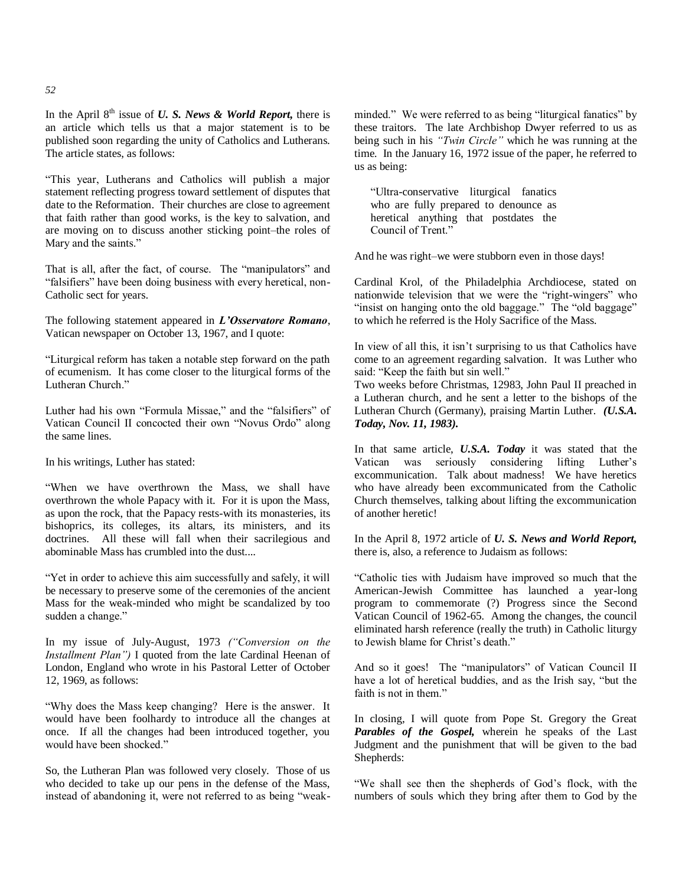In the April 8[th] issue of ***U. S. News & World Report,*** there is an article which tells us that a major statement is to be published soon regarding the unity of Catholics and Lutherans. The article states, as follows:

"This year, Lutherans and Catholics will publish a major statement reflecting progress toward settlement of disputes that date to the Reformation. Their churches are close to agreement that faith rather than good works, is the key to salvation, and are moving on to discuss another sticking point–the roles of Mary and the saints."

That is all, after the fact, of course. The "manipulators" and "falsifiers" have been doing business with every heretical, non-Catholic sect for years.

The following statement appeared in ***L'Osservatore Romano***, Vatican newspaper on October 13, 1967, and I quote:

"Liturgical reform has taken a notable step forward on the path of ecumenism. It has come closer to the liturgical forms of the Lutheran Church."

Luther had his own "Formula Missae," and the "falsifiers" of Vatican Council II concocted their own "Novus Ordo" along the same lines.

In his writings, Luther has stated:

"When we have overthrown the Mass, we shall have overthrown the whole Papacy with it. For it is upon the Mass, as upon the rock, that the Papacy rests-with its monasteries, its bishoprics, its colleges, its altars, its ministers, and its doctrines. All these will fall when their sacrilegious and abominable Mass has crumbled into the dust....

"Yet in order to achieve this aim successfully and safely, it will be necessary to preserve some of the ceremonies of the ancient Mass for the weak-minded who might be scandalized by too sudden a change."

In my issue of July-August, 1973 *("Conversion on the Installment Plan")* I quoted from the late Cardinal Heenan of London, England who wrote in his Pastoral Letter of October 12, 1969, as follows:

"Why does the Mass keep changing? Here is the answer. It would have been foolhardy to introduce all the changes at once. If all the changes had been introduced together, you would have been shocked."

So, the Lutheran Plan was followed very closely. Those of us who decided to take up our pens in the defense of the Mass, instead of abandoning it, were not referred to as being "weak-minded." We were referred to as being "liturgical fanatics" by these traitors. The late Archbishop Dwyer referred to us as being such in his *"Twin Circle"* which he was running at the time. In the January 16, 1972 issue of the paper, he referred to us as being:

> "Ultra-conservative liturgical fanatics who are fully prepared to denounce as heretical anything that postdates the Council of Trent."

And he was right–we were stubborn even in those days!

Cardinal Krol, of the Philadelphia Archdiocese, stated on nationwide television that we were the "right-wingers" who "insist on hanging onto the old baggage." The "old baggage" to which he referred is the Holy Sacrifice of the Mass.

In view of all this, it isn't surprising to us that Catholics have come to an agreement regarding salvation. It was Luther who said: "Keep the faith but sin well."

Two weeks before Christmas, 12983, John Paul II preached in a Lutheran church, and he sent a letter to the bishops of the Lutheran Church (Germany), praising Martin Luther. ***(U.S.A. Today, Nov. 11, 1983).***

In that same article, ***U.S.A. Today*** it was stated that the Vatican was seriously considering lifting Luther's excommunication. Talk about madness! We have heretics who have already been excommunicated from the Catholic Church themselves, talking about lifting the excommunication of another heretic!

In the April 8, 1972 article of ***U. S. News and World Report,*** there is, also, a reference to Judaism as follows:

"Catholic ties with Judaism have improved so much that the American-Jewish Committee has launched a year-long program to commemorate (?) Progress since the Second Vatican Council of 1962-65. Among the changes, the council eliminated harsh reference (really the truth) in Catholic liturgy to Jewish blame for Christ's death."

And so it goes! The "manipulators" of Vatican Council II have a lot of heretical buddies, and as the Irish say, "but the faith is not in them."

In closing, I will quote from Pope St. Gregory the Great ***Parables of the Gospel,*** wherein he speaks of the Last Judgment and the punishment that will be given to the bad Shepherds:

"We shall see then the shepherds of God's flock, with the numbers of souls which they bring after them to God by the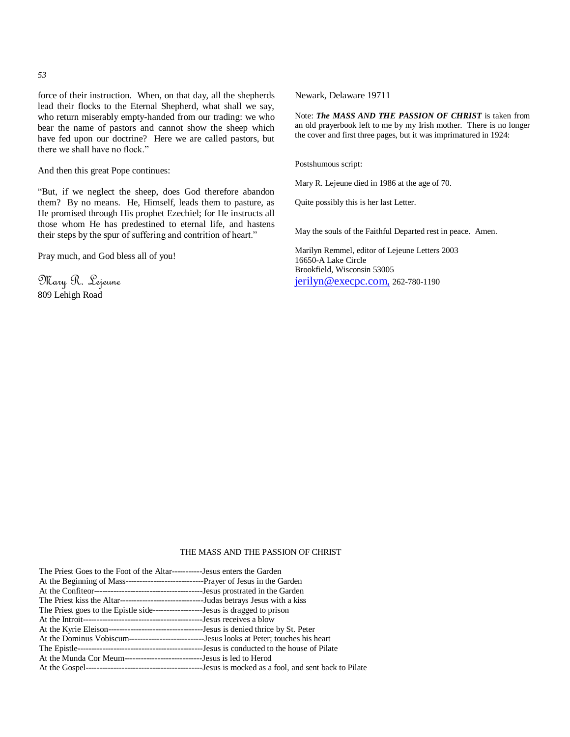force of their instruction. When, on that day, all the shepherds lead their flocks to the Eternal Shepherd, what shall we say, who return miserably empty-handed from our trading: we who bear the name of pastors and cannot show the sheep which have fed upon our doctrine? Here we are called pastors, but there we shall have no flock."

And then this great Pope continues:

"But, if we neglect the sheep, does God therefore abandon them? By no means. He, Himself, leads them to pasture, as He promised through His prophet Ezechiel; for He instructs all those whom He has predestined to eternal life, and hastens their steps by the spur of suffering and contrition of heart."

Pray much, and God bless all of you!

Mary R. Lejeune
809 Lehigh Road
Newark, Delaware 19711

Note: ***The MASS AND THE PASSION OF CHRIST*** is taken from an old prayerbook left to me by my Irish mother. There is no longer the cover and first three pages, but it was imprimatured in 1924:

Postshumous script:

Mary R. Lejeune died in 1986 at the age of 70.

Quite possibly this is her last Letter.

May the souls of the Faithful Departed rest in peace. Amen.

Marilyn Remmel, editor of Lejeune Letters 2003
16650-A Lake Circle
Brookfield, Wisconsin 53005
jerilyn@execpc.com, 262-780-1190

THE MASS AND THE PASSION OF CHRIST

The Priest Goes to the Foot of the Altar-----------Jesus enters the Garden
At the Beginning of Mass----------------------------Prayer of Jesus in the Garden
At the Confiteor---------------------------------------Jesus prostrated in the Garden
The Priest kiss the Altar------------------------------Judas betrays Jesus with a kiss
The Priest goes to the Epistle side------------------Jesus is dragged to prison
At the Introit-------------------------------------------Jesus receives a blow
At the Kyrie Eleison----------------------------------Jesus is denied thrice by St. Peter
At the Dominus Vobiscum---------------------------Jesus looks at Peter; touches his heart
The Epistle---------------------------------------------Jesus is conducted to the house of Pilate
At the Munda Cor Meum----------------------------Jesus is led to Herod
At the Gospel------------------------------------------Jesus is mocked as a fool, and sent back to Pilate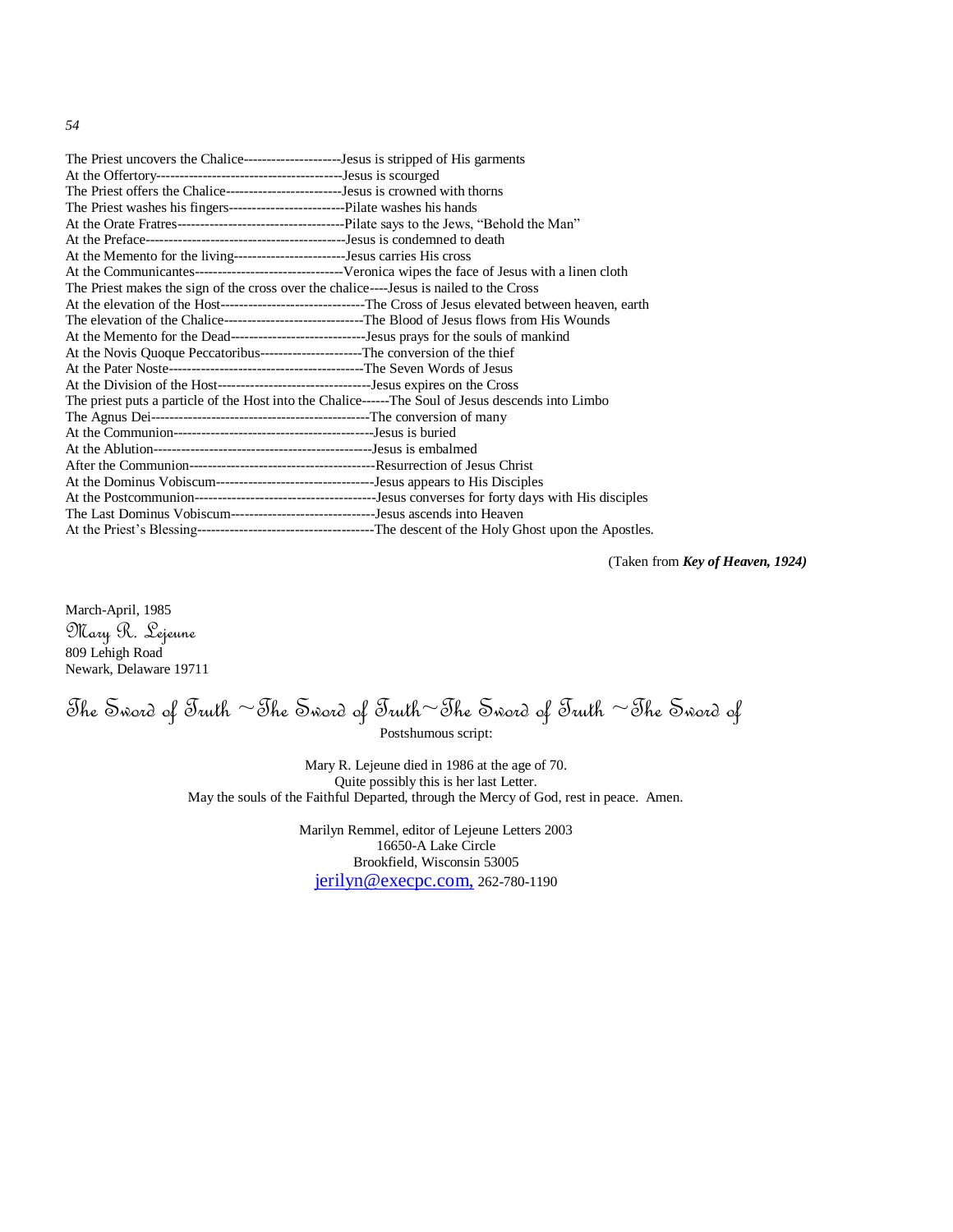The Priest uncovers the Chalice---------------------Jesus is stripped of His garments
At the Offertory----------------------------------------Jesus is scourged
The Priest offers the Chalice-------------------------Jesus is crowned with thorns
The Priest washes his fingers-------------------------Pilate washes his hands
At the Orate Fratres------------------------------------Pilate says to the Jews, "Behold the Man"
At the Preface--------------------------------------------Jesus is condemned to death
At the Memento for the living------------------------Jesus carries His cross
At the Communicantes--------------------------------Veronica wipes the face of Jesus with a linen cloth
The Priest makes the sign of the cross over the chalice----Jesus is nailed to the Cross
At the elevation of the Host-------------------------------The Cross of Jesus elevated between heaven, earth
The elevation of the Chalice------------------------------The Blood of Jesus flows from His Wounds
At the Memento for the Dead-----------------------------Jesus prays for the souls of mankind
At the Novis Quoque Peccatoribus----------------------The conversion of the thief
At the Pater Noste------------------------------------------The Seven Words of Jesus
At the Division of the Host---------------------------------Jesus expires on the Cross
The priest puts a particle of the Host into the Chalice------The Soul of Jesus descends into Limbo
The Agnus Dei-----------------------------------------------The conversion of many
At the Communion-------------------------------------------Jesus is buried
At the Ablution-----------------------------------------------Jesus is embalmed
After the Communion----------------------------------------Resurrection of Jesus Christ
At the Dominus Vobiscum----------------------------------Jesus appears to His Disciples
At the Postcommunion---------------------------------------Jesus converses for forty days with His disciples
The Last Dominus Vobiscum-------------------------------Jesus ascends into Heaven
At the Priest's Blessing--------------------------------------The descent of the Holy Ghost upon the Apostles.

(Taken from ***Key of Heaven, 1924)***

March-April, 1985
Mary R. Lejeune
809 Lehigh Road
Newark, Delaware 19711

The Sword of Truth ~The Sword of Truth~The Sword of Truth ~The Sword of

Postshumous script:

Mary R. Lejeune died in 1986 at the age of 70.
Quite possibly this is her last Letter.
May the souls of the Faithful Departed, through the Mercy of God, rest in peace. Amen.

Marilyn Remmel, editor of Lejeune Letters 2003
16650-A Lake Circle
Brookfield, Wisconsin 53005
jerilyn@execpc.com, 262-780-1190